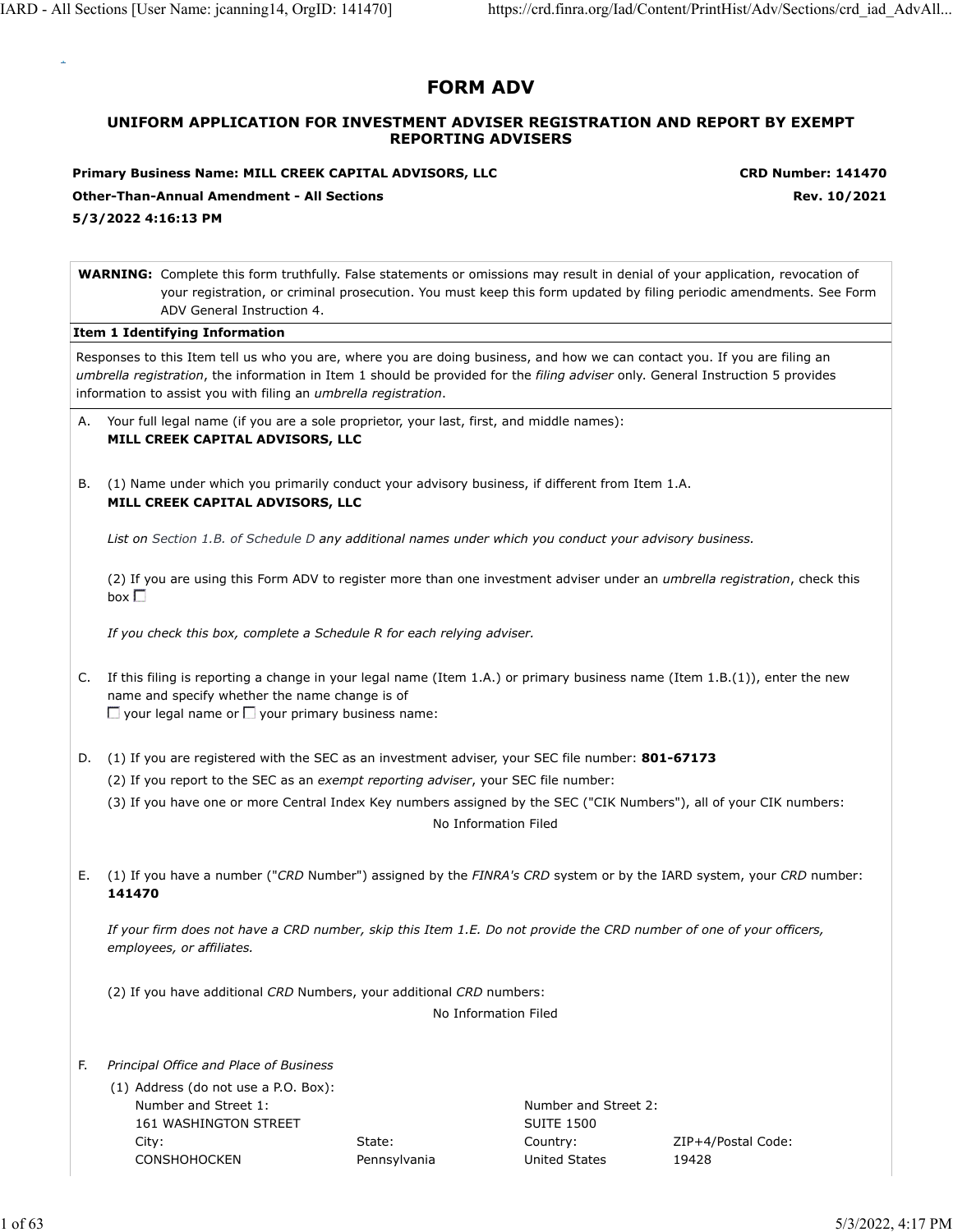# FORM ADV

## UNIFORM APPLICATION FOR INVESTMENT ADVISER REGISTRATION AND REPORT BY EXEMPT REPORTING ADVISERS

**Primary Business Name: MILL CREEK CAPITAL ADVISORS, LLC** **CRD Number: 141470**

**Other-Than-Annual Amendment - All Sections** **Rev. 10/2021**

**5/3/2022 4:16:13 PM**

**WARNING:** Complete this form truthfully. False statements or omissions may result in denial of your application, revocation of your registration, or criminal prosecution. You must keep this form updated by filing periodic amendments. See Form ADV General Instruction 4.

**Item 1 Identifying Information**

Responses to this Item tell us who you are, where you are doing business, and how we can contact you. If you are filing an *umbrella registration*, the information in Item 1 should be provided for the *filing adviser* only. General Instruction 5 provides information to assist you with filing an *umbrella registration*.

A. Your full legal name (if you are a sole proprietor, your last, first, and middle names):
**MILL CREEK CAPITAL ADVISORS, LLC**

B. (1) Name under which you primarily conduct your advisory business, if different from Item 1.A.
**MILL CREEK CAPITAL ADVISORS, LLC**

*List on Section 1.B. of Schedule D any additional names under which you conduct your advisory business.*

(2) If you are using this Form ADV to register more than one investment adviser under an *umbrella registration*, check this box ☐

*If you check this box, complete a Schedule R for each relying adviser.*

C. If this filing is reporting a change in your legal name (Item 1.A.) or primary business name (Item 1.B.(1)), enter the new name and specify whether the name change is of
☐ your legal name or ☐ your primary business name:

D. (1) If you are registered with the SEC as an investment adviser, your SEC file number: **801-67173**

(2) If you report to the SEC as an *exempt reporting adviser*, your SEC file number:

(3) If you have one or more Central Index Key numbers assigned by the SEC ("CIK Numbers"), all of your CIK numbers:

No Information Filed

E. (1) If you have a number ("*CRD* Number") assigned by the *FINRA's CRD* system or by the IARD system, your *CRD* number:
**141470**

*If your firm does not have a CRD number, skip this Item 1.E. Do not provide the CRD number of one of your officers, employees, or affiliates.*

(2) If you have additional *CRD* Numbers, your additional *CRD* numbers:

No Information Filed

F. *Principal Office and Place of Business*

(1) Address (do not use a P.O. Box):

| | | | |
|---|---|---|---|
| Number and Street 1: | | Number and Street 2: | |
| 161 WASHINGTON STREET | | SUITE 1500 | |
| City: | State: | Country: | ZIP+4/Postal Code: |
| CONSHOHOCKEN | Pennsylvania | United States | 19428 |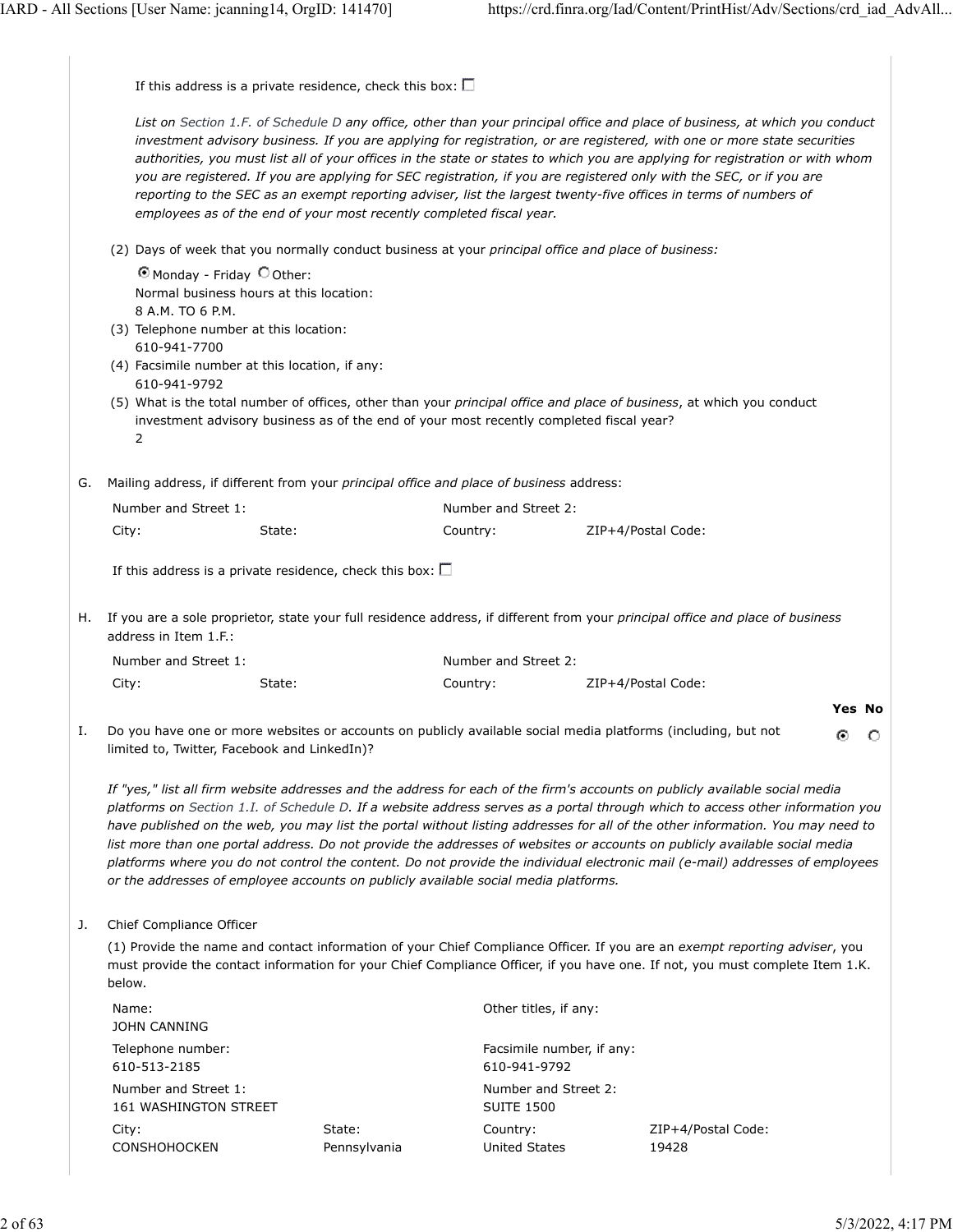If this address is a private residence, check this box: ☐

*List on Section 1.F. of Schedule D any office, other than your principal office and place of business, at which you conduct investment advisory business. If you are applying for registration, or are registered, with one or more state securities authorities, you must list all of your offices in the state or states to which you are applying for registration or with whom you are registered. If you are applying for SEC registration, if you are registered only with the SEC, or if you are reporting to the SEC as an exempt reporting adviser, list the largest twenty-five offices in terms of numbers of employees as of the end of your most recently completed fiscal year.*

(2) Days of week that you normally conduct business at your *principal office and place of business:*

◉ Monday - Friday ○ Other:

Normal business hours at this location:
8 A.M. TO 6 P.M.

(3) Telephone number at this location:
610-941-7700

(4) Facsimile number at this location, if any:
610-941-9792

(5) What is the total number of offices, other than your *principal office and place of business*, at which you conduct investment advisory business as of the end of your most recently completed fiscal year?
2

G. Mailing address, if different from your *principal office and place of business* address:

| Number and Street 1: | | Number and Street 2: | |
|---|---|---|---|
| City: | State: | Country: | ZIP+4/Postal Code: |

If this address is a private residence, check this box: ☐

H. If you are a sole proprietor, state your full residence address, if different from your *principal office and place of business* address in Item 1.F.:

| Number and Street 1: | | Number and Street 2: | |
|---|---|---|---|
| City: | State: | Country: | ZIP+4/Postal Code: |

| | Yes | No |
|---|---|---|
| I. Do you have one or more websites or accounts on publicly available social media platforms (including, but not limited to, Twitter, Facebook and LinkedIn)? | ◉ | ○ |

*If "yes," list all firm website addresses and the address for each of the firm's accounts on publicly available social media platforms on Section 1.I. of Schedule D. If a website address serves as a portal through which to access other information you have published on the web, you may list the portal without listing addresses for all of the other information. You may need to list more than one portal address. Do not provide the addresses of websites or accounts on publicly available social media platforms where you do not control the content. Do not provide the individual electronic mail (e-mail) addresses of employees or the addresses of employee accounts on publicly available social media platforms.*

J. Chief Compliance Officer

(1) Provide the name and contact information of your Chief Compliance Officer. If you are an *exempt reporting adviser*, you must provide the contact information for your Chief Compliance Officer, if you have one. If not, you must complete Item 1.K. below.

| Name:<br>JOHN CANNING | | Other titles, if any: | |
|---|---|---|---|
| Telephone number:<br>610-513-2185 | | Facsimile number, if any:<br>610-941-9792 | |
| Number and Street 1:<br>161 WASHINGTON STREET | | Number and Street 2:<br>SUITE 1500 | |
| City:<br>CONSHOHOCKEN | State:<br>Pennsylvania | Country:<br>United States | ZIP+4/Postal Code:<br>19428 |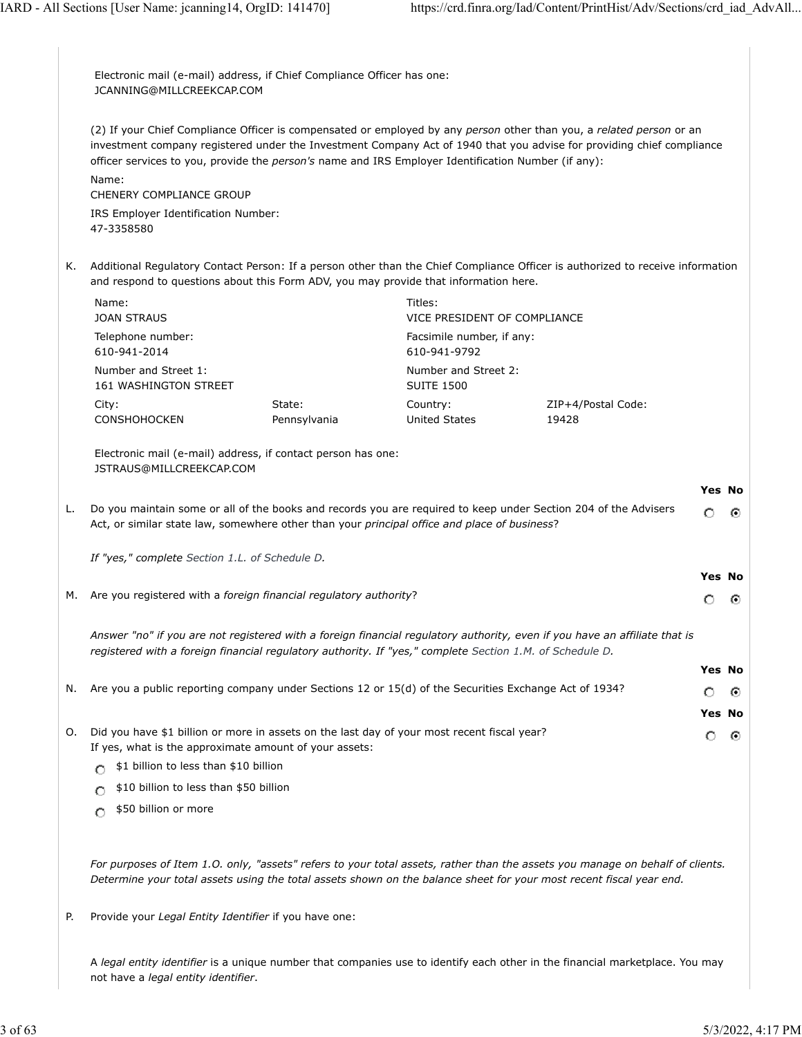Electronic mail (e-mail) address, if Chief Compliance Officer has one:
JCANNING@MILLCREEKCAP.COM

(2) If your Chief Compliance Officer is compensated or employed by any *person* other than you, a *related person* or an investment company registered under the Investment Company Act of 1940 that you advise for providing chief compliance officer services to you, provide the *person's* name and IRS Employer Identification Number (if any):

Name:
CHENERY COMPLIANCE GROUP

IRS Employer Identification Number:
47-3358580

K. Additional Regulatory Contact Person: If a person other than the Chief Compliance Officer is authorized to receive information and respond to questions about this Form ADV, you may provide that information here.

| | | | |
|---|---|---|---|
| Name:<br>JOAN STRAUS | | Titles:<br>VICE PRESIDENT OF COMPLIANCE | |
| Telephone number:<br>610-941-2014 | | Facsimile number, if any:<br>610-941-9792 | |
| Number and Street 1:<br>161 WASHINGTON STREET | | Number and Street 2:<br>SUITE 1500 | |
| City:<br>CONSHOHOCKEN | State:<br>Pennsylvania | Country:<br>United States | ZIP+4/Postal Code:<br>19428 |

Electronic mail (e-mail) address, if contact person has one:
JSTRAUS@MILLCREEKCAP.COM

| | Yes | No |
|---|---|---|
| L. Do you maintain some or all of the books and records you are required to keep under Section 204 of the Advisers Act, or similar state law, somewhere other than your *principal office and place of business*? | ○ | ◉ |

*If "yes," complete Section 1.L. of Schedule D.*

| | Yes | No |
|---|---|---|
| M. Are you registered with a *foreign financial regulatory authority*? | ○ | ◉ |

*Answer "no" if you are not registered with a foreign financial regulatory authority, even if you have an affiliate that is registered with a foreign financial regulatory authority. If "yes," complete Section 1.M. of Schedule D.*

| | Yes | No |
|---|---|---|
| N. Are you a public reporting company under Sections 12 or 15(d) of the Securities Exchange Act of 1934? | ○ | ◉ |
| O. Did you have $1 billion or more in assets on the last day of your most recent fiscal year?<br>If yes, what is the approximate amount of your assets: | ○ | ◉ |

- ○ $1 billion to less than $10 billion
- ○ $10 billion to less than $50 billion
- ○ $50 billion or more

*For purposes of Item 1.O. only, "assets" refers to your total assets, rather than the assets you manage on behalf of clients. Determine your total assets using the total assets shown on the balance sheet for your most recent fiscal year end.*

P. Provide your *Legal Entity Identifier* if you have one:

A *legal entity identifier* is a unique number that companies use to identify each other in the financial marketplace. You may not have a *legal entity identifier*.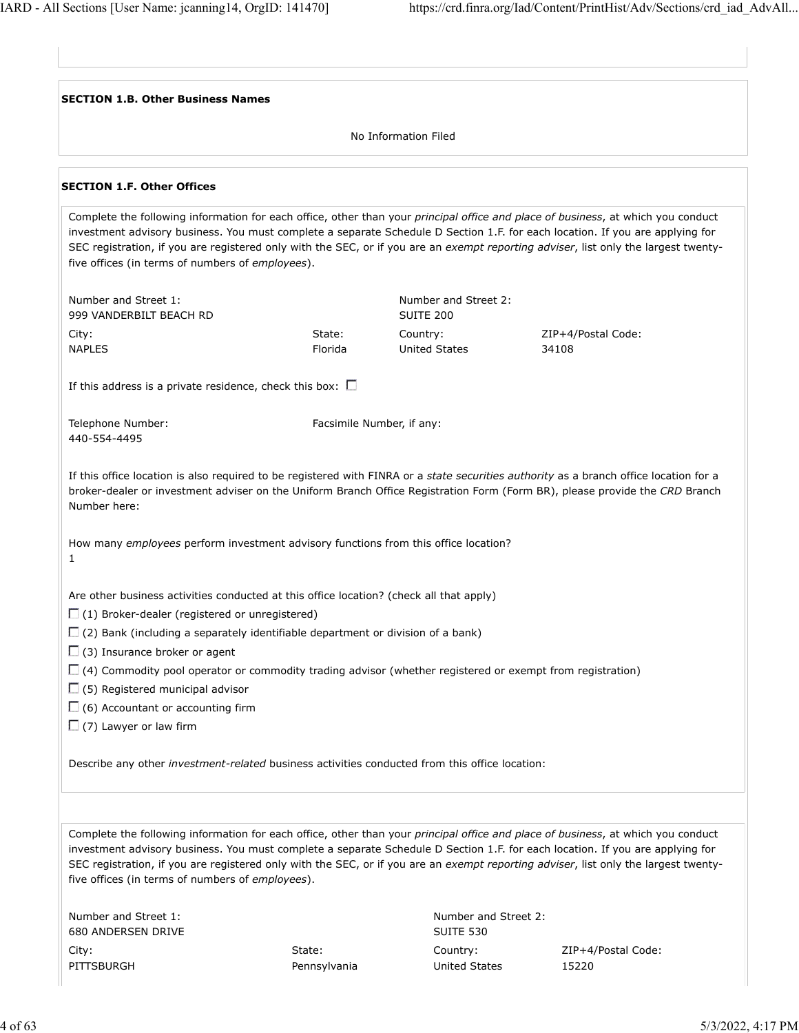**SECTION 1.B. Other Business Names**

No Information Filed

**SECTION 1.F. Other Offices**

Complete the following information for each office, other than your *principal office and place of business*, at which you conduct investment advisory business. You must complete a separate Schedule D Section 1.F. for each location. If you are applying for SEC registration, if you are registered only with the SEC, or if you are an *exempt reporting adviser*, list only the largest twenty-five offices (in terms of numbers of *employees*).

| Number and Street 1: | | Number and Street 2: | |
|---|---|---|---|
| 999 VANDERBILT BEACH RD | | SUITE 200 | |
| City: | State: | Country: | ZIP+4/Postal Code: |
| NAPLES | Florida | United States | 34108 |

If this address is a private residence, check this box: ☐

| Telephone Number: | Facsimile Number, if any: |
|---|---|
| 440-554-4495 | |

If this office location is also required to be registered with FINRA or a *state securities authority* as a branch office location for a broker-dealer or investment adviser on the Uniform Branch Office Registration Form (Form BR), please provide the *CRD* Branch Number here:

How many *employees* perform investment advisory functions from this office location?
1

Are other business activities conducted at this office location? (check all that apply)

- ☐ (1) Broker-dealer (registered or unregistered)
- ☐ (2) Bank (including a separately identifiable department or division of a bank)
- ☐ (3) Insurance broker or agent
- ☐ (4) Commodity pool operator or commodity trading advisor (whether registered or exempt from registration)
- ☐ (5) Registered municipal advisor
- ☐ (6) Accountant or accounting firm
- ☐ (7) Lawyer or law firm

Describe any other *investment-related* business activities conducted from this office location:

Complete the following information for each office, other than your *principal office and place of business*, at which you conduct investment advisory business. You must complete a separate Schedule D Section 1.F. for each location. If you are applying for SEC registration, if you are registered only with the SEC, or if you are an *exempt reporting adviser*, list only the largest twenty-five offices (in terms of numbers of *employees*).

| Number and Street 1: | | Number and Street 2: | |
|---|---|---|---|
| 680 ANDERSEN DRIVE | | SUITE 530 | |
| City: | State: | Country: | ZIP+4/Postal Code: |
| PITTSBURGH | Pennsylvania | United States | 15220 |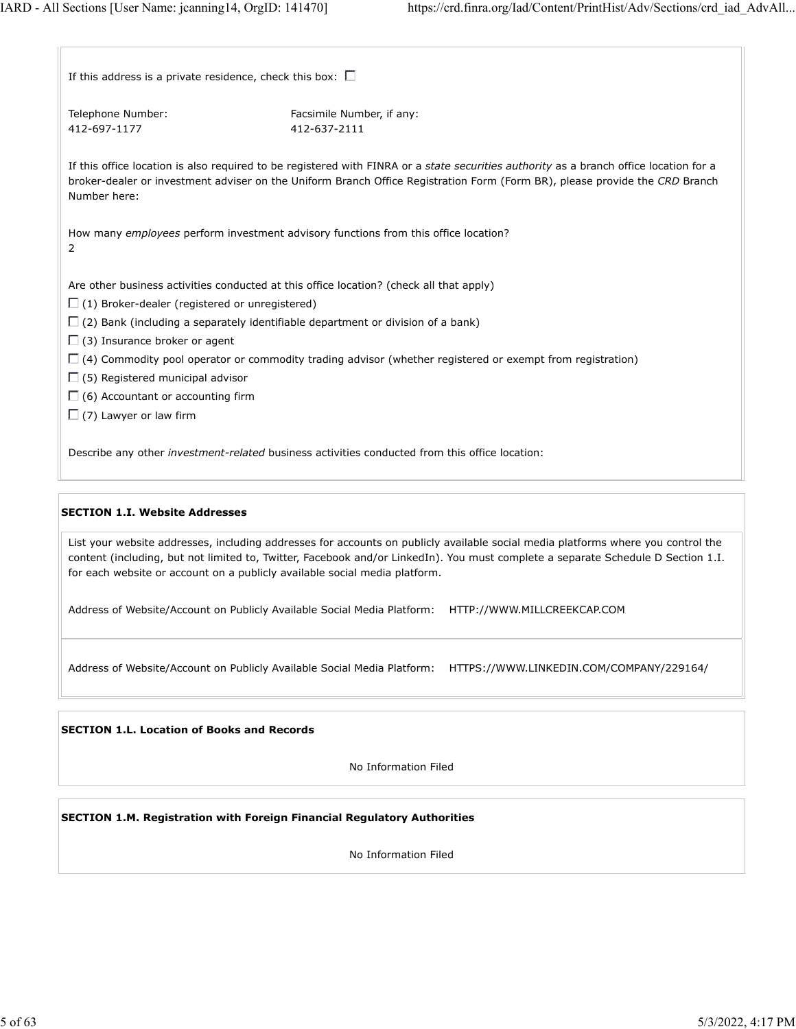If this address is a private residence, check this box: ☐

Telephone Number: 412-697-1177

Facsimile Number, if any: 412-637-2111

If this office location is also required to be registered with FINRA or a *state securities authority* as a branch office location for a broker-dealer or investment adviser on the Uniform Branch Office Registration Form (Form BR), please provide the *CRD* Branch Number here:

How many *employees* perform investment advisory functions from this office location?
2

Are other business activities conducted at this office location? (check all that apply)

- ☐ (1) Broker-dealer (registered or unregistered)
- ☐ (2) Bank (including a separately identifiable department or division of a bank)
- ☐ (3) Insurance broker or agent
- ☐ (4) Commodity pool operator or commodity trading advisor (whether registered or exempt from registration)
- ☐ (5) Registered municipal advisor
- ☐ (6) Accountant or accounting firm
- ☐ (7) Lawyer or law firm

Describe any other *investment-related* business activities conducted from this office location:

**SECTION 1.I. Website Addresses**

List your website addresses, including addresses for accounts on publicly available social media platforms where you control the content (including, but not limited to, Twitter, Facebook and/or LinkedIn). You must complete a separate Schedule D Section 1.I. for each website or account on a publicly available social media platform.

Address of Website/Account on Publicly Available Social Media Platform: HTTP://WWW.MILLCREEKCAP.COM

Address of Website/Account on Publicly Available Social Media Platform: HTTPS://WWW.LINKEDIN.COM/COMPANY/229164/

**SECTION 1.L. Location of Books and Records**

No Information Filed

**SECTION 1.M. Registration with Foreign Financial Regulatory Authorities**

No Information Filed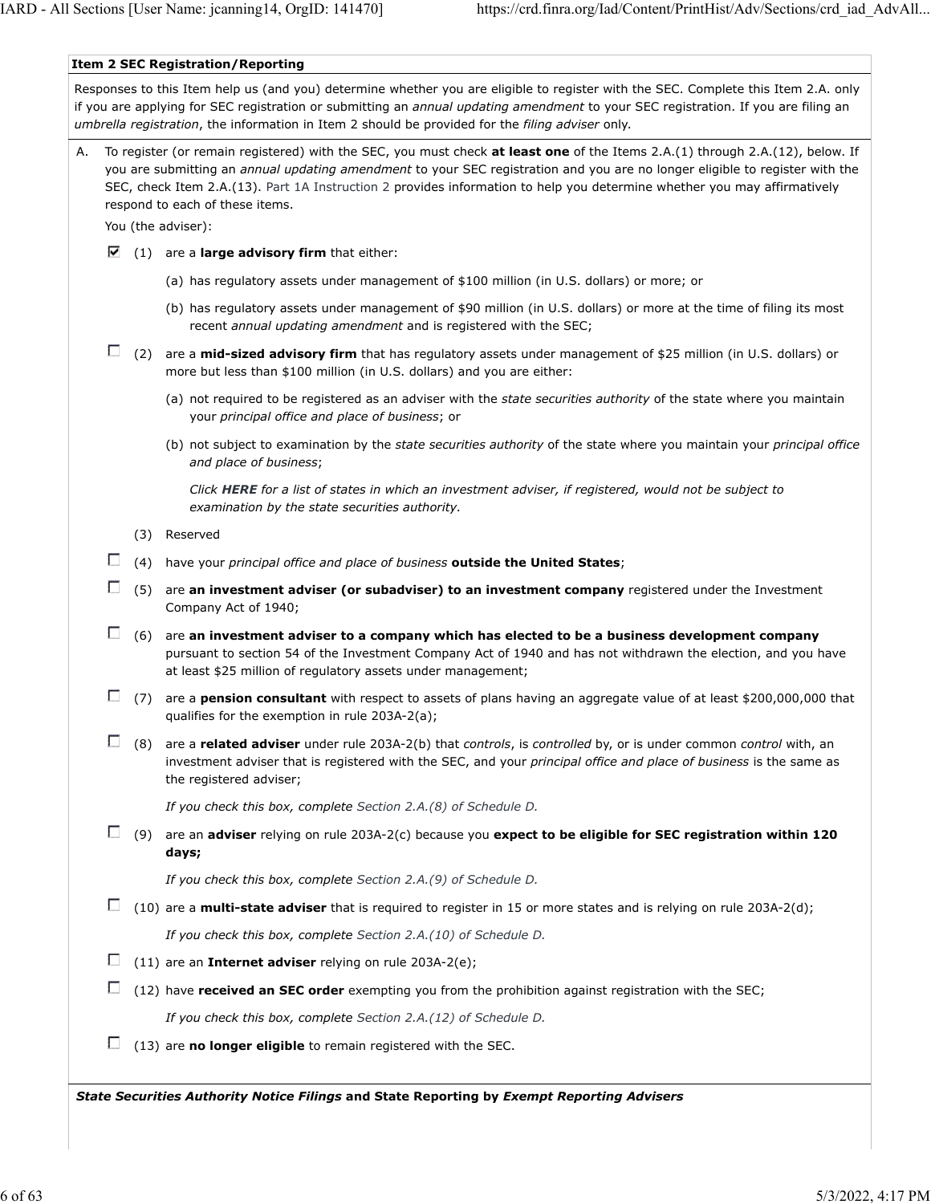## Item 2 SEC Registration/Reporting

Responses to this Item help us (and you) determine whether you are eligible to register with the SEC. Complete this Item 2.A. only if you are applying for SEC registration or submitting an *annual updating amendment* to your SEC registration. If you are filing an *umbrella registration*, the information in Item 2 should be provided for the *filing adviser* only.

A. To register (or remain registered) with the SEC, you must check **at least one** of the Items 2.A.(1) through 2.A.(12), below. If you are submitting an *annual updating amendment* to your SEC registration and you are no longer eligible to register with the SEC, check Item 2.A.(13). Part 1A Instruction 2 provides information to help you determine whether you may affirmatively respond to each of these items.

You (the adviser):

- [x] (1) are a **large advisory firm** that either:
  - (a) has regulatory assets under management of $100 million (in U.S. dollars) or more; or
  - (b) has regulatory assets under management of $90 million (in U.S. dollars) or more at the time of filing its most recent *annual updating amendment* and is registered with the SEC;
- [ ] (2) are a **mid-sized advisory firm** that has regulatory assets under management of $25 million (in U.S. dollars) or more but less than $100 million (in U.S. dollars) and you are either:
  - (a) not required to be registered as an adviser with the *state securities authority* of the state where you maintain your *principal office and place of business*; or
  - (b) not subject to examination by the *state securities authority* of the state where you maintain your *principal office and place of business*;

    *Click **HERE** for a list of states in which an investment adviser, if registered, would not be subject to examination by the state securities authority.*
- (3) Reserved
- [ ] (4) have your *principal office and place of business* **outside the United States**;
- [ ] (5) are **an investment adviser (or subadviser) to an investment company** registered under the Investment Company Act of 1940;
- [ ] (6) are **an investment adviser to a company which has elected to be a business development company** pursuant to section 54 of the Investment Company Act of 1940 and has not withdrawn the election, and you have at least $25 million of regulatory assets under management;
- [ ] (7) are a **pension consultant** with respect to assets of plans having an aggregate value of at least $200,000,000 that qualifies for the exemption in rule 203A-2(a);
- [ ] (8) are a **related adviser** under rule 203A-2(b) that *controls*, is *controlled* by, or is under common *control* with, an investment adviser that is registered with the SEC, and your *principal office and place of business* is the same as the registered adviser;

  *If you check this box, complete Section 2.A.(8) of Schedule D.*
- [ ] (9) are an **adviser** relying on rule 203A-2(c) because you **expect to be eligible for SEC registration within 120 days;**

  *If you check this box, complete Section 2.A.(9) of Schedule D.*
- [ ] (10) are a **multi-state adviser** that is required to register in 15 or more states and is relying on rule 203A-2(d);

  *If you check this box, complete Section 2.A.(10) of Schedule D.*
- [ ] (11) are an **Internet adviser** relying on rule 203A-2(e);
- [ ] (12) have **received an SEC order** exempting you from the prohibition against registration with the SEC;

  *If you check this box, complete Section 2.A.(12) of Schedule D.*
- [ ] (13) are **no longer eligible** to remain registered with the SEC.

***State Securities Authority Notice Filings* and State Reporting by *Exempt Reporting Advisers***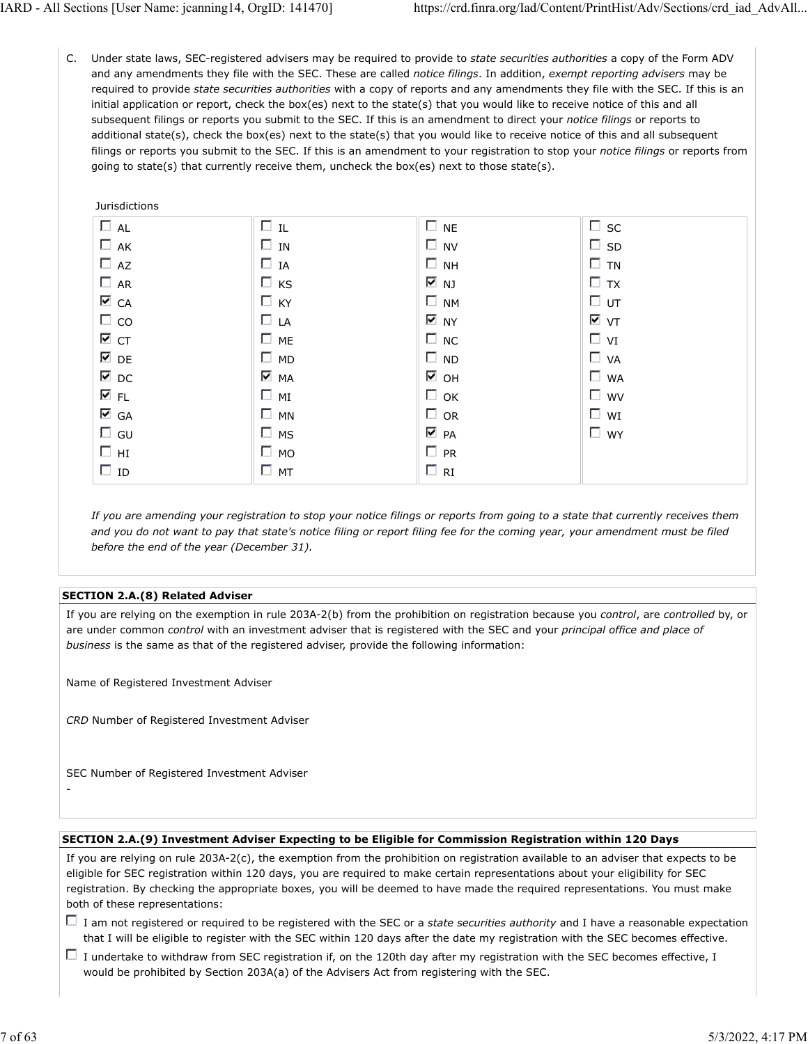C. Under state laws, SEC-registered advisers may be required to provide to *state securities authorities* a copy of the Form ADV and any amendments they file with the SEC. These are called *notice filings*. In addition, *exempt reporting advisers* may be required to provide *state securities authorities* with a copy of reports and any amendments they file with the SEC. If this is an initial application or report, check the box(es) next to the state(s) that you would like to receive notice of this and all subsequent filings or reports you submit to the SEC. If this is an amendment to direct your *notice filings* or reports to additional state(s), check the box(es) next to the state(s) that you would like to receive notice of this and all subsequent filings or reports you submit to the SEC. If this is an amendment to your registration to stop your *notice filings* or reports from going to state(s) that currently receive them, uncheck the box(es) next to those state(s).

Jurisdictions

| | | | |
|---|---|---|---|
| ☐ AL | ☐ IL | ☐ NE | ☐ SC |
| ☐ AK | ☐ IN | ☐ NV | ☐ SD |
| ☐ AZ | ☐ IA | ☐ NH | ☐ TN |
| ☐ AR | ☐ KS | ☑ NJ | ☐ TX |
| ☑ CA | ☐ KY | ☐ NM | ☐ UT |
| ☐ CO | ☐ LA | ☑ NY | ☑ VT |
| ☑ CT | ☐ ME | ☐ NC | ☐ VI |
| ☑ DE | ☐ MD | ☐ ND | ☐ VA |
| ☑ DC | ☑ MA | ☑ OH | ☐ WA |
| ☑ FL | ☐ MI | ☐ OK | ☐ WV |
| ☑ GA | ☐ MN | ☐ OR | ☐ WI |
| ☐ GU | ☐ MS | ☑ PA | ☐ WY |
| ☐ HI | ☐ MO | ☐ PR | |
| ☐ ID | ☐ MT | ☐ RI | |

*If you are amending your registration to stop your notice filings or reports from going to a state that currently receives them and you do not want to pay that state's notice filing or report filing fee for the coming year, your amendment must be filed before the end of the year (December 31).*

**SECTION 2.A.(8) Related Adviser**

If you are relying on the exemption in rule 203A-2(b) from the prohibition on registration because you *control*, are *controlled* by, or are under common *control* with an investment adviser that is registered with the SEC and your *principal office and place of business* is the same as that of the registered adviser, provide the following information:

Name of Registered Investment Adviser

*CRD* Number of Registered Investment Adviser

SEC Number of Registered Investment Adviser

-

**SECTION 2.A.(9) Investment Adviser Expecting to be Eligible for Commission Registration within 120 Days**

If you are relying on rule 203A-2(c), the exemption from the prohibition on registration available to an adviser that expects to be eligible for SEC registration within 120 days, you are required to make certain representations about your eligibility for SEC registration. By checking the appropriate boxes, you will be deemed to have made the required representations. You must make both of these representations:

☐ I am not registered or required to be registered with the SEC or a *state securities authority* and I have a reasonable expectation that I will be eligible to register with the SEC within 120 days after the date my registration with the SEC becomes effective.

☐ I undertake to withdraw from SEC registration if, on the 120th day after my registration with the SEC becomes effective, I would be prohibited by Section 203A(a) of the Advisers Act from registering with the SEC.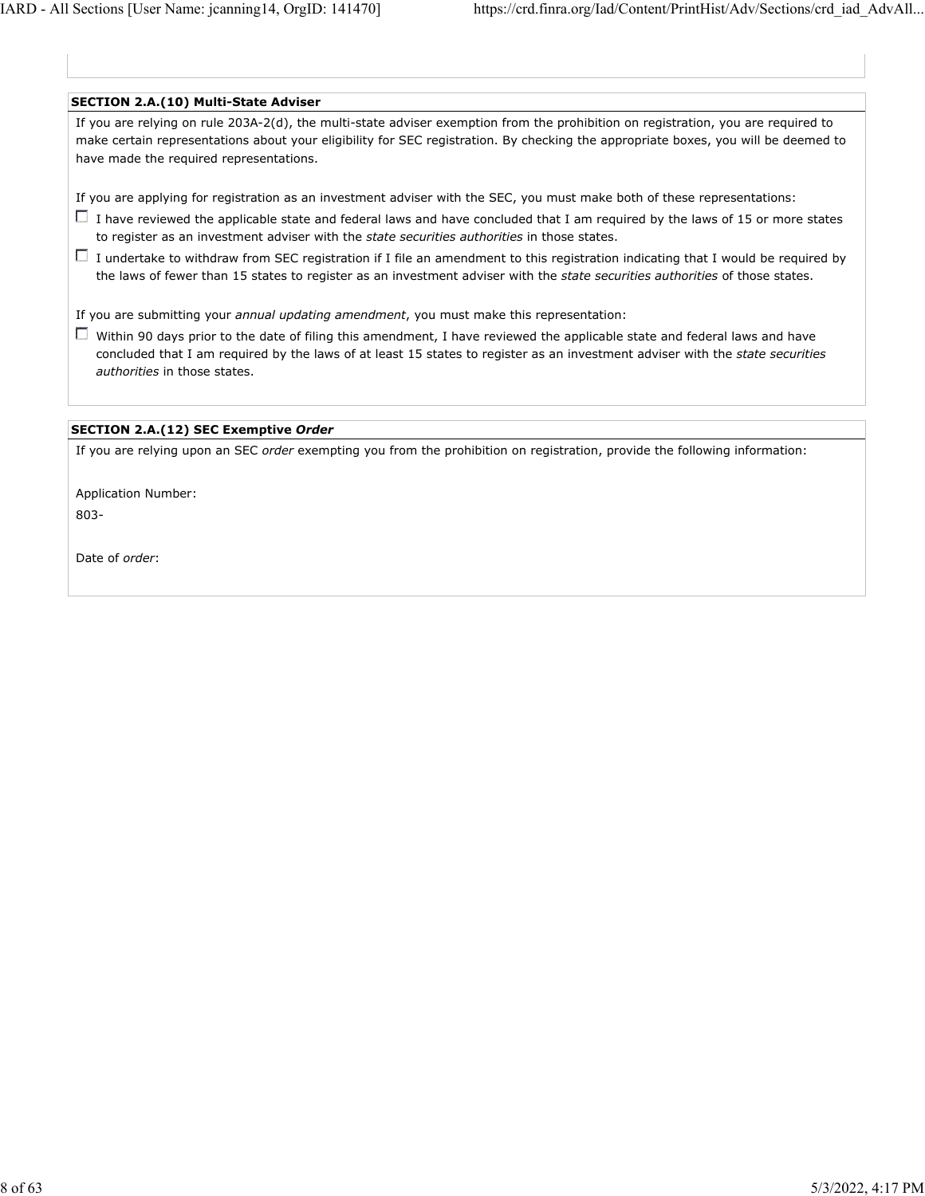**SECTION 2.A.(10) Multi-State Adviser**

If you are relying on rule 203A-2(d), the multi-state adviser exemption from the prohibition on registration, you are required to make certain representations about your eligibility for SEC registration. By checking the appropriate boxes, you will be deemed to have made the required representations.

If you are applying for registration as an investment adviser with the SEC, you must make both of these representations:

- ☐ I have reviewed the applicable state and federal laws and have concluded that I am required by the laws of 15 or more states to register as an investment adviser with the *state securities authorities* in those states.
- ☐ I undertake to withdraw from SEC registration if I file an amendment to this registration indicating that I would be required by the laws of fewer than 15 states to register as an investment adviser with the *state securities authorities* of those states.

If you are submitting your *annual updating amendment*, you must make this representation:

- ☐ Within 90 days prior to the date of filing this amendment, I have reviewed the applicable state and federal laws and have concluded that I am required by the laws of at least 15 states to register as an investment adviser with the *state securities authorities* in those states.

**SECTION 2.A.(12) SEC Exemptive *Order***

If you are relying upon an SEC *order* exempting you from the prohibition on registration, provide the following information:

Application Number:

803-

Date of *order*: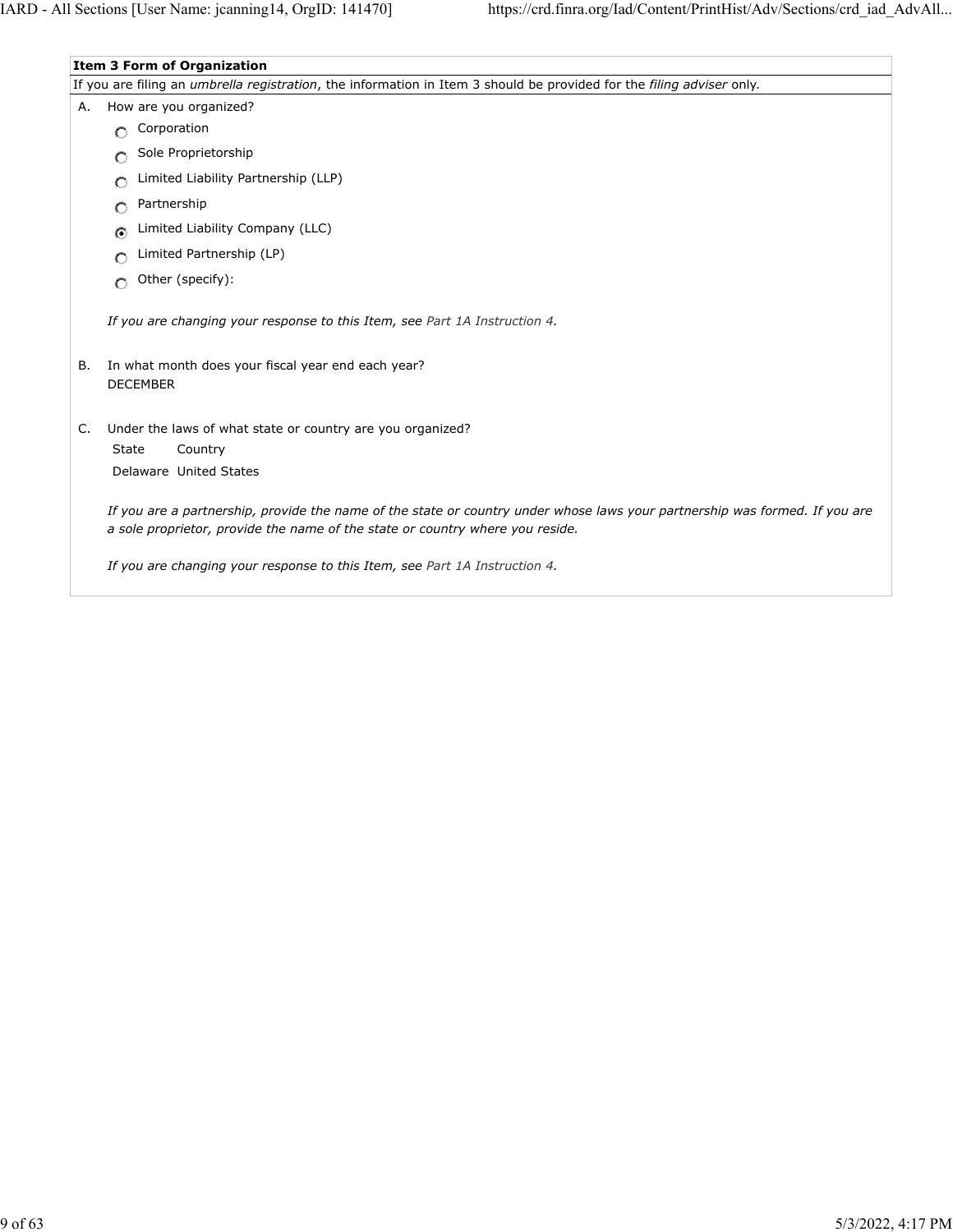**Item 3 Form of Organization**

If you are filing an *umbrella registration*, the information in Item 3 should be provided for the *filing adviser* only.

A. How are you organized?

- ○ Corporation
- ○ Sole Proprietorship
- ○ Limited Liability Partnership (LLP)
- ○ Partnership
- ◉ Limited Liability Company (LLC)
- ○ Limited Partnership (LP)
- ○ Other (specify):

*If you are changing your response to this Item, see Part 1A Instruction 4.*

B. In what month does your fiscal year end each year?
DECEMBER

C. Under the laws of what state or country are you organized?

| State | Country |
|---|---|
| Delaware | United States |

*If you are a partnership, provide the name of the state or country under whose laws your partnership was formed. If you are a sole proprietor, provide the name of the state or country where you reside.*

*If you are changing your response to this Item, see Part 1A Instruction 4.*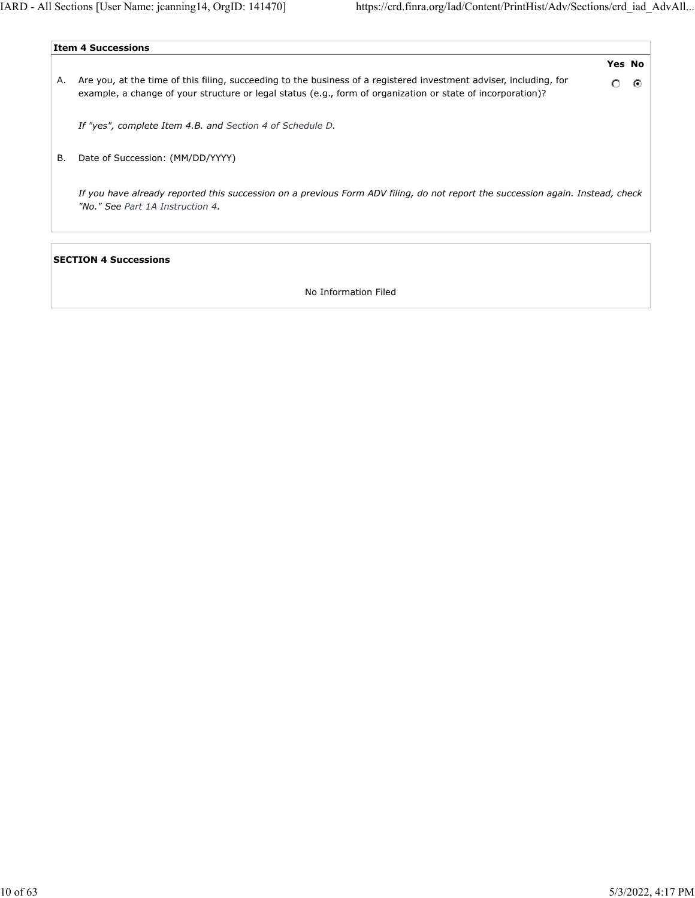### Item 4 Successions

| | | Yes | No |
|---|---|---|---|
| A. | Are you, at the time of this filing, succeeding to the business of a registered investment adviser, including, for example, a change of your structure or legal status (e.g., form of organization or state of incorporation)? | ○ | ◉ |

*If "yes", complete Item 4.B. and Section 4 of Schedule D.*

B. Date of Succession: (MM/DD/YYYY)

*If you have already reported this succession on a previous Form ADV filing, do not report the succession again. Instead, check "No." See Part 1A Instruction 4.*

### SECTION 4 Successions

No Information Filed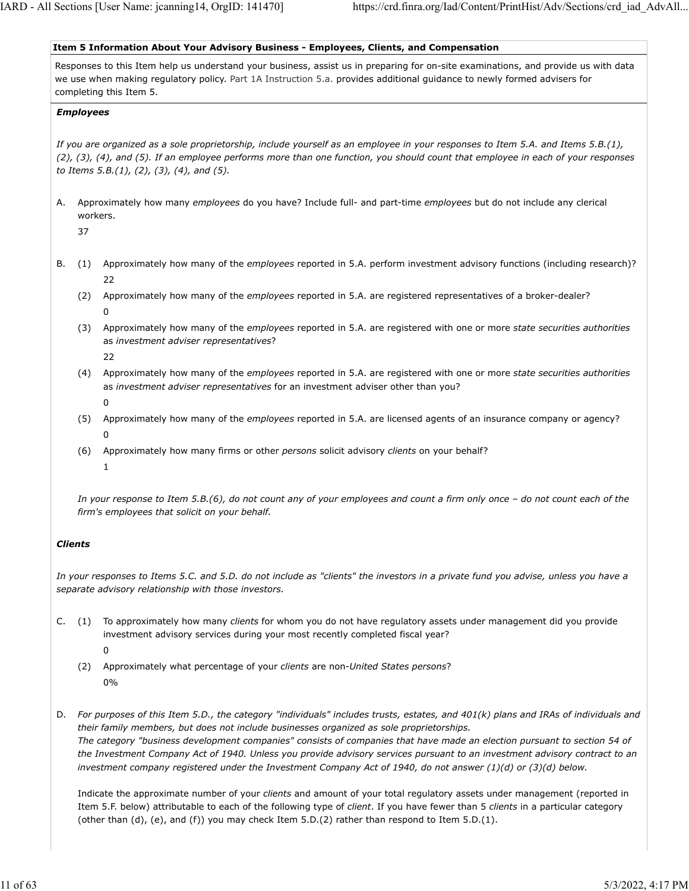### Item 5 Information About Your Advisory Business - Employees, Clients, and Compensation

Responses to this Item help us understand your business, assist us in preparing for on-site examinations, and provide us with data we use when making regulatory policy. Part 1A Instruction 5.a. provides additional guidance to newly formed advisers for completing this Item 5.

***Employees***

*If you are organized as a sole proprietorship, include yourself as an employee in your responses to Item 5.A. and Items 5.B.(1), (2), (3), (4), and (5). If an employee performs more than one function, you should count that employee in each of your responses to Items 5.B.(1), (2), (3), (4), and (5).*

A. Approximately how many *employees* do you have? Include full- and part-time *employees* but do not include any clerical workers.

37

B. (1) Approximately how many of the *employees* reported in 5.A. perform investment advisory functions (including research)?

22

(2) Approximately how many of the *employees* reported in 5.A. are registered representatives of a broker-dealer?

0

(3) Approximately how many of the *employees* reported in 5.A. are registered with one or more *state securities authorities* as *investment adviser representatives*?

22

(4) Approximately how many of the *employees* reported in 5.A. are registered with one or more *state securities authorities* as *investment adviser representatives* for an investment adviser other than you?

0

(5) Approximately how many of the *employees* reported in 5.A. are licensed agents of an insurance company or agency?

0

(6) Approximately how many firms or other *persons* solicit advisory *clients* on your behalf?

1

*In your response to Item 5.B.(6), do not count any of your employees and count a firm only once – do not count each of the firm's employees that solicit on your behalf.*

***Clients***

*In your responses to Items 5.C. and 5.D. do not include as "clients" the investors in a private fund you advise, unless you have a separate advisory relationship with those investors.*

C. (1) To approximately how many *clients* for whom you do not have regulatory assets under management did you provide investment advisory services during your most recently completed fiscal year?

0

(2) Approximately what percentage of your *clients* are non-*United States persons*?

0%

D. *For purposes of this Item 5.D., the category "individuals" includes trusts, estates, and 401(k) plans and IRAs of individuals and their family members, but does not include businesses organized as sole proprietorships.*
*The category "business development companies" consists of companies that have made an election pursuant to section 54 of the Investment Company Act of 1940. Unless you provide advisory services pursuant to an investment advisory contract to an investment company registered under the Investment Company Act of 1940, do not answer (1)(d) or (3)(d) below.*

Indicate the approximate number of your *clients* and amount of your total regulatory assets under management (reported in Item 5.F. below) attributable to each of the following type of *client*. If you have fewer than 5 *clients* in a particular category (other than (d), (e), and (f)) you may check Item 5.D.(2) rather than respond to Item 5.D.(1).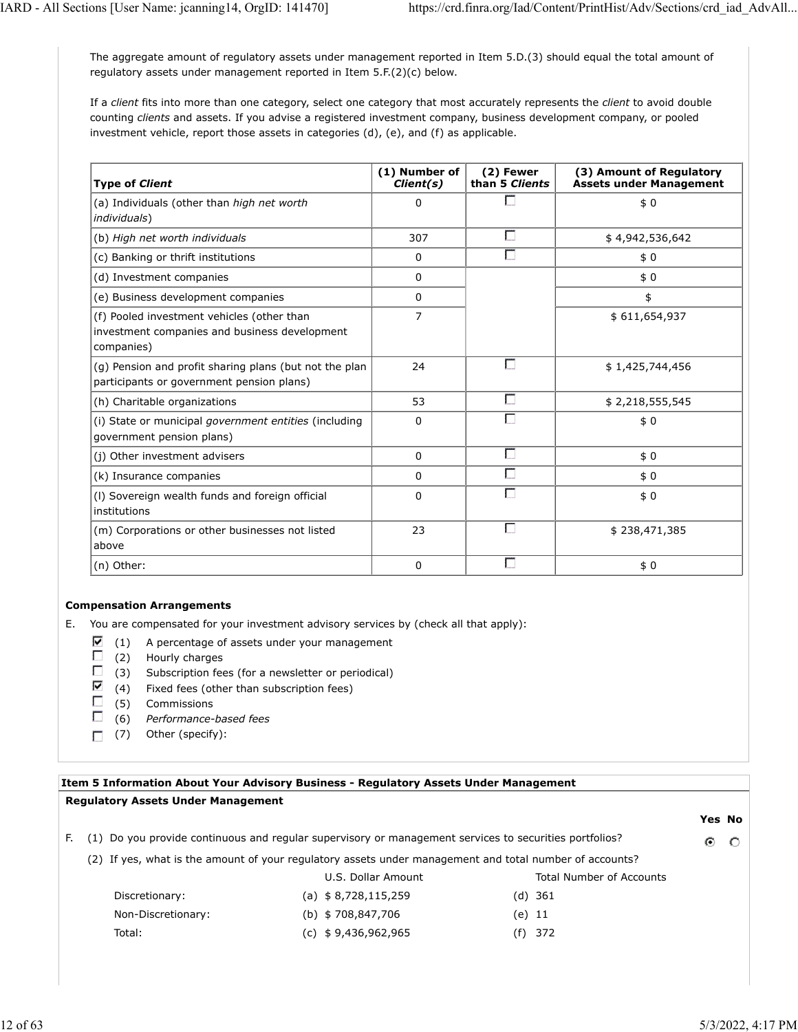The aggregate amount of regulatory assets under management reported in Item 5.D.(3) should equal the total amount of regulatory assets under management reported in Item 5.F.(2)(c) below.

If a *client* fits into more than one category, select one category that most accurately represents the *client* to avoid double counting *clients* and assets. If you advise a registered investment company, business development company, or pooled investment vehicle, report those assets in categories (d), (e), and (f) as applicable.

| Type of *Client* | (1) Number of *Client(s)* | (2) Fewer than 5 *Clients* | (3) Amount of Regulatory Assets under Management |
|---|---|---|---|
| (a) Individuals (other than *high net worth individuals*) | 0 | ☐ | $ 0 |
| (b) *High net worth individuals* | 307 | ☐ | $ 4,942,536,642 |
| (c) Banking or thrift institutions | 0 | ☐ | $ 0 |
| (d) Investment companies | 0 | | $ 0 |
| (e) Business development companies | 0 | | $ |
| (f) Pooled investment vehicles (other than investment companies and business development companies) | 7 | | $ 611,654,937 |
| (g) Pension and profit sharing plans (but not the plan participants or government pension plans) | 24 | ☐ | $ 1,425,744,456 |
| (h) Charitable organizations | 53 | ☐ | $ 2,218,555,545 |
| (i) State or municipal *government entities* (including government pension plans) | 0 | ☐ | $ 0 |
| (j) Other investment advisers | 0 | ☐ | $ 0 |
| (k) Insurance companies | 0 | ☐ | $ 0 |
| (l) Sovereign wealth funds and foreign official institutions | 0 | ☐ | $ 0 |
| (m) Corporations or other businesses not listed above | 23 | ☐ | $ 238,471,385 |
| (n) Other: | 0 | ☐ | $ 0 |

**Compensation Arrangements**

E. You are compensated for your investment advisory services by (check all that apply):

- ☑ (1) A percentage of assets under your management
- ☐ (2) Hourly charges
- ☐ (3) Subscription fees (for a newsletter or periodical)
- ☑ (4) Fixed fees (other than subscription fees)
- ☐ (5) Commissions
- ☐ (6) *Performance-based fees*
- ☐ (7) Other (specify):

**Item 5 Information About Your Advisory Business - Regulatory Assets Under Management**

**Regulatory Assets Under Management**

| | Yes | No |
|---|---|---|
| F. (1) Do you provide continuous and regular supervisory or management services to securities portfolios? | ◉ | ○ |

(2) If yes, what is the amount of your regulatory assets under management and total number of accounts?

| | U.S. Dollar Amount | Total Number of Accounts |
|---|---|---|
| Discretionary: | (a) $ 8,728,115,259 | (d) 361 |
| Non-Discretionary: | (b) $ 708,847,706 | (e) 11 |
| Total: | (c) $ 9,436,962,965 | (f) 372 |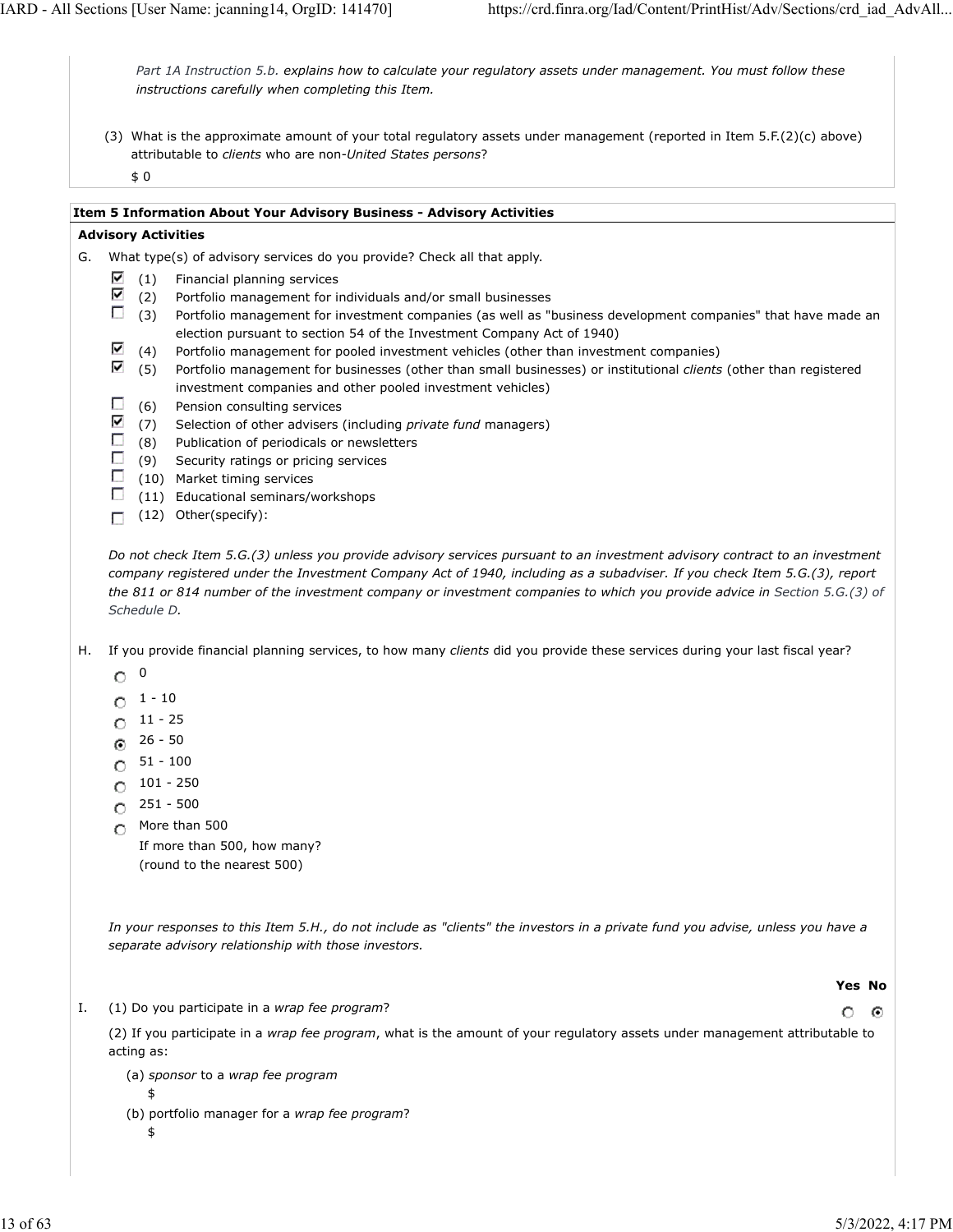*Part 1A Instruction 5.b. explains how to calculate your regulatory assets under management. You must follow these instructions carefully when completing this Item.*

(3) What is the approximate amount of your total regulatory assets under management (reported in Item 5.F.(2)(c) above) attributable to *clients* who are non-*United States persons*?

$ 0

**Item 5 Information About Your Advisory Business - Advisory Activities**

**Advisory Activities**

G. What type(s) of advisory services do you provide? Check all that apply.

- [x] (1) Financial planning services
- [x] (2) Portfolio management for individuals and/or small businesses
- [ ] (3) Portfolio management for investment companies (as well as "business development companies" that have made an election pursuant to section 54 of the Investment Company Act of 1940)
- [x] (4) Portfolio management for pooled investment vehicles (other than investment companies)
- [x] (5) Portfolio management for businesses (other than small businesses) or institutional *clients* (other than registered investment companies and other pooled investment vehicles)
- [ ] (6) Pension consulting services
- [x] (7) Selection of other advisers (including *private fund* managers)
- [ ] (8) Publication of periodicals or newsletters
- [ ] (9) Security ratings or pricing services
- [ ] (10) Market timing services
- [ ] (11) Educational seminars/workshops
- [ ] (12) Other(specify):

*Do not check Item 5.G.(3) unless you provide advisory services pursuant to an investment advisory contract to an investment company registered under the Investment Company Act of 1940, including as a subadviser. If you check Item 5.G.(3), report the 811 or 814 number of the investment company or investment companies to which you provide advice in Section 5.G.(3) of Schedule D.*

H. If you provide financial planning services, to how many *clients* did you provide these services during your last fiscal year?

- ( ) 0
- ( ) 1 - 10
- ( ) 11 - 25
- (•) 26 - 50
- ( ) 51 - 100
- ( ) 101 - 250
- ( ) 251 - 500
- ( ) More than 500
  If more than 500, how many?
  (round to the nearest 500)

*In your responses to this Item 5.H., do not include as "clients" the investors in a private fund you advise, unless you have a separate advisory relationship with those investors.*

| | Yes | No |
|---|---|---|
| I. (1) Do you participate in a *wrap fee program*? | ( ) | (•) |

(2) If you participate in a *wrap fee program*, what is the amount of your regulatory assets under management attributable to acting as:

(a) *sponsor* to a *wrap fee program*
$

(b) portfolio manager for a *wrap fee program*?
$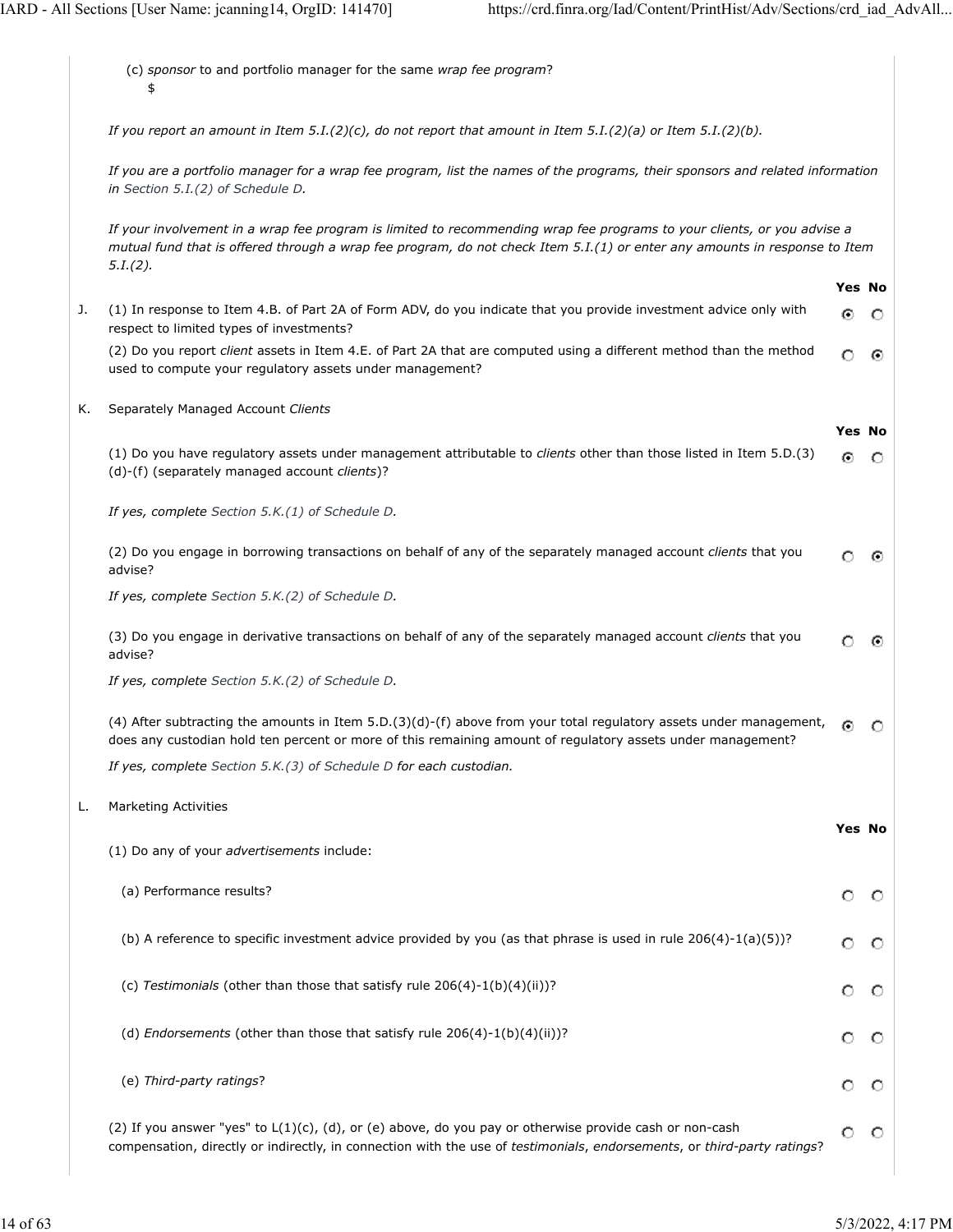(c) *sponsor* to and portfolio manager for the same *wrap fee program*?
$

*If you report an amount in Item 5.I.(2)(c), do not report that amount in Item 5.I.(2)(a) or Item 5.I.(2)(b).*

*If you are a portfolio manager for a wrap fee program, list the names of the programs, their sponsors and related information in Section 5.I.(2) of Schedule D.*

*If your involvement in a wrap fee program is limited to recommending wrap fee programs to your clients, or you advise a mutual fund that is offered through a wrap fee program, do not check Item 5.I.(1) or enter any amounts in response to Item 5.I.(2).*

| | | Yes | No |
|---|---|---|---|
| J. | (1) In response to Item 4.B. of Part 2A of Form ADV, do you indicate that you provide investment advice only with respect to limited types of investments? | ◉ | ○ |
| | (2) Do you report *client* assets in Item 4.E. of Part 2A that are computed using a different method than the method used to compute your regulatory assets under management? | ○ | ◉ |

K. Separately Managed Account *Clients*

| | Yes | No |
|---|---|---|
| (1) Do you have regulatory assets under management attributable to *clients* other than those listed in Item 5.D.(3)(d)-(f) (separately managed account *clients*)? | ◉ | ○ |

*If yes, complete Section 5.K.(1) of Schedule D.*

| | Yes | No |
|---|---|---|
| (2) Do you engage in borrowing transactions on behalf of any of the separately managed account *clients* that you advise? | ○ | ◉ |

*If yes, complete Section 5.K.(2) of Schedule D.*

| | Yes | No |
|---|---|---|
| (3) Do you engage in derivative transactions on behalf of any of the separately managed account *clients* that you advise? | ○ | ◉ |

*If yes, complete Section 5.K.(2) of Schedule D.*

| | Yes | No |
|---|---|---|
| (4) After subtracting the amounts in Item 5.D.(3)(d)-(f) above from your total regulatory assets under management, does any custodian hold ten percent or more of this remaining amount of regulatory assets under management? | ◉ | ○ |

*If yes, complete Section 5.K.(3) of Schedule D for each custodian.*

L. Marketing Activities

| | Yes | No |
|---|---|---|
| (1) Do any of your *advertisements* include: | | |
| (a) Performance results? | ○ | ○ |
| (b) A reference to specific investment advice provided by you (as that phrase is used in rule 206(4)-1(a)(5))? | ○ | ○ |
| (c) *Testimonials* (other than those that satisfy rule 206(4)-1(b)(4)(ii))? | ○ | ○ |
| (d) *Endorsements* (other than those that satisfy rule 206(4)-1(b)(4)(ii))? | ○ | ○ |
| (e) *Third-party ratings*? | ○ | ○ |
| (2) If you answer "yes" to L(1)(c), (d), or (e) above, do you pay or otherwise provide cash or non-cash compensation, directly or indirectly, in connection with the use of *testimonials*, *endorsements*, or *third-party ratings*? | ○ | ○ |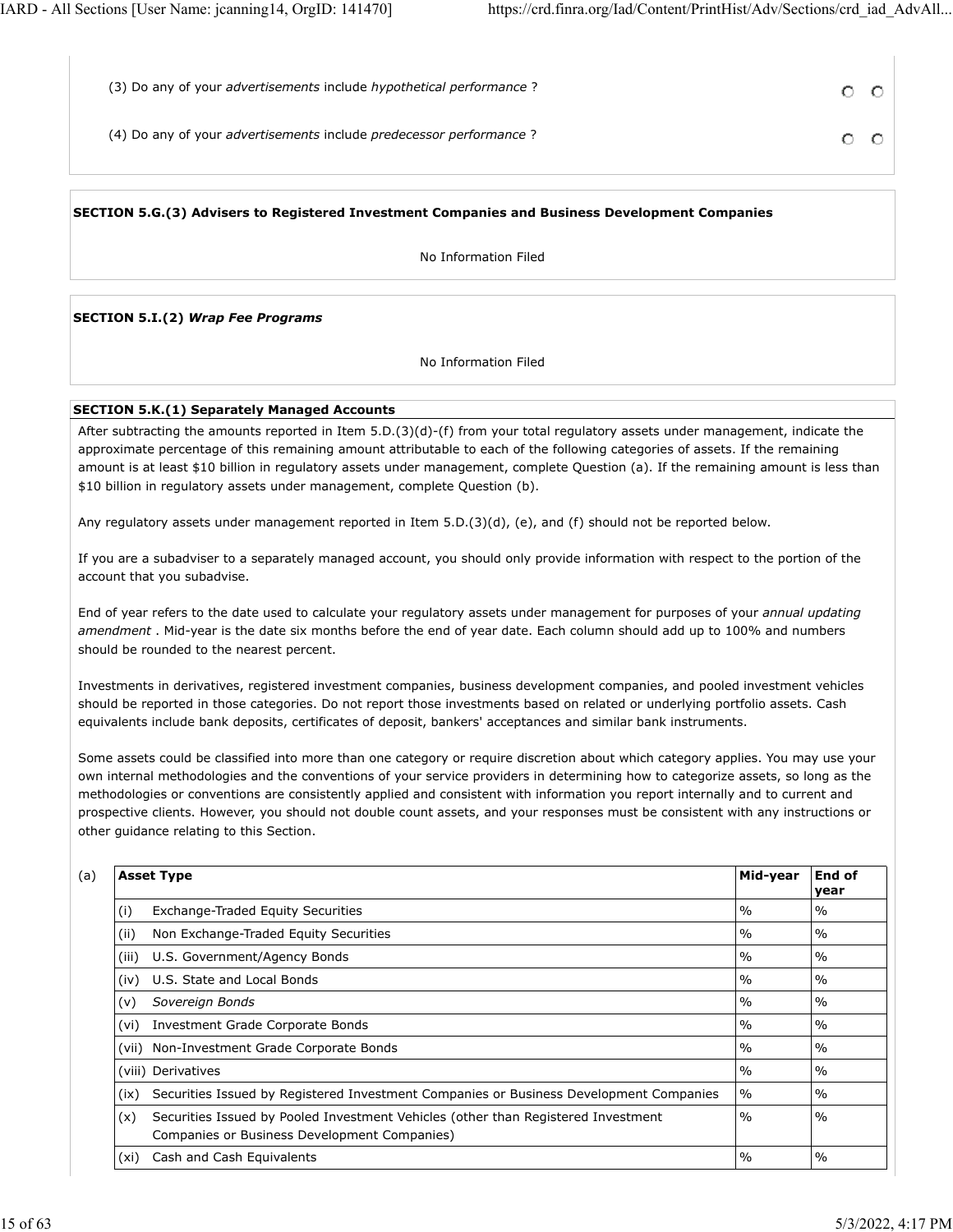(3) Do any of your *advertisements* include *hypothetical performance* ?

(4) Do any of your *advertisements* include *predecessor performance* ?

**SECTION 5.G.(3) Advisers to Registered Investment Companies and Business Development Companies**

No Information Filed

**SECTION 5.I.(2)** ***Wrap Fee Programs***

No Information Filed

**SECTION 5.K.(1) Separately Managed Accounts**

After subtracting the amounts reported in Item 5.D.(3)(d)-(f) from your total regulatory assets under management, indicate the approximate percentage of this remaining amount attributable to each of the following categories of assets. If the remaining amount is at least $10 billion in regulatory assets under management, complete Question (a). If the remaining amount is less than $10 billion in regulatory assets under management, complete Question (b).

Any regulatory assets under management reported in Item 5.D.(3)(d), (e), and (f) should not be reported below.

If you are a subadviser to a separately managed account, you should only provide information with respect to the portion of the account that you subadvise.

End of year refers to the date used to calculate your regulatory assets under management for purposes of your *annual updating amendment* . Mid-year is the date six months before the end of year date. Each column should add up to 100% and numbers should be rounded to the nearest percent.

Investments in derivatives, registered investment companies, business development companies, and pooled investment vehicles should be reported in those categories. Do not report those investments based on related or underlying portfolio assets. Cash equivalents include bank deposits, certificates of deposit, bankers' acceptances and similar bank instruments.

Some assets could be classified into more than one category or require discretion about which category applies. You may use your own internal methodologies and the conventions of your service providers in determining how to categorize assets, so long as the methodologies or conventions are consistently applied and consistent with information you report internally and to current and prospective clients. However, you should not double count assets, and your responses must be consistent with any instructions or other guidance relating to this Section.

(a)

| | Asset Type | Mid-year | End of year |
|---|---|---|---|
| (i) | Exchange-Traded Equity Securities | % | % |
| (ii) | Non Exchange-Traded Equity Securities | % | % |
| (iii) | U.S. Government/Agency Bonds | % | % |
| (iv) | U.S. State and Local Bonds | % | % |
| (v) | *Sovereign Bonds* | % | % |
| (vi) | Investment Grade Corporate Bonds | % | % |
| (vii) | Non-Investment Grade Corporate Bonds | % | % |
| (viii) | Derivatives | % | % |
| (ix) | Securities Issued by Registered Investment Companies or Business Development Companies | % | % |
| (x) | Securities Issued by Pooled Investment Vehicles (other than Registered Investment Companies or Business Development Companies) | % | % |
| (xi) | Cash and Cash Equivalents | % | % |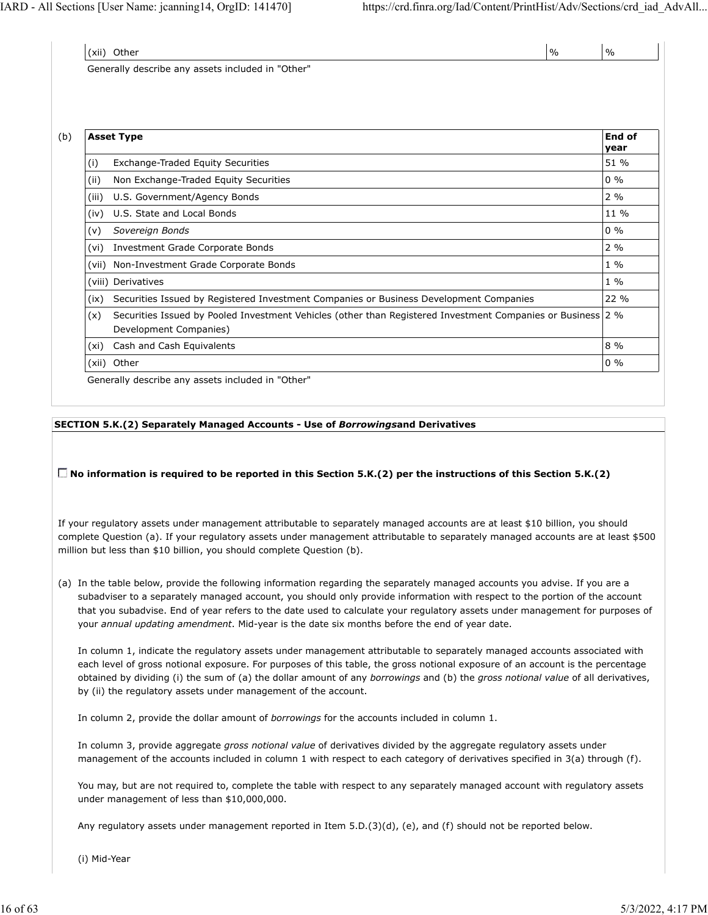| | | | |
|---|---|---|---|
| (xii) | Other | % | % |

Generally describe any assets included in "Other"

(b)

| | Asset Type | End of year |
|---|---|---|
| (i) | Exchange-Traded Equity Securities | 51 % |
| (ii) | Non Exchange-Traded Equity Securities | 0 % |
| (iii) | U.S. Government/Agency Bonds | 2 % |
| (iv) | U.S. State and Local Bonds | 11 % |
| (v) | *Sovereign Bonds* | 0 % |
| (vi) | Investment Grade Corporate Bonds | 2 % |
| (vii) | Non-Investment Grade Corporate Bonds | 1 % |
| (viii) | Derivatives | 1 % |
| (ix) | Securities Issued by Registered Investment Companies or Business Development Companies | 22 % |
| (x) | Securities Issued by Pooled Investment Vehicles (other than Registered Investment Companies or Business Development Companies) | 2 % |
| (xi) | Cash and Cash Equivalents | 8 % |
| (xii) | Other | 0 % |

Generally describe any assets included in "Other"

**SECTION 5.K.(2) Separately Managed Accounts - Use of *Borrowings*and Derivatives**

☐ **No information is required to be reported in this Section 5.K.(2) per the instructions of this Section 5.K.(2)**

If your regulatory assets under management attributable to separately managed accounts are at least $10 billion, you should complete Question (a). If your regulatory assets under management attributable to separately managed accounts are at least $500 million but less than $10 billion, you should complete Question (b).

(a) In the table below, provide the following information regarding the separately managed accounts you advise. If you are a subadviser to a separately managed account, you should only provide information with respect to the portion of the account that you subadvise. End of year refers to the date used to calculate your regulatory assets under management for purposes of your *annual updating amendment*. Mid-year is the date six months before the end of year date.

In column 1, indicate the regulatory assets under management attributable to separately managed accounts associated with each level of gross notional exposure. For purposes of this table, the gross notional exposure of an account is the percentage obtained by dividing (i) the sum of (a) the dollar amount of any *borrowings* and (b) the *gross notional value* of all derivatives, by (ii) the regulatory assets under management of the account.

In column 2, provide the dollar amount of *borrowings* for the accounts included in column 1.

In column 3, provide aggregate *gross notional value* of derivatives divided by the aggregate regulatory assets under management of the accounts included in column 1 with respect to each category of derivatives specified in 3(a) through (f).

You may, but are not required to, complete the table with respect to any separately managed account with regulatory assets under management of less than $10,000,000.

Any regulatory assets under management reported in Item 5.D.(3)(d), (e), and (f) should not be reported below.

(i) Mid-Year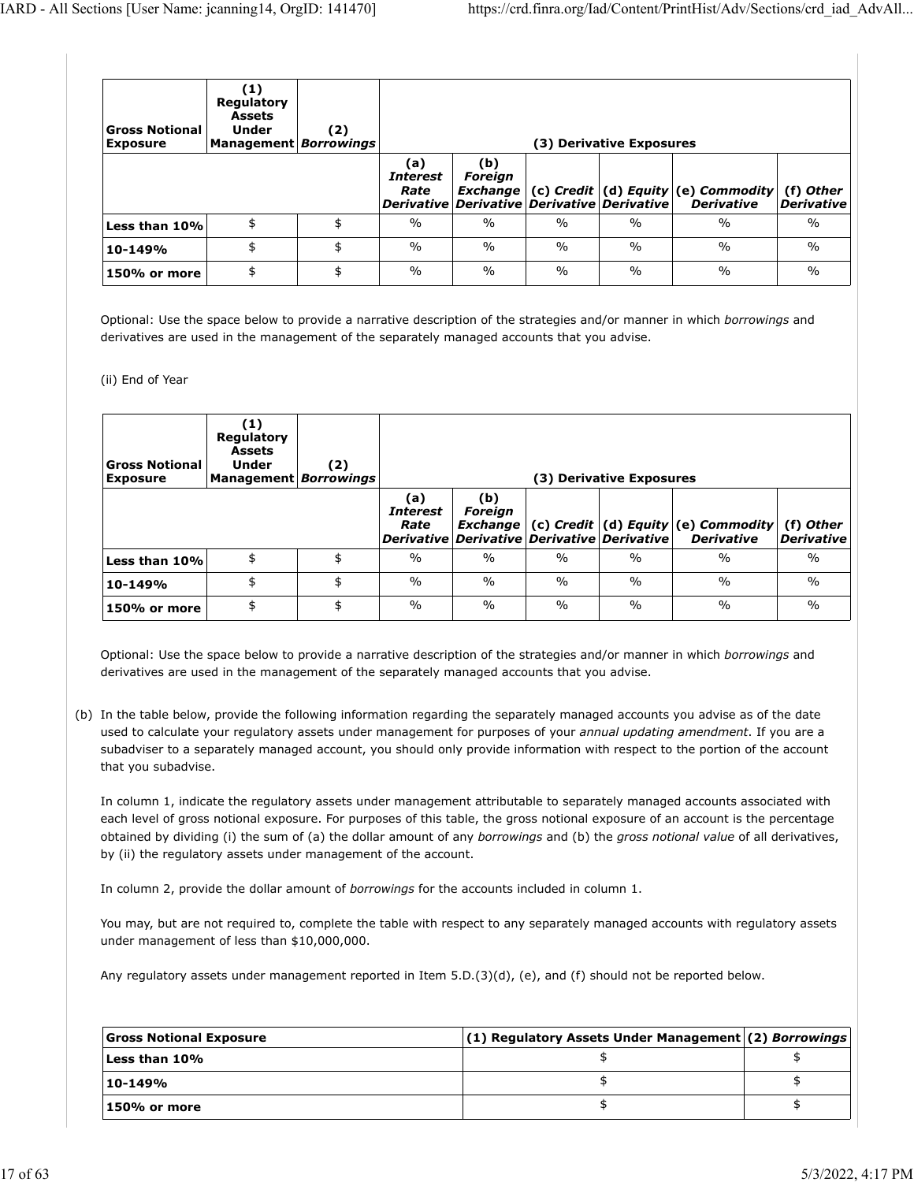| Gross Notional Exposure | (1) Regulatory Assets Under Management | (2) *Borrowings* | (3) Derivative Exposures | | | | | |
|---|---|---|---|---|---|---|---|---|
| | | | (a) *Interest Rate Derivative* | (b) *Foreign Exchange Derivative* | (c) *Credit Derivative* | (d) *Equity Derivative* | (e) *Commodity Derivative* | (f) *Other Derivative* |
| **Less than 10%** | $ | $ | % | % | % | % | % | % |
| **10-149%** | $ | $ | % | % | % | % | % | % |
| **150% or more** | $ | $ | % | % | % | % | % | % |

Optional: Use the space below to provide a narrative description of the strategies and/or manner in which *borrowings* and derivatives are used in the management of the separately managed accounts that you advise.

(ii) End of Year

| Gross Notional Exposure | (1) Regulatory Assets Under Management | (2) *Borrowings* | (3) Derivative Exposures | | | | | |
|---|---|---|---|---|---|---|---|---|
| | | | (a) *Interest Rate Derivative* | (b) *Foreign Exchange Derivative* | (c) *Credit Derivative* | (d) *Equity Derivative* | (e) *Commodity Derivative* | (f) *Other Derivative* |
| **Less than 10%** | $ | $ | % | % | % | % | % | % |
| **10-149%** | $ | $ | % | % | % | % | % | % |
| **150% or more** | $ | $ | % | % | % | % | % | % |

Optional: Use the space below to provide a narrative description of the strategies and/or manner in which *borrowings* and derivatives are used in the management of the separately managed accounts that you advise.

(b) In the table below, provide the following information regarding the separately managed accounts you advise as of the date used to calculate your regulatory assets under management for purposes of your *annual updating amendment*. If you are a subadviser to a separately managed account, you should only provide information with respect to the portion of the account that you subadvise.

In column 1, indicate the regulatory assets under management attributable to separately managed accounts associated with each level of gross notional exposure. For purposes of this table, the gross notional exposure of an account is the percentage obtained by dividing (i) the sum of (a) the dollar amount of any *borrowings* and (b) the *gross notional value* of all derivatives, by (ii) the regulatory assets under management of the account.

In column 2, provide the dollar amount of *borrowings* for the accounts included in column 1.

You may, but are not required to, complete the table with respect to any separately managed accounts with regulatory assets under management of less than $10,000,000.

Any regulatory assets under management reported in Item 5.D.(3)(d), (e), and (f) should not be reported below.

| Gross Notional Exposure | (1) Regulatory Assets Under Management | (2) *Borrowings* |
|---|---|---|
| **Less than 10%** | $ | $ |
| **10-149%** | $ | $ |
| **150% or more** | $ | $ |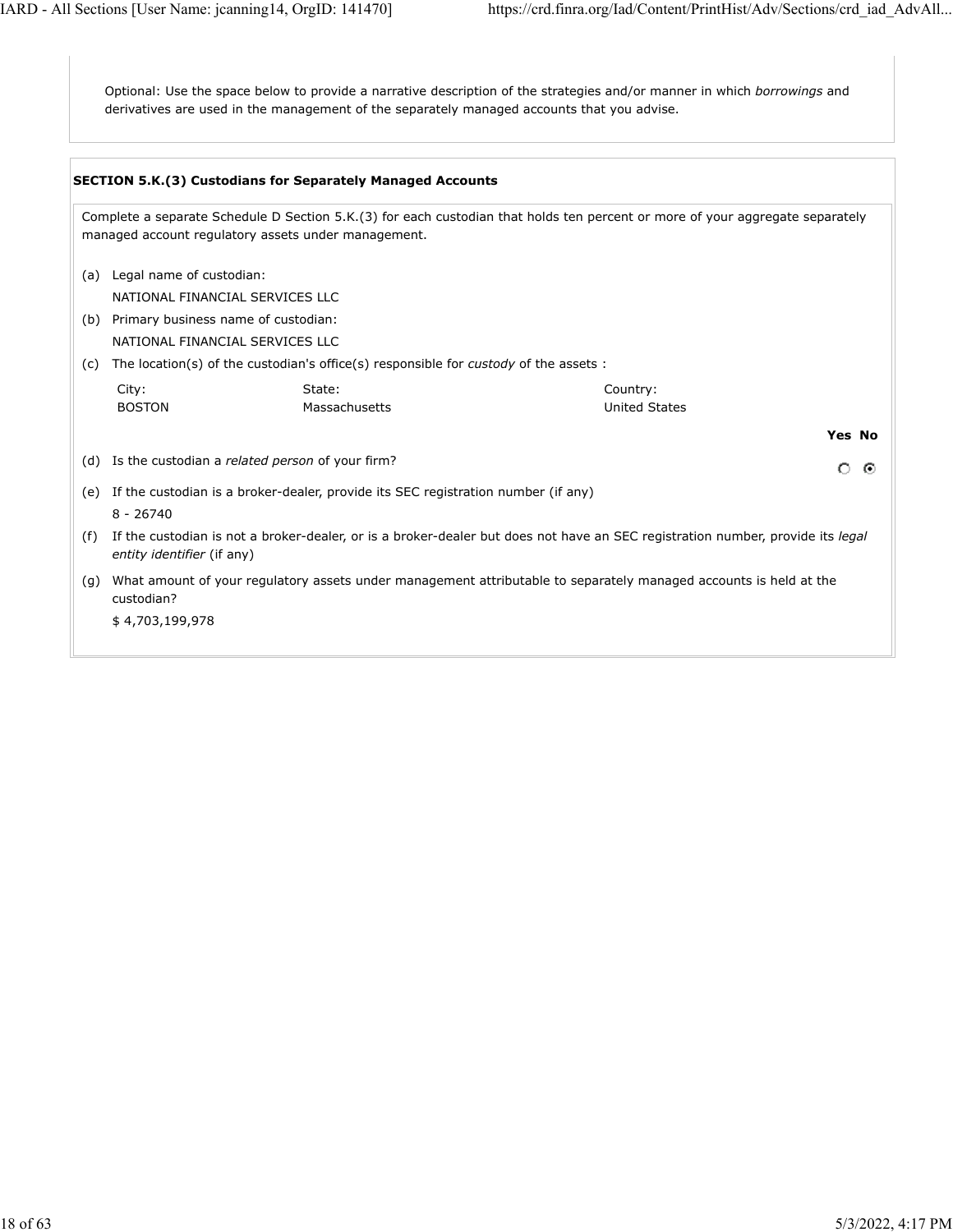Optional: Use the space below to provide a narrative description of the strategies and/or manner in which *borrowings* and derivatives are used in the management of the separately managed accounts that you advise.

**SECTION 5.K.(3) Custodians for Separately Managed Accounts**

Complete a separate Schedule D Section 5.K.(3) for each custodian that holds ten percent or more of your aggregate separately managed account regulatory assets under management.

(a) Legal name of custodian:
NATIONAL FINANCIAL SERVICES LLC

(b) Primary business name of custodian:
NATIONAL FINANCIAL SERVICES LLC

(c) The location(s) of the custodian's office(s) responsible for *custody* of the assets :

| City: | State: | Country: |
|---|---|---|
| BOSTON | Massachusetts | United States |

| | Yes | No |
|---|---|---|
| (d) Is the custodian a *related person* of your firm? | ○ | ⦿ |

(e) If the custodian is a broker-dealer, provide its SEC registration number (if any)
8 - 26740

(f) If the custodian is not a broker-dealer, or is a broker-dealer but does not have an SEC registration number, provide its *legal entity identifier* (if any)

(g) What amount of your regulatory assets under management attributable to separately managed accounts is held at the custodian?
$ 4,703,199,978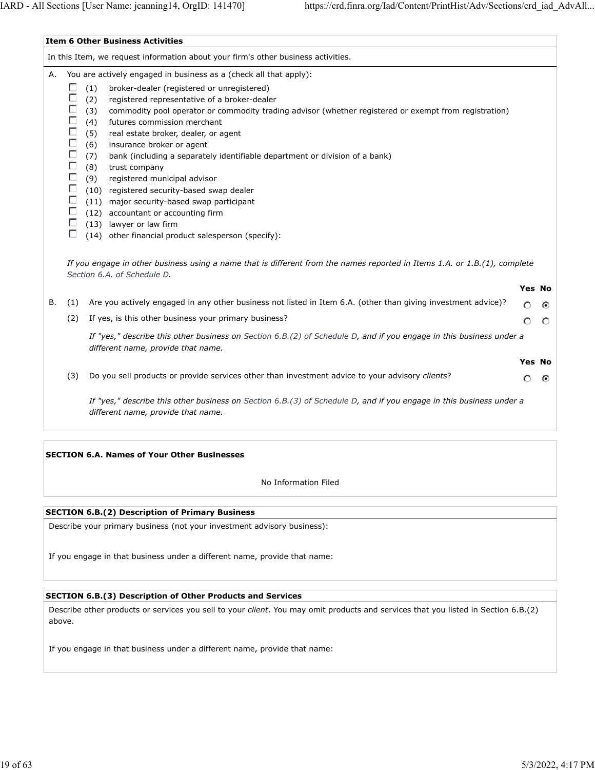### Item 6 Other Business Activities

In this Item, we request information about your firm's other business activities.

A. You are actively engaged in business as a (check all that apply):

- ☐ (1) broker-dealer (registered or unregistered)
- ☐ (2) registered representative of a broker-dealer
- ☐ (3) commodity pool operator or commodity trading advisor (whether registered or exempt from registration)
- ☐ (4) futures commission merchant
- ☐ (5) real estate broker, dealer, or agent
- ☐ (6) insurance broker or agent
- ☐ (7) bank (including a separately identifiable department or division of a bank)
- ☐ (8) trust company
- ☐ (9) registered municipal advisor
- ☐ (10) registered security-based swap dealer
- ☐ (11) major security-based swap participant
- ☐ (12) accountant or accounting firm
- ☐ (13) lawyer or law firm
- ☐ (14) other financial product salesperson (specify):

*If you engage in other business using a name that is different from the names reported in Items 1.A. or 1.B.(1), complete Section 6.A. of Schedule D.*

| | | | Yes | No |
|---|---|---|---|---|
| B. | (1) | Are you actively engaged in any other business not listed in Item 6.A. (other than giving investment advice)? | ○ | ◉ |
| | (2) | If yes, is this other business your primary business? | ○ | ○ |

*If "yes," describe this other business on Section 6.B.(2) of Schedule D, and if you engage in this business under a different name, provide that name.*

| | | Yes | No |
|---|---|---|---|
| (3) | Do you sell products or provide services other than investment advice to your advisory *clients*? | ○ | ◉ |

*If "yes," describe this other business on Section 6.B.(3) of Schedule D, and if you engage in this business under a different name, provide that name.*

### SECTION 6.A. Names of Your Other Businesses

No Information Filed

### SECTION 6.B.(2) Description of Primary Business

Describe your primary business (not your investment advisory business):

If you engage in that business under a different name, provide that name:

### SECTION 6.B.(3) Description of Other Products and Services

Describe other products or services you sell to your *client*. You may omit products and services that you listed in Section 6.B.(2) above.

If you engage in that business under a different name, provide that name: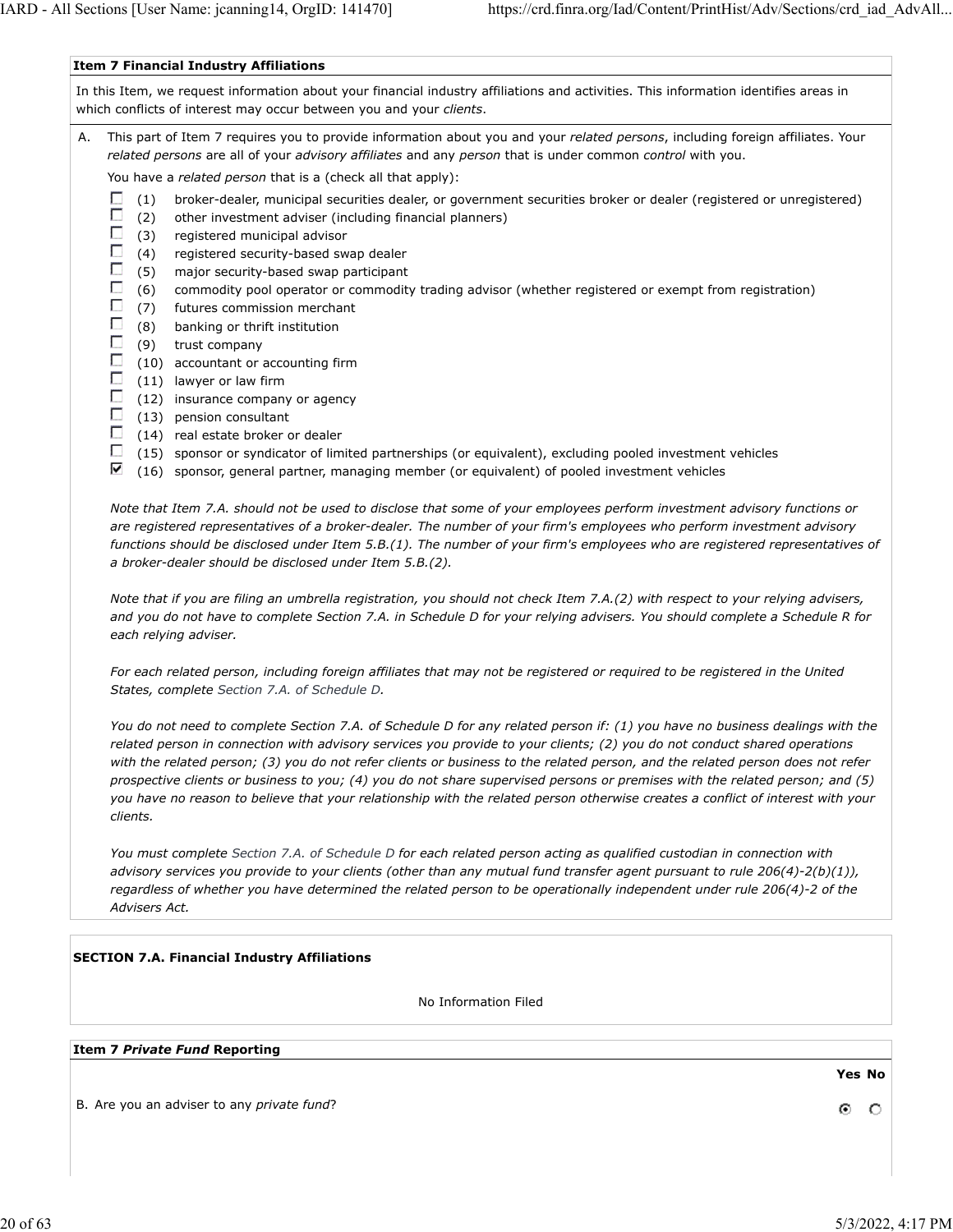**Item 7 Financial Industry Affiliations**

In this Item, we request information about your financial industry affiliations and activities. This information identifies areas in which conflicts of interest may occur between you and your *clients*.

A. This part of Item 7 requires you to provide information about you and your *related persons*, including foreign affiliates. Your *related persons* are all of your *advisory affiliates* and any *person* that is under common *control* with you.

You have a *related person* that is a (check all that apply):

- ☐ (1) broker-dealer, municipal securities dealer, or government securities broker or dealer (registered or unregistered)
- ☐ (2) other investment adviser (including financial planners)
- ☐ (3) registered municipal advisor
- ☐ (4) registered security-based swap dealer
- ☐ (5) major security-based swap participant
- ☐ (6) commodity pool operator or commodity trading advisor (whether registered or exempt from registration)
- ☐ (7) futures commission merchant
- ☐ (8) banking or thrift institution
- ☐ (9) trust company
- ☐ (10) accountant or accounting firm
- ☐ (11) lawyer or law firm
- ☐ (12) insurance company or agency
- ☐ (13) pension consultant
- ☐ (14) real estate broker or dealer
- ☐ (15) sponsor or syndicator of limited partnerships (or equivalent), excluding pooled investment vehicles
- ☑ (16) sponsor, general partner, managing member (or equivalent) of pooled investment vehicles

*Note that Item 7.A. should not be used to disclose that some of your employees perform investment advisory functions or are registered representatives of a broker-dealer. The number of your firm's employees who perform investment advisory functions should be disclosed under Item 5.B.(1). The number of your firm's employees who are registered representatives of a broker-dealer should be disclosed under Item 5.B.(2).*

*Note that if you are filing an umbrella registration, you should not check Item 7.A.(2) with respect to your relying advisers, and you do not have to complete Section 7.A. in Schedule D for your relying advisers. You should complete a Schedule R for each relying adviser.*

*For each related person, including foreign affiliates that may not be registered or required to be registered in the United States, complete Section 7.A. of Schedule D.*

*You do not need to complete Section 7.A. of Schedule D for any related person if: (1) you have no business dealings with the related person in connection with advisory services you provide to your clients; (2) you do not conduct shared operations with the related person; (3) you do not refer clients or business to the related person, and the related person does not refer prospective clients or business to you; (4) you do not share supervised persons or premises with the related person; and (5) you have no reason to believe that your relationship with the related person otherwise creates a conflict of interest with your clients.*

*You must complete Section 7.A. of Schedule D for each related person acting as qualified custodian in connection with advisory services you provide to your clients (other than any mutual fund transfer agent pursuant to rule 206(4)-2(b)(1)), regardless of whether you have determined the related person to be operationally independent under rule 206(4)-2 of the Advisers Act.*

**SECTION 7.A. Financial Industry Affiliations**

No Information Filed

**Item 7 *Private Fund* Reporting**

| | Yes | No |
|---|---|---|
| B. Are you an adviser to any *private fund*? | ◉ | ○ |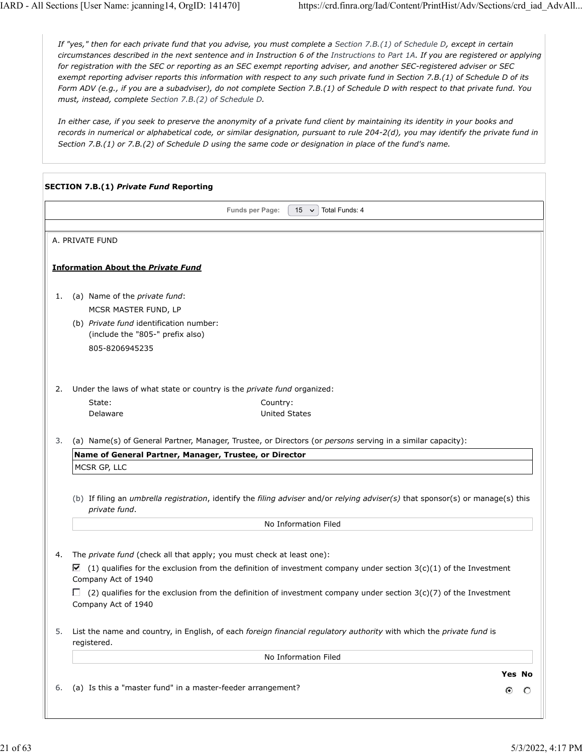*If "yes," then for each private fund that you advise, you must complete a Section 7.B.(1) of Schedule D, except in certain circumstances described in the next sentence and in Instruction 6 of the Instructions to Part 1A. If you are registered or applying for registration with the SEC or reporting as an SEC exempt reporting adviser, and another SEC-registered adviser or SEC exempt reporting adviser reports this information with respect to any such private fund in Section 7.B.(1) of Schedule D of its Form ADV (e.g., if you are a subadviser), do not complete Section 7.B.(1) of Schedule D with respect to that private fund. You must, instead, complete Section 7.B.(2) of Schedule D.*

*In either case, if you seek to preserve the anonymity of a private fund client by maintaining its identity in your books and records in numerical or alphabetical code, or similar designation, pursuant to rule 204-2(d), you may identify the private fund in Section 7.B.(1) or 7.B.(2) of Schedule D using the same code or designation in place of the fund's name.*

**SECTION 7.B.(1) *Private Fund* Reporting**

Funds per Page: 15 Total Funds: 4

A. PRIVATE FUND

**Information About the *Private Fund***

1. (a) Name of the *private fund*:
   MCSR MASTER FUND, LP
   (b) *Private fund* identification number:
   (include the "805-" prefix also)
   805-8206945235

2. Under the laws of what state or country is the *private fund* organized:

| State: | Country: |
|---|---|
| Delaware | United States |

3. (a) Name(s) of General Partner, Manager, Trustee, or Directors (or *persons* serving in a similar capacity):

| Name of General Partner, Manager, Trustee, or Director |
|---|
| MCSR GP, LLC |

   (b) If filing an *umbrella registration*, identify the *filing adviser* and/or *relying adviser(s)* that sponsor(s) or manage(s) this *private fund*.

   No Information Filed

4. The *private fund* (check all that apply; you must check at least one):
   ☑ (1) qualifies for the exclusion from the definition of investment company under section 3(c)(1) of the Investment Company Act of 1940
   ☐ (2) qualifies for the exclusion from the definition of investment company under section 3(c)(7) of the Investment Company Act of 1940

5. List the name and country, in English, of each *foreign financial regulatory authority* with which the *private fund* is registered.

   No Information Filed

| | Yes | No |
|---|---|---|
| 6. (a) Is this a "master fund" in a master-feeder arrangement? | ◉ | ○ |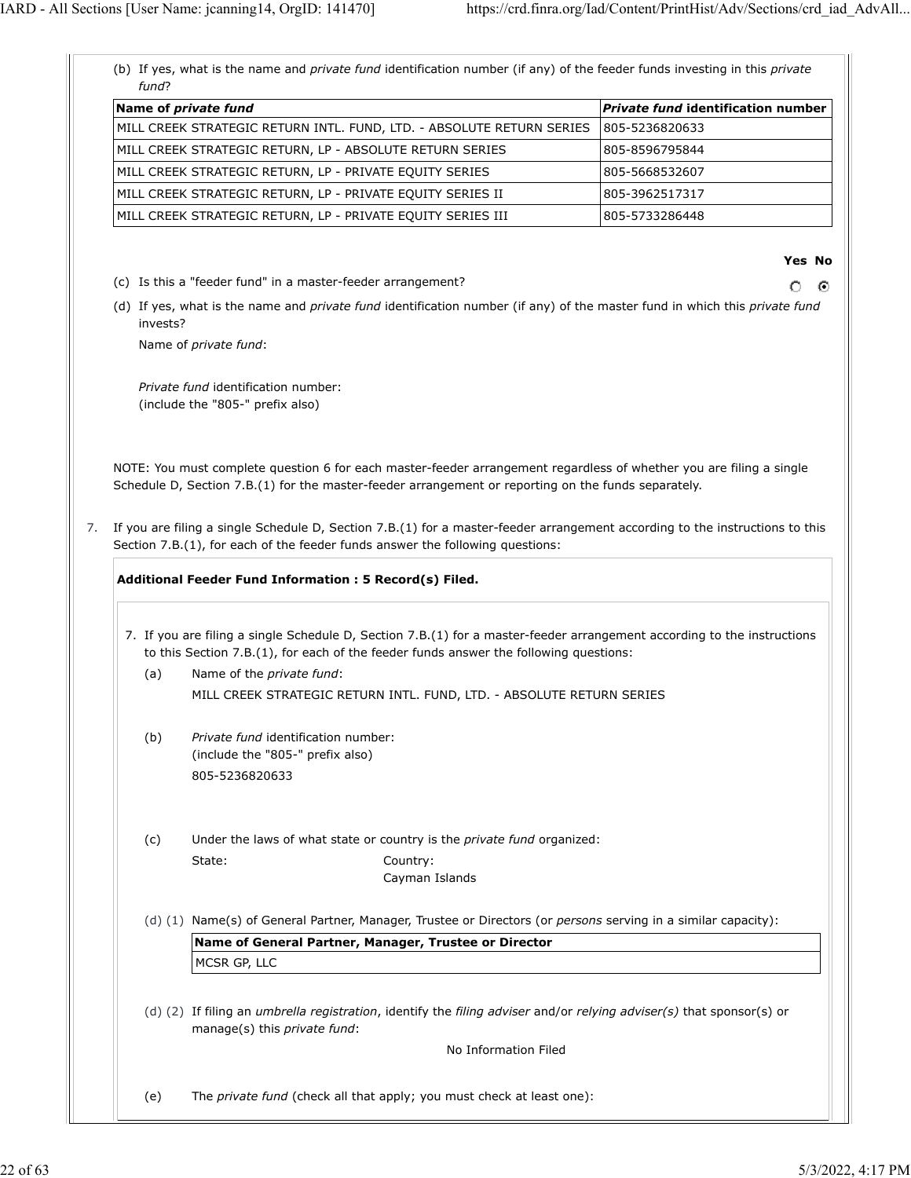(b) If yes, what is the name and *private fund* identification number (if any) of the feeder funds investing in this *private fund*?

| Name of *private fund* | *Private fund* identification number |
|---|---|
| MILL CREEK STRATEGIC RETURN INTL. FUND, LTD. - ABSOLUTE RETURN SERIES | 805-5236820633 |
| MILL CREEK STRATEGIC RETURN, LP - ABSOLUTE RETURN SERIES | 805-8596795844 |
| MILL CREEK STRATEGIC RETURN, LP - PRIVATE EQUITY SERIES | 805-5668532607 |
| MILL CREEK STRATEGIC RETURN, LP - PRIVATE EQUITY SERIES II | 805-3962517317 |
| MILL CREEK STRATEGIC RETURN, LP - PRIVATE EQUITY SERIES III | 805-5733286448 |

| | Yes | No |
|---|---|---|
| (c) Is this a "feeder fund" in a master-feeder arrangement? | ○ | ◉ |

(d) If yes, what is the name and *private fund* identification number (if any) of the master fund in which this *private fund* invests?

Name of *private fund*:

*Private fund* identification number:
(include the "805-" prefix also)

NOTE: You must complete question 6 for each master-feeder arrangement regardless of whether you are filing a single Schedule D, Section 7.B.(1) for the master-feeder arrangement or reporting on the funds separately.

7. If you are filing a single Schedule D, Section 7.B.(1) for a master-feeder arrangement according to the instructions to this Section 7.B.(1), for each of the feeder funds answer the following questions:

**Additional Feeder Fund Information : 5 Record(s) Filed.**

7. If you are filing a single Schedule D, Section 7.B.(1) for a master-feeder arrangement according to the instructions to this Section 7.B.(1), for each of the feeder funds answer the following questions:

(a) Name of the *private fund*:

MILL CREEK STRATEGIC RETURN INTL. FUND, LTD. - ABSOLUTE RETURN SERIES

(b) *Private fund* identification number:
(include the "805-" prefix also)

805-5236820633

(c) Under the laws of what state or country is the *private fund* organized:

State:

Country:
Cayman Islands

(d) (1) Name(s) of General Partner, Manager, Trustee or Directors (or *persons* serving in a similar capacity):

| Name of General Partner, Manager, Trustee or Director |
|---|
| MCSR GP, LLC |

(d) (2) If filing an *umbrella registration*, identify the *filing adviser* and/or *relying adviser(s)* that sponsor(s) or manage(s) this *private fund*:

No Information Filed

(e) The *private fund* (check all that apply; you must check at least one):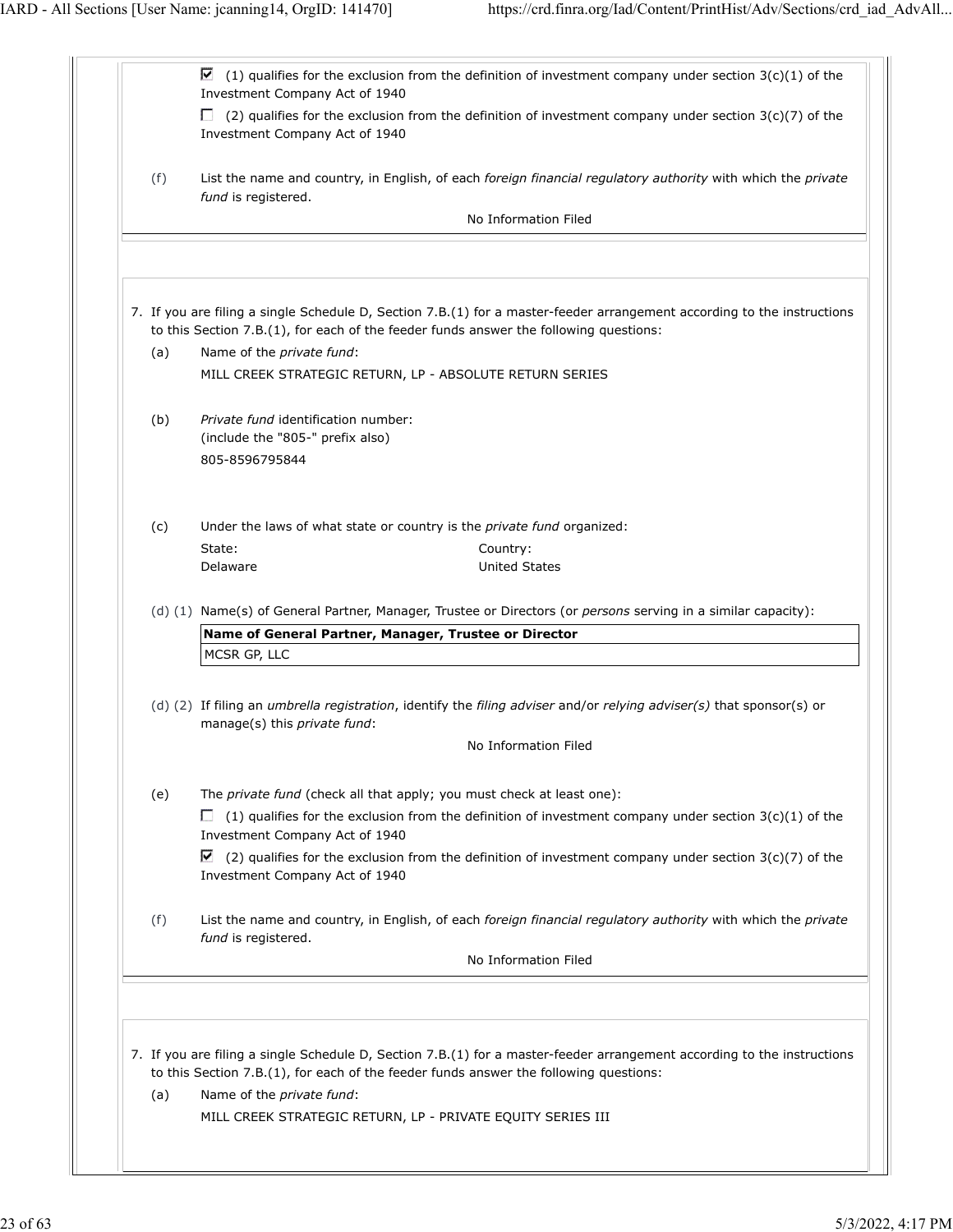☑ (1) qualifies for the exclusion from the definition of investment company under section 3(c)(1) of the Investment Company Act of 1940

☐ (2) qualifies for the exclusion from the definition of investment company under section 3(c)(7) of the Investment Company Act of 1940

(f) List the name and country, in English, of each *foreign financial regulatory authority* with which the *private fund* is registered.

No Information Filed

---

7. If you are filing a single Schedule D, Section 7.B.(1) for a master-feeder arrangement according to the instructions to this Section 7.B.(1), for each of the feeder funds answer the following questions:

(a) Name of the *private fund*:

MILL CREEK STRATEGIC RETURN, LP - ABSOLUTE RETURN SERIES

(b) *Private fund* identification number:
(include the "805-" prefix also)

805-8596795844

(c) Under the laws of what state or country is the *private fund* organized:

State: Delaware

Country: United States

(d) (1) Name(s) of General Partner, Manager, Trustee or Directors (or *persons* serving in a similar capacity):

| Name of General Partner, Manager, Trustee or Director |
|---|
| MCSR GP, LLC |

(d) (2) If filing an *umbrella registration*, identify the *filing adviser* and/or *relying adviser(s)* that sponsor(s) or manage(s) this *private fund*:

No Information Filed

(e) The *private fund* (check all that apply; you must check at least one):

☐ (1) qualifies for the exclusion from the definition of investment company under section 3(c)(1) of the Investment Company Act of 1940

☑ (2) qualifies for the exclusion from the definition of investment company under section 3(c)(7) of the Investment Company Act of 1940

(f) List the name and country, in English, of each *foreign financial regulatory authority* with which the *private fund* is registered.

No Information Filed

---

7. If you are filing a single Schedule D, Section 7.B.(1) for a master-feeder arrangement according to the instructions to this Section 7.B.(1), for each of the feeder funds answer the following questions:

(a) Name of the *private fund*:

MILL CREEK STRATEGIC RETURN, LP - PRIVATE EQUITY SERIES III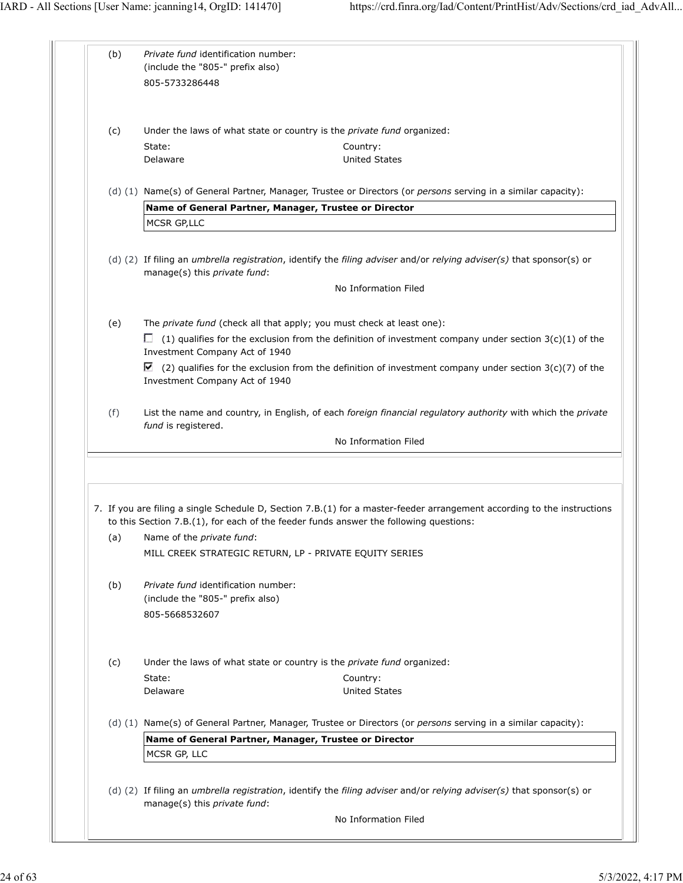(b) *Private fund* identification number:
(include the "805-" prefix also)

805-5733286448

(c) Under the laws of what state or country is the *private fund* organized:

| State: | Country: |
|---|---|
| Delaware | United States |

(d) (1) Name(s) of General Partner, Manager, Trustee or Directors (or *persons* serving in a similar capacity):

| Name of General Partner, Manager, Trustee or Director |
|---|
| MCSR GP,LLC |

(d) (2) If filing an *umbrella registration*, identify the *filing adviser* and/or *relying adviser(s)* that sponsor(s) or manage(s) this *private fund*:

No Information Filed

(e) The *private fund* (check all that apply; you must check at least one):

☐ (1) qualifies for the exclusion from the definition of investment company under section 3(c)(1) of the Investment Company Act of 1940

☑ (2) qualifies for the exclusion from the definition of investment company under section 3(c)(7) of the Investment Company Act of 1940

(f) List the name and country, in English, of each *foreign financial regulatory authority* with which the *private fund* is registered.

No Information Filed

7. If you are filing a single Schedule D, Section 7.B.(1) for a master-feeder arrangement according to the instructions to this Section 7.B.(1), for each of the feeder funds answer the following questions:

(a) Name of the *private fund*:

MILL CREEK STRATEGIC RETURN, LP - PRIVATE EQUITY SERIES

(b) *Private fund* identification number:
(include the "805-" prefix also)

805-5668532607

(c) Under the laws of what state or country is the *private fund* organized:

| State: | Country: |
|---|---|
| Delaware | United States |

(d) (1) Name(s) of General Partner, Manager, Trustee or Directors (or *persons* serving in a similar capacity):

| Name of General Partner, Manager, Trustee or Director |
|---|
| MCSR GP, LLC |

(d) (2) If filing an *umbrella registration*, identify the *filing adviser* and/or *relying adviser(s)* that sponsor(s) or manage(s) this *private fund*:

No Information Filed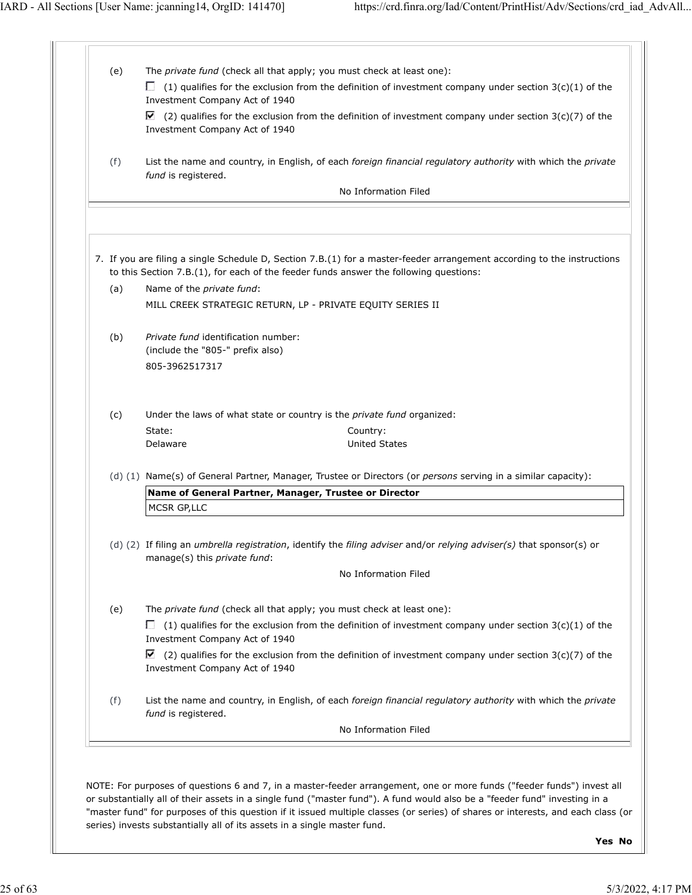(e) The *private fund* (check all that apply; you must check at least one):

☐ (1) qualifies for the exclusion from the definition of investment company under section 3(c)(1) of the Investment Company Act of 1940

☑ (2) qualifies for the exclusion from the definition of investment company under section 3(c)(7) of the Investment Company Act of 1940

(f) List the name and country, in English, of each *foreign financial regulatory authority* with which the *private fund* is registered.

No Information Filed

7. If you are filing a single Schedule D, Section 7.B.(1) for a master-feeder arrangement according to the instructions to this Section 7.B.(1), for each of the feeder funds answer the following questions:

(a) Name of the *private fund*:

MILL CREEK STRATEGIC RETURN, LP - PRIVATE EQUITY SERIES II

(b) *Private fund* identification number:
(include the "805-" prefix also)

805-3962517317

(c) Under the laws of what state or country is the *private fund* organized:

State: Delaware

Country: United States

(d) (1) Name(s) of General Partner, Manager, Trustee or Directors (or *persons* serving in a similar capacity):

| Name of General Partner, Manager, Trustee or Director |
|---|
| MCSR GP,LLC |

(d) (2) If filing an *umbrella registration*, identify the *filing adviser* and/or *relying adviser(s)* that sponsor(s) or manage(s) this *private fund*:

No Information Filed

(e) The *private fund* (check all that apply; you must check at least one):

☐ (1) qualifies for the exclusion from the definition of investment company under section 3(c)(1) of the Investment Company Act of 1940

☑ (2) qualifies for the exclusion from the definition of investment company under section 3(c)(7) of the Investment Company Act of 1940

(f) List the name and country, in English, of each *foreign financial regulatory authority* with which the *private fund* is registered.

No Information Filed

NOTE: For purposes of questions 6 and 7, in a master-feeder arrangement, one or more funds ("feeder funds") invest all or substantially all of their assets in a single fund ("master fund"). A fund would also be a "feeder fund" investing in a "master fund" for purposes of this question if it issued multiple classes (or series) of shares or interests, and each class (or series) invests substantially all of its assets in a single master fund.

**Yes No**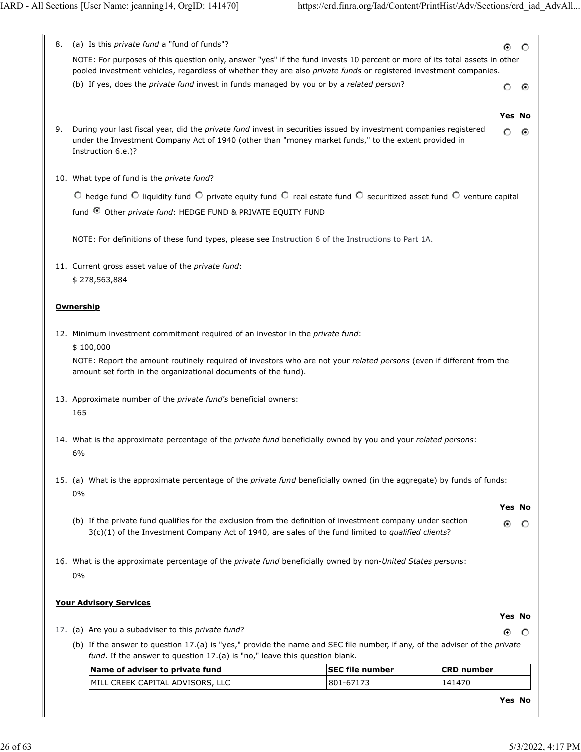8. (a) Is this *private fund* a "fund of funds"? — **Yes**

NOTE: For purposes of this question only, answer "yes" if the fund invests 10 percent or more of its total assets in other pooled investment vehicles, regardless of whether they are also *private funds* or registered investment companies.

(b) If yes, does the *private fund* invest in funds managed by you or by a *related person*? — **No**

| | Yes | No |
|---|---|---|
| 9. During your last fiscal year, did the *private fund* invest in securities issued by investment companies registered under the Investment Company Act of 1940 (other than "money market funds," to the extent provided in Instruction 6.e.)? | ○ | ◉ |

10. What type of fund is the *private fund*?

○ hedge fund ○ liquidity fund ○ private equity fund ○ real estate fund ○ securitized asset fund ○ venture capital fund ◉ Other *private fund*: HEDGE FUND & PRIVATE EQUITY FUND

NOTE: For definitions of these fund types, please see Instruction 6 of the Instructions to Part 1A.

11. Current gross asset value of the *private fund*:
$ 278,563,884

**Ownership**

12. Minimum investment commitment required of an investor in the *private fund*:
$ 100,000

NOTE: Report the amount routinely required of investors who are not your *related persons* (even if different from the amount set forth in the organizational documents of the fund).

13. Approximate number of the *private fund's* beneficial owners:
165

14. What is the approximate percentage of the *private fund* beneficially owned by you and your *related persons*:
6%

15. (a) What is the approximate percentage of the *private fund* beneficially owned (in the aggregate) by funds of funds:
0%

| | Yes | No |
|---|---|---|
| (b) If the private fund qualifies for the exclusion from the definition of investment company under section 3(c)(1) of the Investment Company Act of 1940, are sales of the fund limited to *qualified clients*? | ◉ | ○ |

16. What is the approximate percentage of the *private fund* beneficially owned by non-*United States persons*:
0%

**Your Advisory Services**

| | Yes | No |
|---|---|---|
| 17. (a) Are you a subadviser to this *private fund*? | ◉ | ○ |

(b) If the answer to question 17.(a) is "yes," provide the name and SEC file number, if any, of the adviser of the *private fund*. If the answer to question 17.(a) is "no," leave this question blank.

| Name of adviser to private fund | SEC file number | CRD number |
|---|---|---|
| MILL CREEK CAPITAL ADVISORS, LLC | 801-67173 | 141470 |

Yes No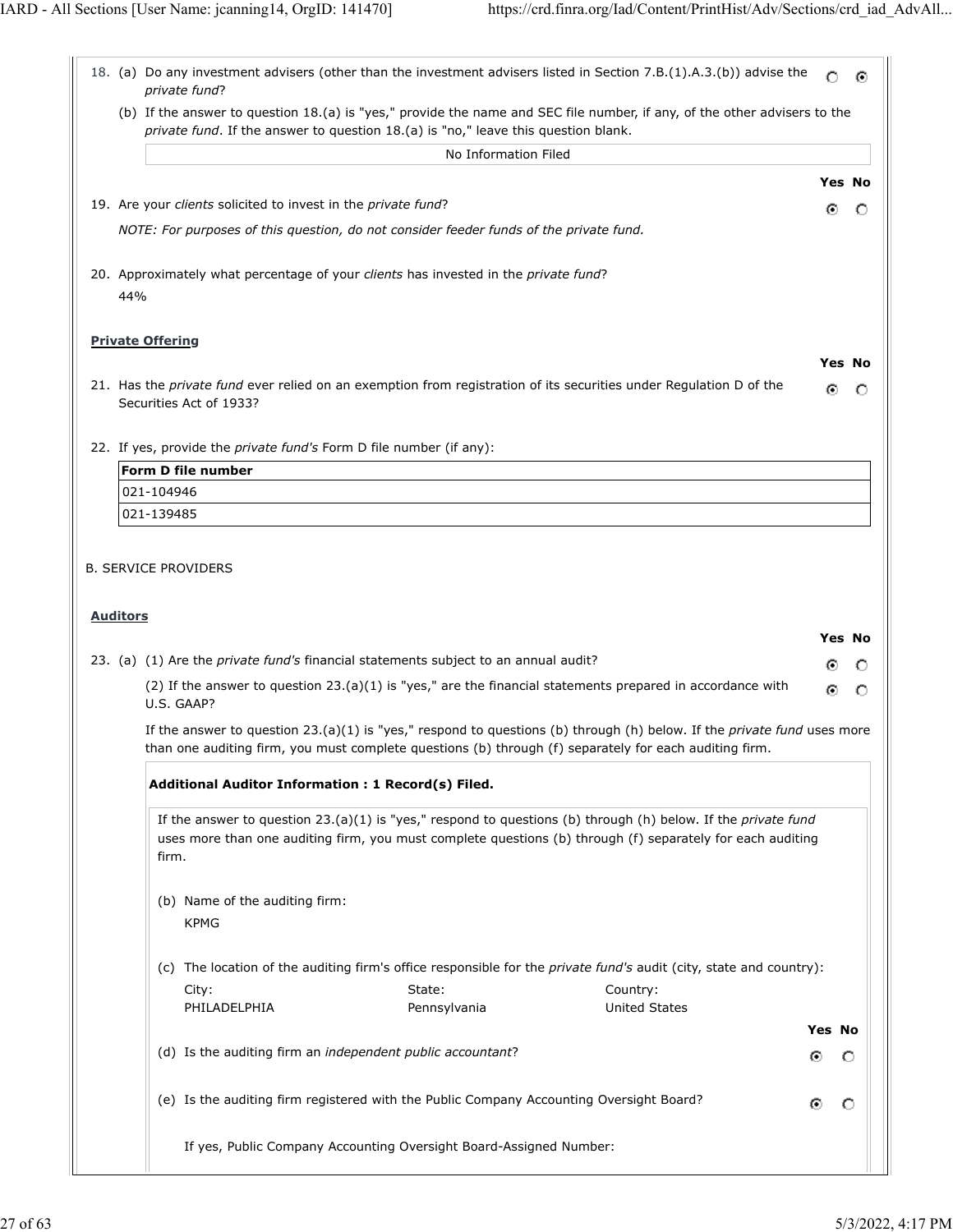18. (a) Do any investment advisers (other than the investment advisers listed in Section 7.B.(1).A.3.(b)) advise the *private fund*? ○ Yes ● No

(b) If the answer to question 18.(a) is "yes," provide the name and SEC file number, if any, of the other advisers to the *private fund*. If the answer to question 18.(a) is "no," leave this question blank.

No Information Filed

19. Are your *clients* solicited to invest in the *private fund*? ● Yes ○ No

*NOTE: For purposes of this question, do not consider feeder funds of the private fund.*

20. Approximately what percentage of your *clients* has invested in the *private fund*?

44%

**Private Offering**

21. Has the *private fund* ever relied on an exemption from registration of its securities under Regulation D of the Securities Act of 1933? ● Yes ○ No

22. If yes, provide the *private fund's* Form D file number (if any):

| Form D file number |
| --- |
| 021-104946 |
| 021-139485 |

B. SERVICE PROVIDERS

**Auditors**

23. (a) (1) Are the *private fund's* financial statements subject to an annual audit? ● Yes ○ No

(2) If the answer to question 23.(a)(1) is "yes," are the financial statements prepared in accordance with U.S. GAAP? ● Yes ○ No

If the answer to question 23.(a)(1) is "yes," respond to questions (b) through (h) below. If the *private fund* uses more than one auditing firm, you must complete questions (b) through (f) separately for each auditing firm.

**Additional Auditor Information : 1 Record(s) Filed.**

If the answer to question 23.(a)(1) is "yes," respond to questions (b) through (h) below. If the *private fund* uses more than one auditing firm, you must complete questions (b) through (f) separately for each auditing firm.

(b) Name of the auditing firm:

KPMG

(c) The location of the auditing firm's office responsible for the *private fund's* audit (city, state and country):

| City: | State: | Country: |
| --- | --- | --- |
| PHILADELPHIA | Pennsylvania | United States |

(d) Is the auditing firm an *independent public accountant*? ● Yes ○ No

(e) Is the auditing firm registered with the Public Company Accounting Oversight Board? ● Yes ○ No

If yes, Public Company Accounting Oversight Board-Assigned Number: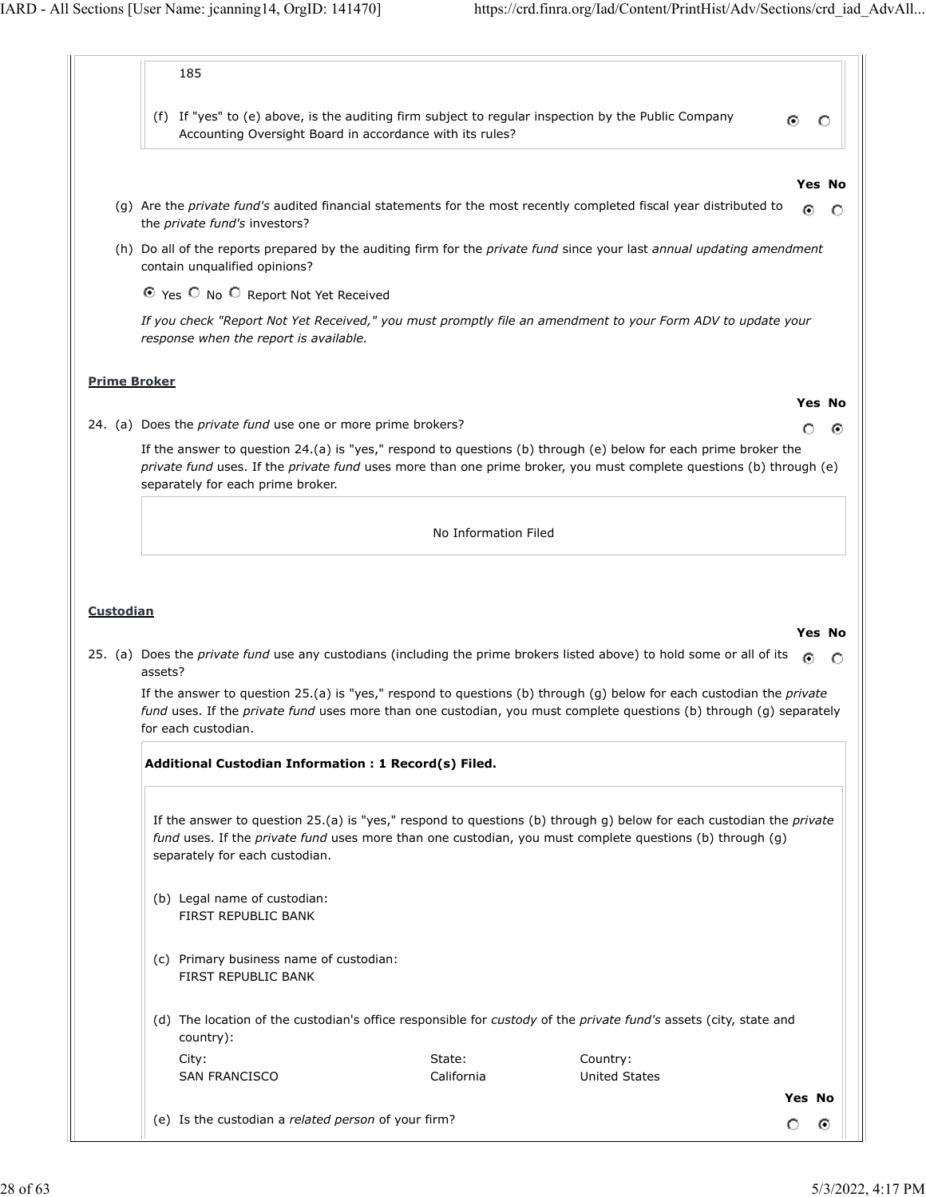185

(f) If "yes" to (e) above, is the auditing firm subject to regular inspection by the Public Company Accounting Oversight Board in accordance with its rules? ◉ Yes ○ No

| | Yes | No |
|---|---|---|
| (g) Are the *private fund's* audited financial statements for the most recently completed fiscal year distributed to the *private fund's* investors? | ◉ | ○ |

(h) Do all of the reports prepared by the auditing firm for the *private fund* since your last *annual updating amendment* contain unqualified opinions?

◉ Yes ○ No ○ Report Not Yet Received

*If you check "Report Not Yet Received," you must promptly file an amendment to your Form ADV to update your response when the report is available.*

**Prime Broker**

| | Yes | No |
|---|---|---|
| 24. (a) Does the *private fund* use one or more prime brokers? | ○ | ◉ |

If the answer to question 24.(a) is "yes," respond to questions (b) through (e) below for each prime broker the *private fund* uses. If the *private fund* uses more than one prime broker, you must complete questions (b) through (e) separately for each prime broker.

No Information Filed

**Custodian**

| | Yes | No |
|---|---|---|
| 25. (a) Does the *private fund* use any custodians (including the prime brokers listed above) to hold some or all of its assets? | ◉ | ○ |

If the answer to question 25.(a) is "yes," respond to questions (b) through (g) below for each custodian the *private fund* uses. If the *private fund* uses more than one custodian, you must complete questions (b) through (g) separately for each custodian.

**Additional Custodian Information : 1 Record(s) Filed.**

If the answer to question 25.(a) is "yes," respond to questions (b) through g) below for each custodian the *private fund* uses. If the *private fund* uses more than one custodian, you must complete questions (b) through (g) separately for each custodian.

(b) Legal name of custodian:
FIRST REPUBLIC BANK

(c) Primary business name of custodian:
FIRST REPUBLIC BANK

(d) The location of the custodian's office responsible for *custody* of the *private fund's* assets (city, state and country):

| City: | State: | Country: |
|---|---|---|
| SAN FRANCISCO | California | United States |

| | Yes | No |
|---|---|---|
| (e) Is the custodian a *related person* of your firm? | ○ | ◉ |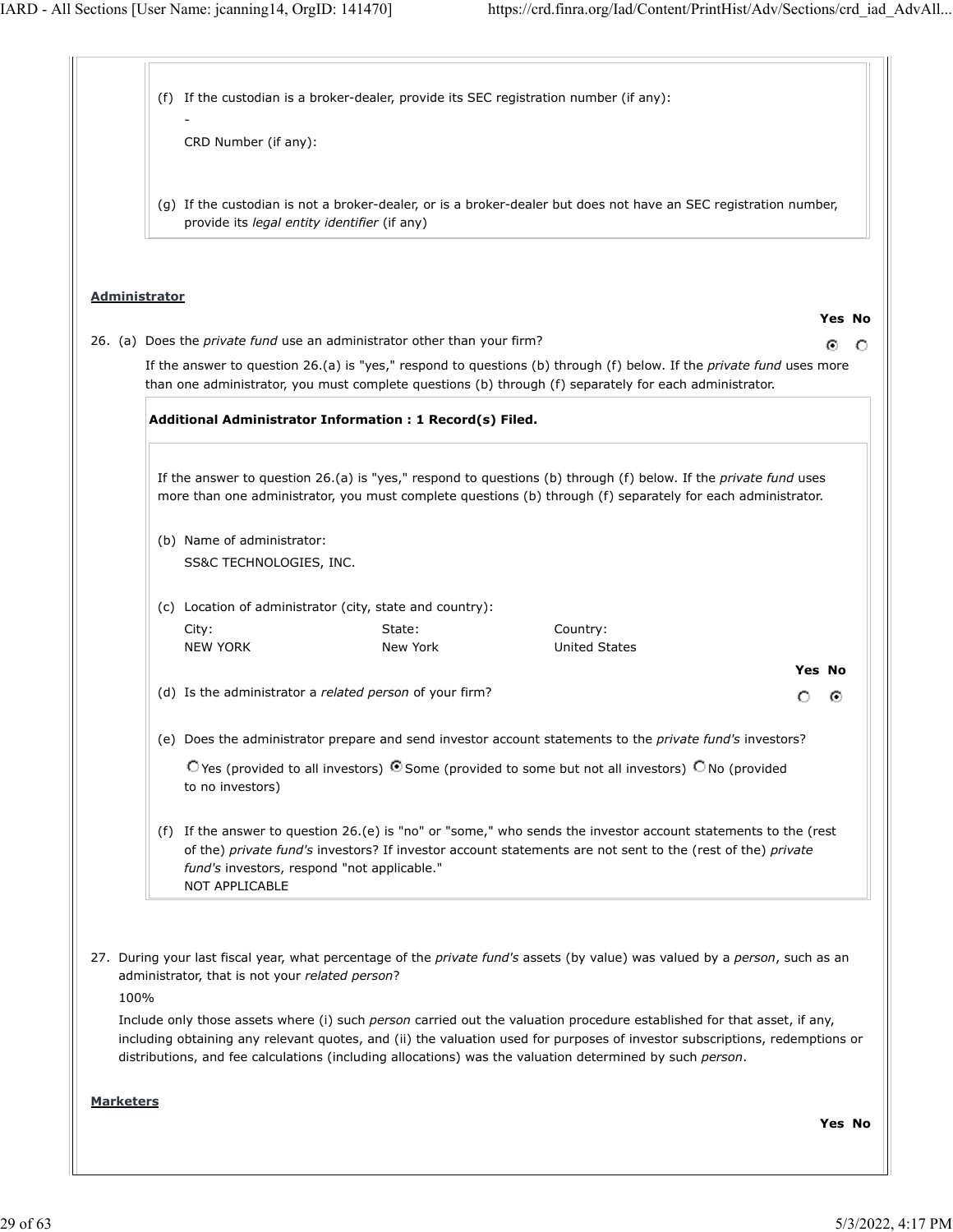(f) If the custodian is a broker-dealer, provide its SEC registration number (if any):

-

CRD Number (if any):

(g) If the custodian is not a broker-dealer, or is a broker-dealer but does not have an SEC registration number, provide its *legal entity identifier* (if any)

**Administrator**

26. (a) Does the *private fund* use an administrator other than your firm? **Yes** ◉ No ○

If the answer to question 26.(a) is "yes," respond to questions (b) through (f) below. If the *private fund* uses more than one administrator, you must complete questions (b) through (f) separately for each administrator.

**Additional Administrator Information : 1 Record(s) Filed.**

If the answer to question 26.(a) is "yes," respond to questions (b) through (f) below. If the *private fund* uses more than one administrator, you must complete questions (b) through (f) separately for each administrator.

(b) Name of administrator:

SS&C TECHNOLOGIES, INC.

(c) Location of administrator (city, state and country):

| City: | State: | Country: |
|---|---|---|
| NEW YORK | New York | United States |

(d) Is the administrator a *related person* of your firm? Yes ○ **No** ◉

(e) Does the administrator prepare and send investor account statements to the *private fund's* investors?

○ Yes (provided to all investors) ◉ Some (provided to some but not all investors) ○ No (provided to no investors)

(f) If the answer to question 26.(e) is "no" or "some," who sends the investor account statements to the (rest of the) *private fund's* investors? If investor account statements are not sent to the (rest of the) *private fund's* investors, respond "not applicable."

NOT APPLICABLE

27. During your last fiscal year, what percentage of the *private fund's* assets (by value) was valued by a *person*, such as an administrator, that is not your *related person*?

100%

Include only those assets where (i) such *person* carried out the valuation procedure established for that asset, if any, including obtaining any relevant quotes, and (ii) the valuation used for purposes of investor subscriptions, redemptions or distributions, and fee calculations (including allocations) was the valuation determined by such *person*.

**Marketers**

Yes No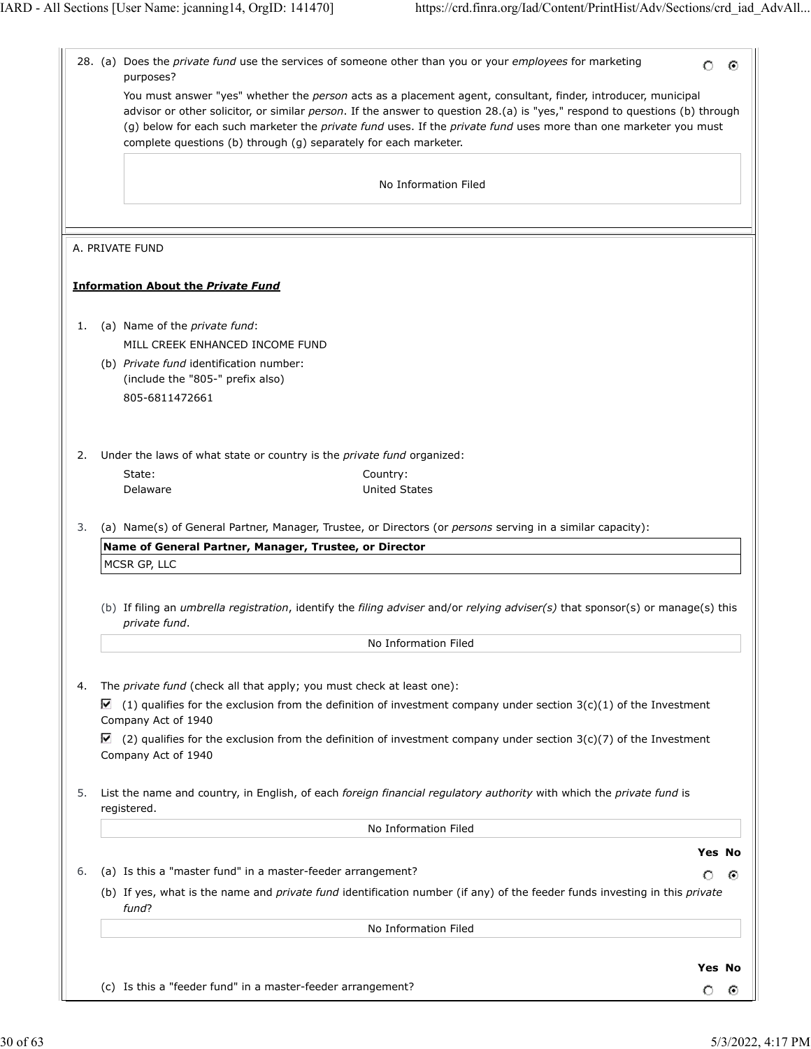28. (a) Does the *private fund* use the services of someone other than you or your *employees* for marketing purposes?

    Yes: ○ No: ◉

    You must answer "yes" whether the *person* acts as a placement agent, consultant, finder, introducer, municipal advisor or other solicitor, or similar *person*. If the answer to question 28.(a) is "yes," respond to questions (b) through (g) below for each such marketer the *private fund* uses. If the *private fund* uses more than one marketer you must complete questions (b) through (g) separately for each marketer.

    No Information Filed

A. PRIVATE FUND

**Information About the *Private Fund***

1. (a) Name of the *private fund*:

   MILL CREEK ENHANCED INCOME FUND

   (b) *Private fund* identification number:
   (include the "805-" prefix also)

   805-6811472661

2. Under the laws of what state or country is the *private fund* organized:

   | State: | Country: |
   |---|---|
   | Delaware | United States |

3. (a) Name(s) of General Partner, Manager, Trustee, or Directors (or *persons* serving in a similar capacity):

   | Name of General Partner, Manager, Trustee, or Director |
   |---|
   | MCSR GP, LLC |

   (b) If filing an *umbrella registration*, identify the *filing adviser* and/or *relying adviser(s)* that sponsor(s) or manage(s) this *private fund*.

   No Information Filed

4. The *private fund* (check all that apply; you must check at least one):

   ☑ (1) qualifies for the exclusion from the definition of investment company under section 3(c)(1) of the Investment Company Act of 1940

   ☑ (2) qualifies for the exclusion from the definition of investment company under section 3(c)(7) of the Investment Company Act of 1940

5. List the name and country, in English, of each *foreign financial regulatory authority* with which the *private fund* is registered.

   No Information Filed

6. (a) Is this a "master fund" in a master-feeder arrangement?

   Yes: ○ No: ◉

   (b) If yes, what is the name and *private fund* identification number (if any) of the feeder funds investing in this *private fund*?

   No Information Filed

   (c) Is this a "feeder fund" in a master-feeder arrangement?

   Yes: ○ No: ◉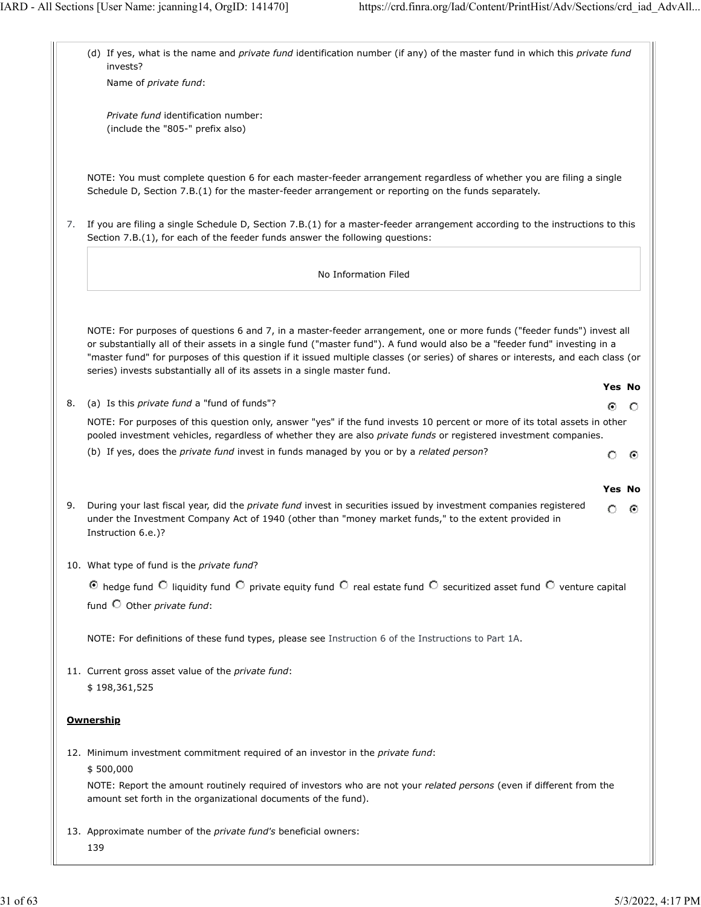(d) If yes, what is the name and *private fund* identification number (if any) of the master fund in which this *private fund* invests?

Name of *private fund*:

*Private fund* identification number:
(include the "805-" prefix also)

NOTE: You must complete question 6 for each master-feeder arrangement regardless of whether you are filing a single Schedule D, Section 7.B.(1) for the master-feeder arrangement or reporting on the funds separately.

7. If you are filing a single Schedule D, Section 7.B.(1) for a master-feeder arrangement according to the instructions to this Section 7.B.(1), for each of the feeder funds answer the following questions:

No Information Filed

NOTE: For purposes of questions 6 and 7, in a master-feeder arrangement, one or more funds ("feeder funds") invest all or substantially all of their assets in a single fund ("master fund"). A fund would also be a "feeder fund" investing in a "master fund" for purposes of this question if it issued multiple classes (or series) of shares or interests, and each class (or series) invests substantially all of its assets in a single master fund.

| | Yes | No |
|---|---|---|
| 8. (a) Is this *private fund* a "fund of funds"? | ◉ | ○ |
| NOTE: For purposes of this question only, answer "yes" if the fund invests 10 percent or more of its total assets in other pooled investment vehicles, regardless of whether they are also *private funds* or registered investment companies. | | |
| (b) If yes, does the *private fund* invest in funds managed by you or by a *related person*? | ○ | ◉ |

| | Yes | No |
|---|---|---|
| 9. During your last fiscal year, did the *private fund* invest in securities issued by investment companies registered under the Investment Company Act of 1940 (other than "money market funds," to the extent provided in Instruction 6.e.)? | ○ | ◉ |

10. What type of fund is the *private fund*?

◉ hedge fund ○ liquidity fund ○ private equity fund ○ real estate fund ○ securitized asset fund ○ venture capital fund ○ Other *private fund*:

NOTE: For definitions of these fund types, please see Instruction 6 of the Instructions to Part 1A.

11. Current gross asset value of the *private fund*:

$ 198,361,525

**Ownership**

12. Minimum investment commitment required of an investor in the *private fund*:

$ 500,000

NOTE: Report the amount routinely required of investors who are not your *related persons* (even if different from the amount set forth in the organizational documents of the fund).

13. Approximate number of the *private fund's* beneficial owners:

139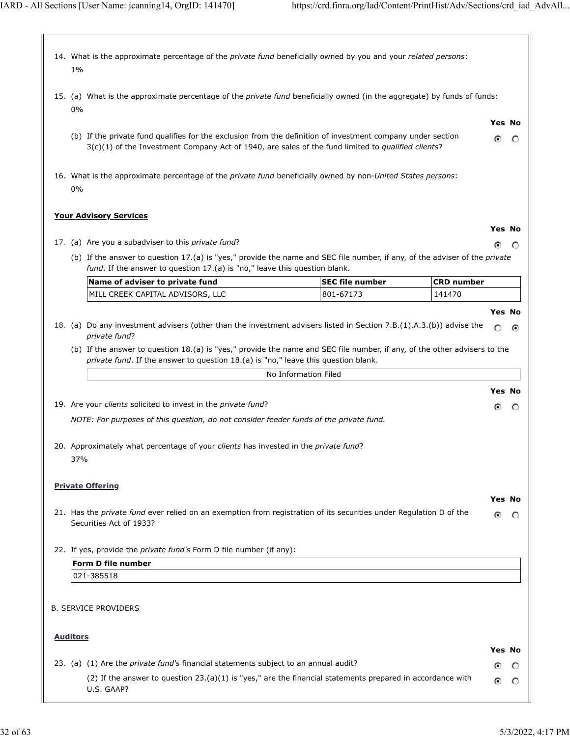14. What is the approximate percentage of the *private fund* beneficially owned by you and your *related persons*:
    1%

15. (a) What is the approximate percentage of the *private fund* beneficially owned (in the aggregate) by funds of funds:
    0%

    (b) If the private fund qualifies for the exclusion from the definition of investment company under section 3(c)(1) of the Investment Company Act of 1940, are sales of the fund limited to *qualified clients*?
    **Yes** ◉ **No** ○

16. What is the approximate percentage of the *private fund* beneficially owned by non-*United States persons*:
    0%

**Your Advisory Services**

17. (a) Are you a subadviser to this *private fund*?
    **Yes** ◉ **No** ○

    (b) If the answer to question 17.(a) is "yes," provide the name and SEC file number, if any, of the adviser of the *private fund*. If the answer to question 17.(a) is "no," leave this question blank.

| Name of adviser to private fund | SEC file number | CRD number |
| --- | --- | --- |
| MILL CREEK CAPITAL ADVISORS, LLC | 801-67173 | 141470 |

18. (a) Do any investment advisers (other than the investment advisers listed in Section 7.B.(1).A.3.(b)) advise the *private fund*?
    **Yes** ○ **No** ◉

    (b) If the answer to question 18.(a) is "yes," provide the name and SEC file number, if any, of the other advisers to the *private fund*. If the answer to question 18.(a) is "no," leave this question blank.

    No Information Filed

19. Are your *clients* solicited to invest in the *private fund*?
    **Yes** ◉ **No** ○

    *NOTE: For purposes of this question, do not consider feeder funds of the private fund.*

20. Approximately what percentage of your *clients* has invested in the *private fund*?
    37%

**Private Offering**

21. Has the *private fund* ever relied on an exemption from registration of its securities under Regulation D of the Securities Act of 1933?
    **Yes** ◉ **No** ○

22. If yes, provide the *private fund's* Form D file number (if any):

| Form D file number |
| --- |
| 021-385518 |

B. SERVICE PROVIDERS

**Auditors**

23. (a) (1) Are the *private fund's* financial statements subject to an annual audit?
    **Yes** ◉ **No** ○

    (2) If the answer to question 23.(a)(1) is "yes," are the financial statements prepared in accordance with U.S. GAAP?
    **Yes** ◉ **No** ○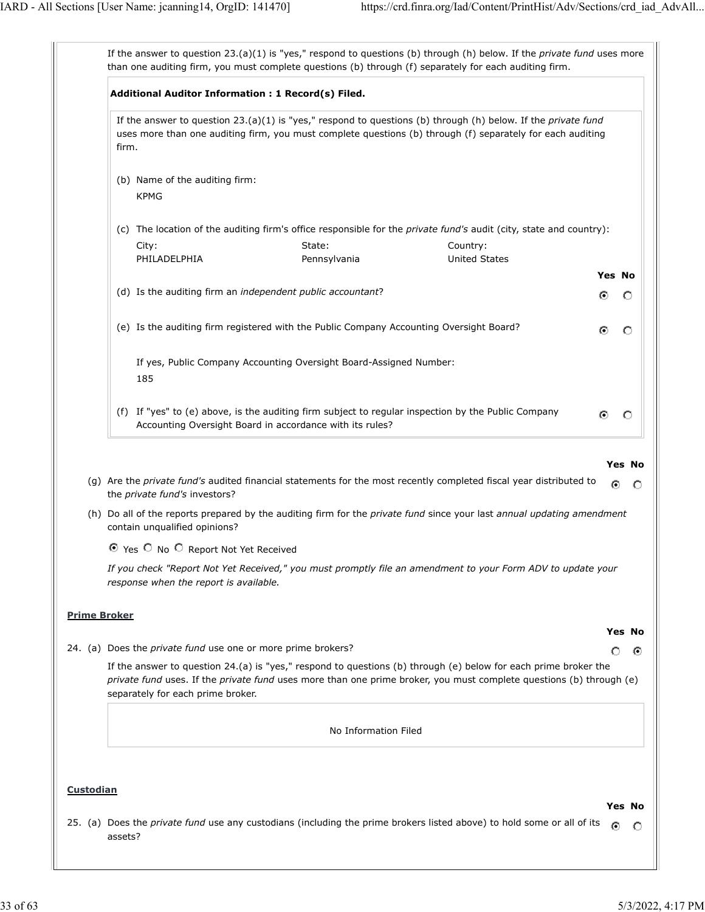If the answer to question 23.(a)(1) is "yes," respond to questions (b) through (h) below. If the *private fund* uses more than one auditing firm, you must complete questions (b) through (f) separately for each auditing firm.

**Additional Auditor Information : 1 Record(s) Filed.**

If the answer to question 23.(a)(1) is "yes," respond to questions (b) through (h) below. If the *private fund* uses more than one auditing firm, you must complete questions (b) through (f) separately for each auditing firm.

(b) Name of the auditing firm:

KPMG

(c) The location of the auditing firm's office responsible for the *private fund's* audit (city, state and country):

| City: | State: | Country: |
|---|---|---|
| PHILADELPHIA | Pennsylvania | United States |

| | Yes | No |
|---|---|---|
| (d) Is the auditing firm an *independent public accountant*? | ◉ | ○ |
| (e) Is the auditing firm registered with the Public Company Accounting Oversight Board? | ◉ | ○ |

If yes, Public Company Accounting Oversight Board-Assigned Number:

185

| | Yes | No |
|---|---|---|
| (f) If "yes" to (e) above, is the auditing firm subject to regular inspection by the Public Company Accounting Oversight Board in accordance with its rules? | ◉ | ○ |

| | Yes | No |
|---|---|---|
| (g) Are the *private fund's* audited financial statements for the most recently completed fiscal year distributed to the *private fund's* investors? | ◉ | ○ |

(h) Do all of the reports prepared by the auditing firm for the *private fund* since your last *annual updating amendment* contain unqualified opinions?

◉ Yes ○ No ○ Report Not Yet Received

*If you check "Report Not Yet Received," you must promptly file an amendment to your Form ADV to update your response when the report is available.*

**Prime Broker**

| | Yes | No |
|---|---|---|
| 24. (a) Does the *private fund* use one or more prime brokers? | ○ | ◉ |

If the answer to question 24.(a) is "yes," respond to questions (b) through (e) below for each prime broker the *private fund* uses. If the *private fund* uses more than one prime broker, you must complete questions (b) through (e) separately for each prime broker.

No Information Filed

**Custodian**

| | Yes | No |
|---|---|---|
| 25. (a) Does the *private fund* use any custodians (including the prime brokers listed above) to hold some or all of its assets? | ◉ | ○ |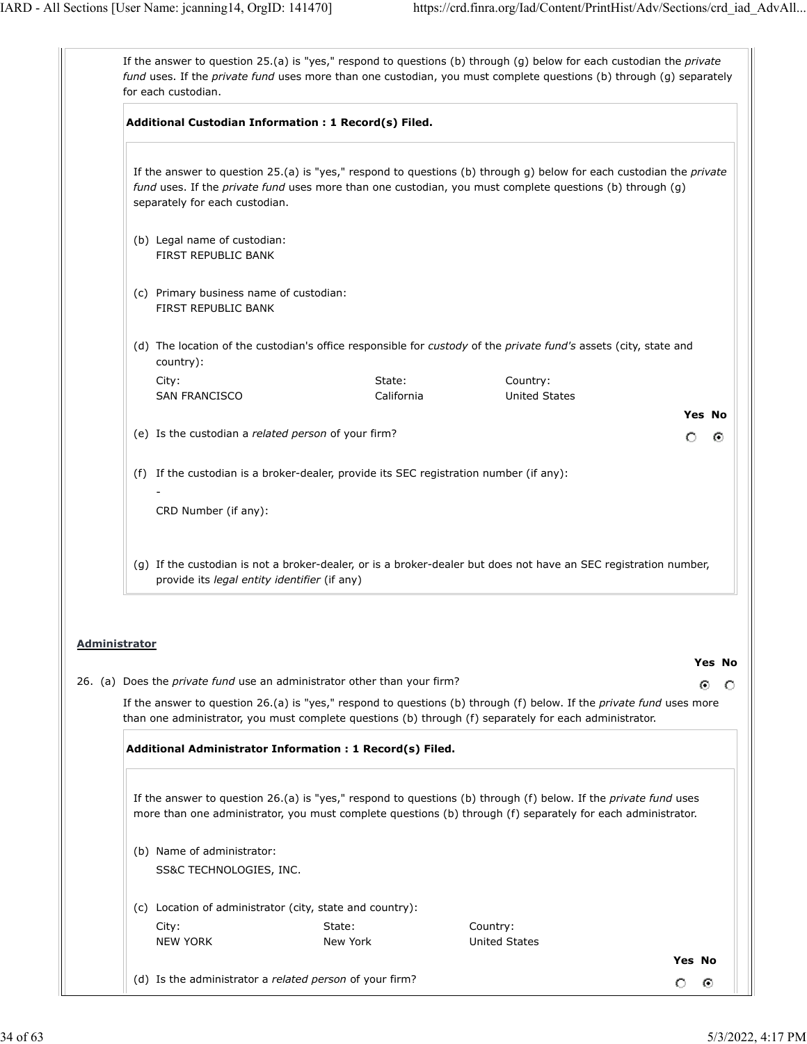If the answer to question 25.(a) is "yes," respond to questions (b) through (g) below for each custodian the *private fund* uses. If the *private fund* uses more than one custodian, you must complete questions (b) through (g) separately for each custodian.

**Additional Custodian Information : 1 Record(s) Filed.**

If the answer to question 25.(a) is "yes," respond to questions (b) through g) below for each custodian the *private fund* uses. If the *private fund* uses more than one custodian, you must complete questions (b) through (g) separately for each custodian.

(b) Legal name of custodian:
FIRST REPUBLIC BANK

(c) Primary business name of custodian:
FIRST REPUBLIC BANK

(d) The location of the custodian's office responsible for *custody* of the *private fund's* assets (city, state and country):

| City: | State: | Country: |
|---|---|---|
| SAN FRANCISCO | California | United States |

| | Yes | No |
|---|---|---|
| (e) Is the custodian a *related person* of your firm? | ○ | ◉ |

(f) If the custodian is a broker-dealer, provide its SEC registration number (if any):
-
CRD Number (if any):

(g) If the custodian is not a broker-dealer, or is a broker-dealer but does not have an SEC registration number, provide its *legal entity identifier* (if any)

**Administrator**

| | Yes | No |
|---|---|---|
| 26. (a) Does the *private fund* use an administrator other than your firm? | ◉ | ○ |

If the answer to question 26.(a) is "yes," respond to questions (b) through (f) below. If the *private fund* uses more than one administrator, you must complete questions (b) through (f) separately for each administrator.

**Additional Administrator Information : 1 Record(s) Filed.**

If the answer to question 26.(a) is "yes," respond to questions (b) through (f) below. If the *private fund* uses more than one administrator, you must complete questions (b) through (f) separately for each administrator.

(b) Name of administrator:
SS&C TECHNOLOGIES, INC.

(c) Location of administrator (city, state and country):

| City: | State: | Country: |
|---|---|---|
| NEW YORK | New York | United States |

| | Yes | No |
|---|---|---|
| (d) Is the administrator a *related person* of your firm? | ○ | ◉ |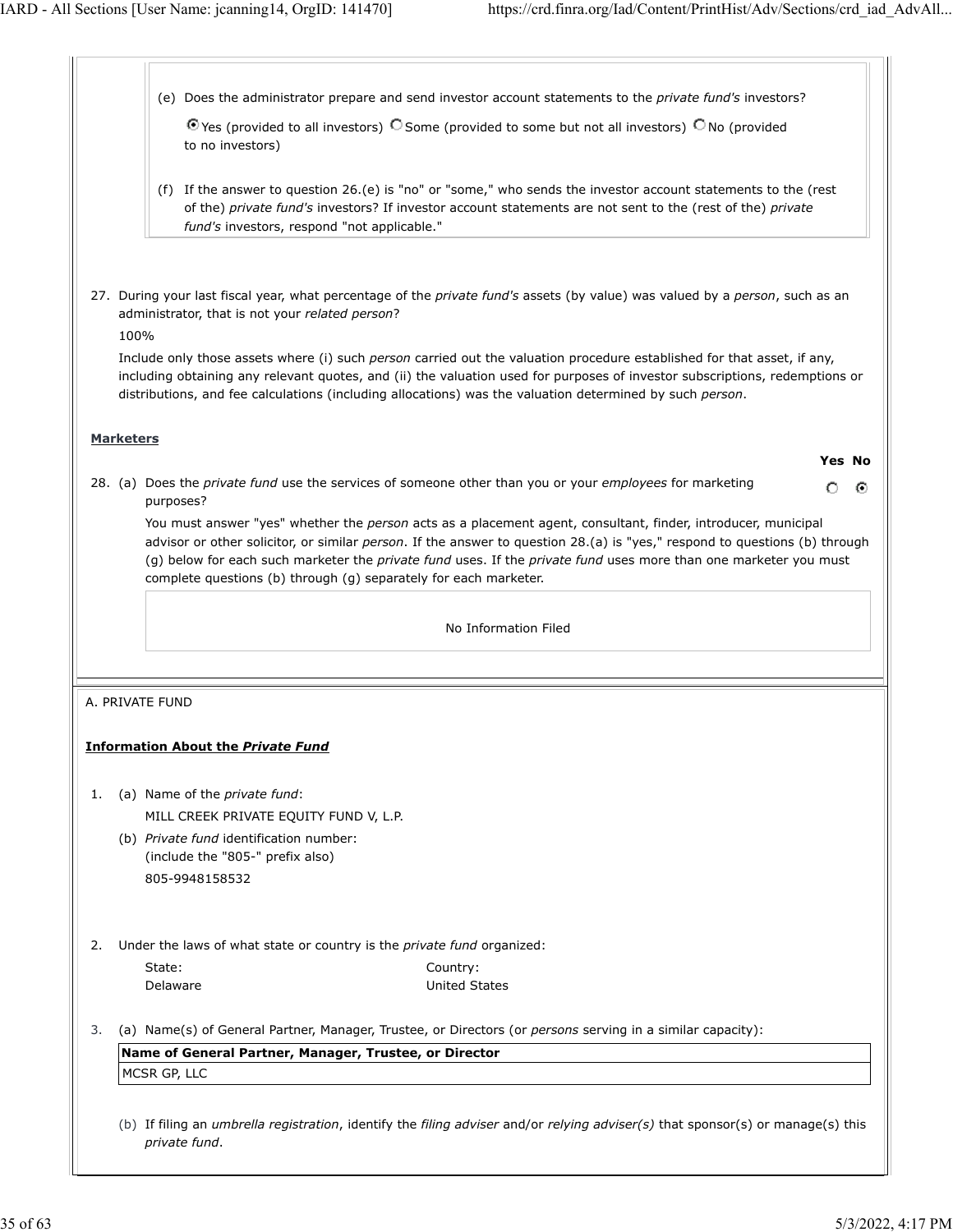(e) Does the administrator prepare and send investor account statements to the *private fund's* investors?

◉ Yes (provided to all investors) ○ Some (provided to some but not all investors) ○ No (provided to no investors)

(f) If the answer to question 26.(e) is "no" or "some," who sends the investor account statements to the (rest of the) *private fund's* investors? If investor account statements are not sent to the (rest of the) *private fund's* investors, respond "not applicable."

27. During your last fiscal year, what percentage of the *private fund's* assets (by value) was valued by a *person*, such as an administrator, that is not your *related person*?

100%

Include only those assets where (i) such *person* carried out the valuation procedure established for that asset, if any, including obtaining any relevant quotes, and (ii) the valuation used for purposes of investor subscriptions, redemptions or distributions, and fee calculations (including allocations) was the valuation determined by such *person*.

**Marketers**

| | Yes | No |
|---|---|---|
| 28. (a) Does the *private fund* use the services of someone other than you or your *employees* for marketing purposes? | ○ | ◉ |

You must answer "yes" whether the *person* acts as a placement agent, consultant, finder, introducer, municipal advisor or other solicitor, or similar *person*. If the answer to question 28.(a) is "yes," respond to questions (b) through (g) below for each such marketer the *private fund* uses. If the *private fund* uses more than one marketer you must complete questions (b) through (g) separately for each marketer.

No Information Filed

A. PRIVATE FUND

**Information About the *Private Fund***

1. (a) Name of the *private fund*:

MILL CREEK PRIVATE EQUITY FUND V, L.P.

(b) *Private fund* identification number:
(include the "805-" prefix also)

805-9948158532

2. Under the laws of what state or country is the *private fund* organized:

| State: | Country: |
|---|---|
| Delaware | United States |

3. (a) Name(s) of General Partner, Manager, Trustee, or Directors (or *persons* serving in a similar capacity):

| Name of General Partner, Manager, Trustee, or Director |
|---|
| MCSR GP, LLC |

(b) If filing an *umbrella registration*, identify the *filing adviser* and/or *relying adviser(s)* that sponsor(s) or manage(s) this *private fund*.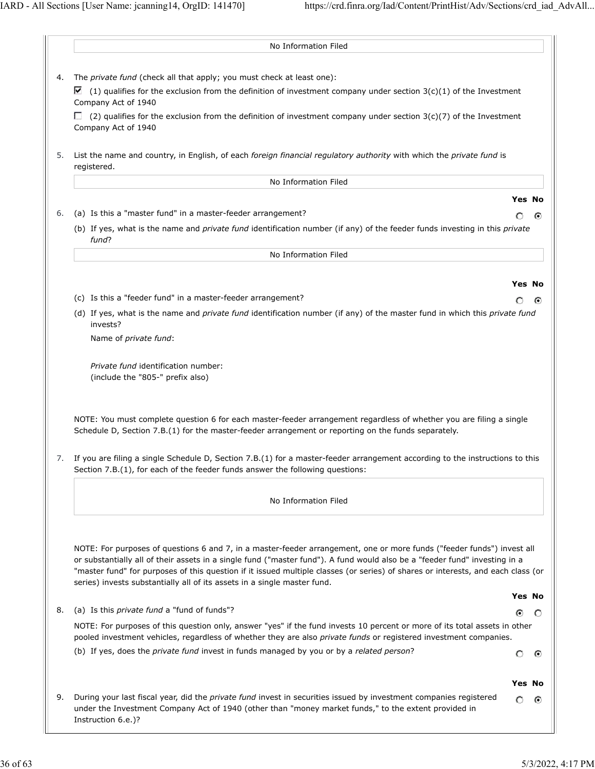No Information Filed

4. The *private fund* (check all that apply; you must check at least one):

   ☑ (1) qualifies for the exclusion from the definition of investment company under section 3(c)(1) of the Investment Company Act of 1940

   ☐ (2) qualifies for the exclusion from the definition of investment company under section 3(c)(7) of the Investment Company Act of 1940

5. List the name and country, in English, of each *foreign financial regulatory authority* with which the *private fund* is registered.

   No Information Filed

| | Yes | No |
|---|---|---|
| 6. (a) Is this a "master fund" in a master-feeder arrangement? | ○ | ◉ |

   (b) If yes, what is the name and *private fund* identification number (if any) of the feeder funds investing in this *private fund*?

   No Information Filed

| | Yes | No |
|---|---|---|
| (c) Is this a "feeder fund" in a master-feeder arrangement? | ○ | ◉ |

   (d) If yes, what is the name and *private fund* identification number (if any) of the master fund in which this *private fund* invests?

   Name of *private fund*:

   *Private fund* identification number:
   (include the "805-" prefix also)

NOTE: You must complete question 6 for each master-feeder arrangement regardless of whether you are filing a single Schedule D, Section 7.B.(1) for the master-feeder arrangement or reporting on the funds separately.

7. If you are filing a single Schedule D, Section 7.B.(1) for a master-feeder arrangement according to the instructions to this Section 7.B.(1), for each of the feeder funds answer the following questions:

   No Information Filed

NOTE: For purposes of questions 6 and 7, in a master-feeder arrangement, one or more funds ("feeder funds") invest all or substantially all of their assets in a single fund ("master fund"). A fund would also be a "feeder fund" investing in a "master fund" for purposes of this question if it issued multiple classes (or series) of shares or interests, and each class (or series) invests substantially all of its assets in a single master fund.

| | Yes | No |
|---|---|---|
| 8. (a) Is this *private fund* a "fund of funds"? | ◉ | ○ |

   NOTE: For purposes of this question only, answer "yes" if the fund invests 10 percent or more of its total assets in other pooled investment vehicles, regardless of whether they are also *private funds* or registered investment companies.

| | Yes | No |
|---|---|---|
| (b) If yes, does the *private fund* invest in funds managed by you or by a *related person*? | ○ | ◉ |

| | Yes | No |
|---|---|---|
| 9. During your last fiscal year, did the *private fund* invest in securities issued by investment companies registered under the Investment Company Act of 1940 (other than "money market funds," to the extent provided in Instruction 6.e.)? | ○ | ◉ |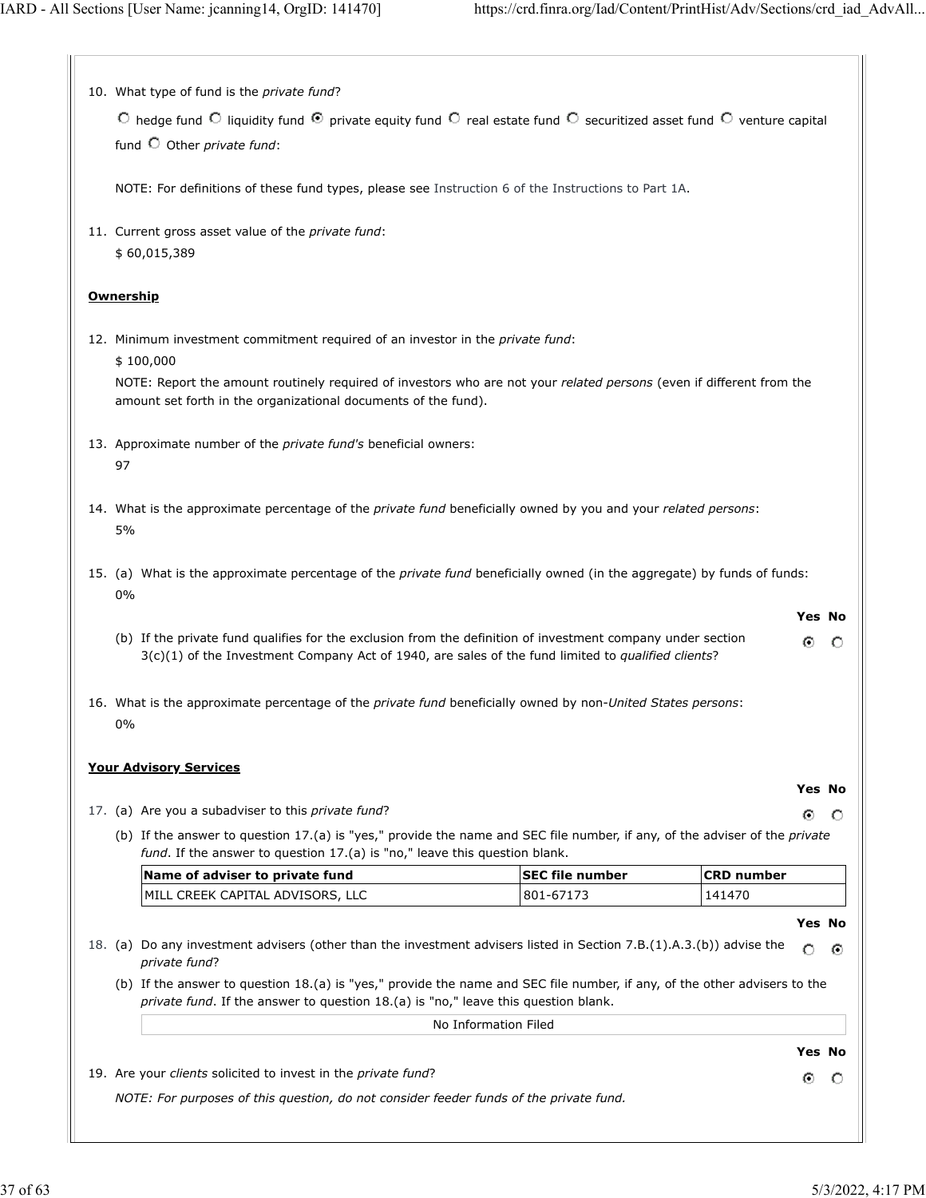10. What type of fund is the *private fund*?

    ○ hedge fund ○ liquidity fund ● private equity fund ○ real estate fund ○ securitized asset fund ○ venture capital fund ○ Other *private fund*:

    NOTE: For definitions of these fund types, please see Instruction 6 of the Instructions to Part 1A.

11. Current gross asset value of the *private fund*:

    $ 60,015,389

**Ownership**

12. Minimum investment commitment required of an investor in the *private fund*:

    $ 100,000

    NOTE: Report the amount routinely required of investors who are not your *related persons* (even if different from the amount set forth in the organizational documents of the fund).

13. Approximate number of the *private fund's* beneficial owners:

    97

14. What is the approximate percentage of the *private fund* beneficially owned by you and your *related persons*:

    5%

15. (a) What is the approximate percentage of the *private fund* beneficially owned (in the aggregate) by funds of funds:

    0%

    (b) If the private fund qualifies for the exclusion from the definition of investment company under section 3(c)(1) of the Investment Company Act of 1940, are sales of the fund limited to *qualified clients*? — Yes ● No ○

16. What is the approximate percentage of the *private fund* beneficially owned by non-*United States persons*:

    0%

**Your Advisory Services**

17. (a) Are you a subadviser to this *private fund*? — Yes ● No ○

    (b) If the answer to question 17.(a) is "yes," provide the name and SEC file number, if any, of the adviser of the *private fund*. If the answer to question 17.(a) is "no," leave this question blank.

| Name of adviser to private fund | SEC file number | CRD number |
|---|---|---|
| MILL CREEK CAPITAL ADVISORS, LLC | 801-67173 | 141470 |

18. (a) Do any investment advisers (other than the investment advisers listed in Section 7.B.(1).A.3.(b)) advise the *private fund*? — Yes ○ No ●

    (b) If the answer to question 18.(a) is "yes," provide the name and SEC file number, if any, of the other advisers to the *private fund*. If the answer to question 18.(a) is "no," leave this question blank.

    No Information Filed

19. Are your *clients* solicited to invest in the *private fund*? — Yes ● No ○

    *NOTE: For purposes of this question, do not consider feeder funds of the private fund.*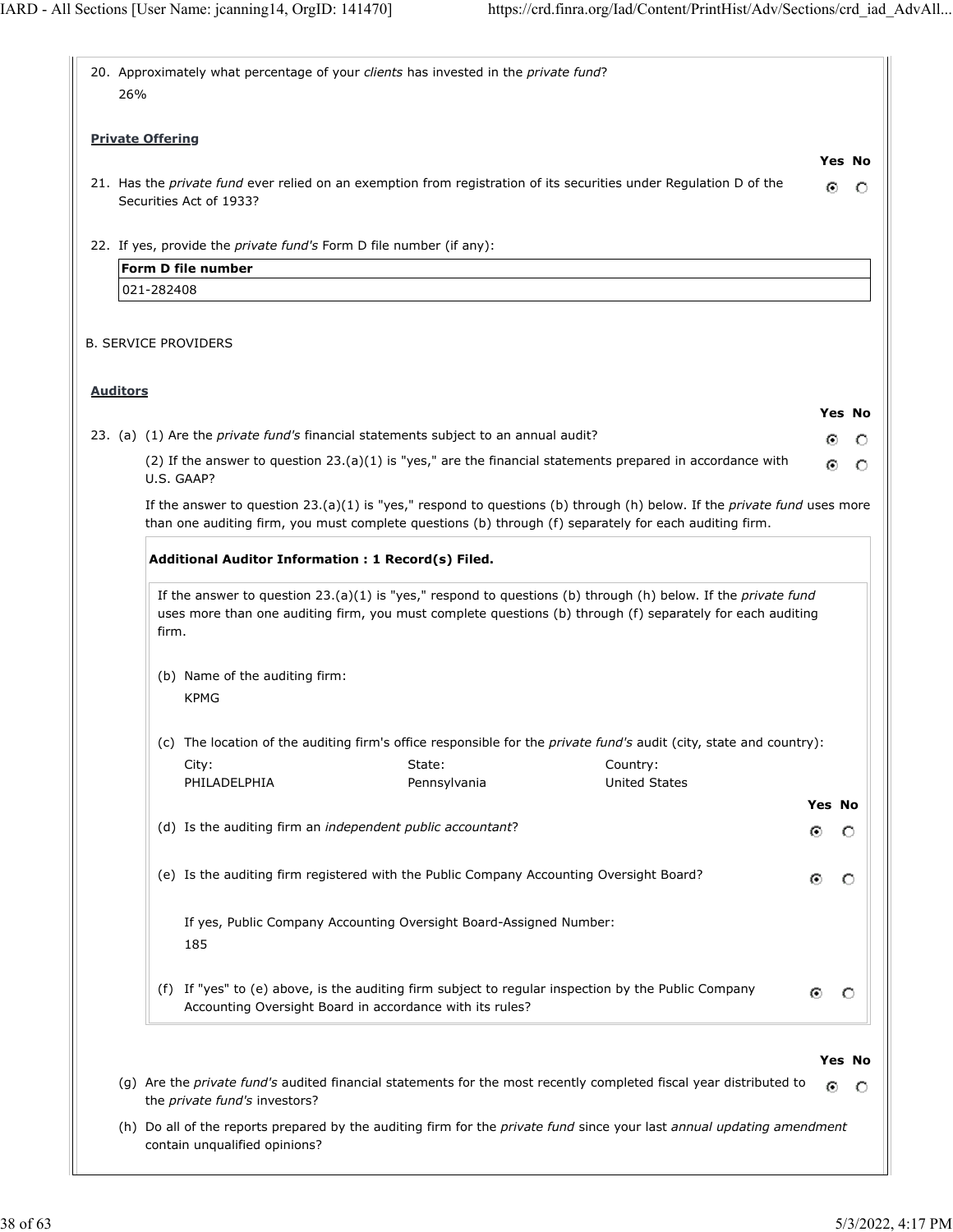20. Approximately what percentage of your *clients* has invested in the *private fund*?

    26%

**Private Offering**

| | Yes | No |
|---|---|---|
| 21. Has the *private fund* ever relied on an exemption from registration of its securities under Regulation D of the Securities Act of 1933? | ◉ | ○ |

22. If yes, provide the *private fund's* Form D file number (if any):

| Form D file number |
|---|
| 021-282408 |

B. SERVICE PROVIDERS

**Auditors**

| | Yes | No |
|---|---|---|
| 23. (a) (1) Are the *private fund's* financial statements subject to an annual audit? | ◉ | ○ |
| (2) If the answer to question 23.(a)(1) is "yes," are the financial statements prepared in accordance with U.S. GAAP? | ◉ | ○ |

If the answer to question 23.(a)(1) is "yes," respond to questions (b) through (h) below. If the *private fund* uses more than one auditing firm, you must complete questions (b) through (f) separately for each auditing firm.

**Additional Auditor Information : 1 Record(s) Filed.**

If the answer to question 23.(a)(1) is "yes," respond to questions (b) through (h) below. If the *private fund* uses more than one auditing firm, you must complete questions (b) through (f) separately for each auditing firm.

(b) Name of the auditing firm:

KPMG

(c) The location of the auditing firm's office responsible for the *private fund's* audit (city, state and country):

| City: | State: | Country: |
|---|---|---|
| PHILADELPHIA | Pennsylvania | United States |

| | Yes | No |
|---|---|---|
| (d) Is the auditing firm an *independent public accountant*? | ◉ | ○ |
| (e) Is the auditing firm registered with the Public Company Accounting Oversight Board? | ◉ | ○ |

If yes, Public Company Accounting Oversight Board-Assigned Number:

185

| | Yes | No |
|---|---|---|
| (f) If "yes" to (e) above, is the auditing firm subject to regular inspection by the Public Company Accounting Oversight Board in accordance with its rules? | ◉ | ○ |

| | Yes | No |
|---|---|---|
| (g) Are the *private fund's* audited financial statements for the most recently completed fiscal year distributed to the *private fund's* investors? | ◉ | ○ |

(h) Do all of the reports prepared by the auditing firm for the *private fund* since your last *annual updating amendment* contain unqualified opinions?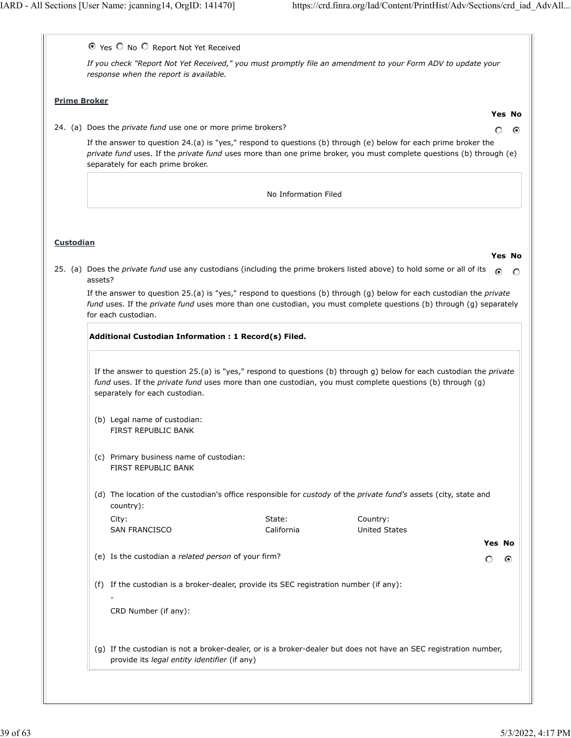◉ Yes ○ No ○ Report Not Yet Received

*If you check "Report Not Yet Received," you must promptly file an amendment to your Form ADV to update your response when the report is available.*

**Prime Broker**

| | Yes | No |
|---|---|---|
| 24. (a) Does the *private fund* use one or more prime brokers? | ○ | ◉ |

If the answer to question 24.(a) is "yes," respond to questions (b) through (e) below for each prime broker the *private fund* uses. If the *private fund* uses more than one prime broker, you must complete questions (b) through (e) separately for each prime broker.

No Information Filed

**Custodian**

| | Yes | No |
|---|---|---|
| 25. (a) Does the *private fund* use any custodians (including the prime brokers listed above) to hold some or all of its assets? | ◉ | ○ |

If the answer to question 25.(a) is "yes," respond to questions (b) through (g) below for each custodian the *private fund* uses. If the *private fund* uses more than one custodian, you must complete questions (b) through (g) separately for each custodian.

**Additional Custodian Information : 1 Record(s) Filed.**

If the answer to question 25.(a) is "yes," respond to questions (b) through g) below for each custodian the *private fund* uses. If the *private fund* uses more than one custodian, you must complete questions (b) through (g) separately for each custodian.

(b) Legal name of custodian:
FIRST REPUBLIC BANK

(c) Primary business name of custodian:
FIRST REPUBLIC BANK

(d) The location of the custodian's office responsible for *custody* of the *private fund's* assets (city, state and country):

| City: | State: | Country: |
|---|---|---|
| SAN FRANCISCO | California | United States |

| | Yes | No |
|---|---|---|
| (e) Is the custodian a *related person* of your firm? | ○ | ◉ |

(f) If the custodian is a broker-dealer, provide its SEC registration number (if any):
-
CRD Number (if any):

(g) If the custodian is not a broker-dealer, or is a broker-dealer but does not have an SEC registration number, provide its *legal entity identifier* (if any)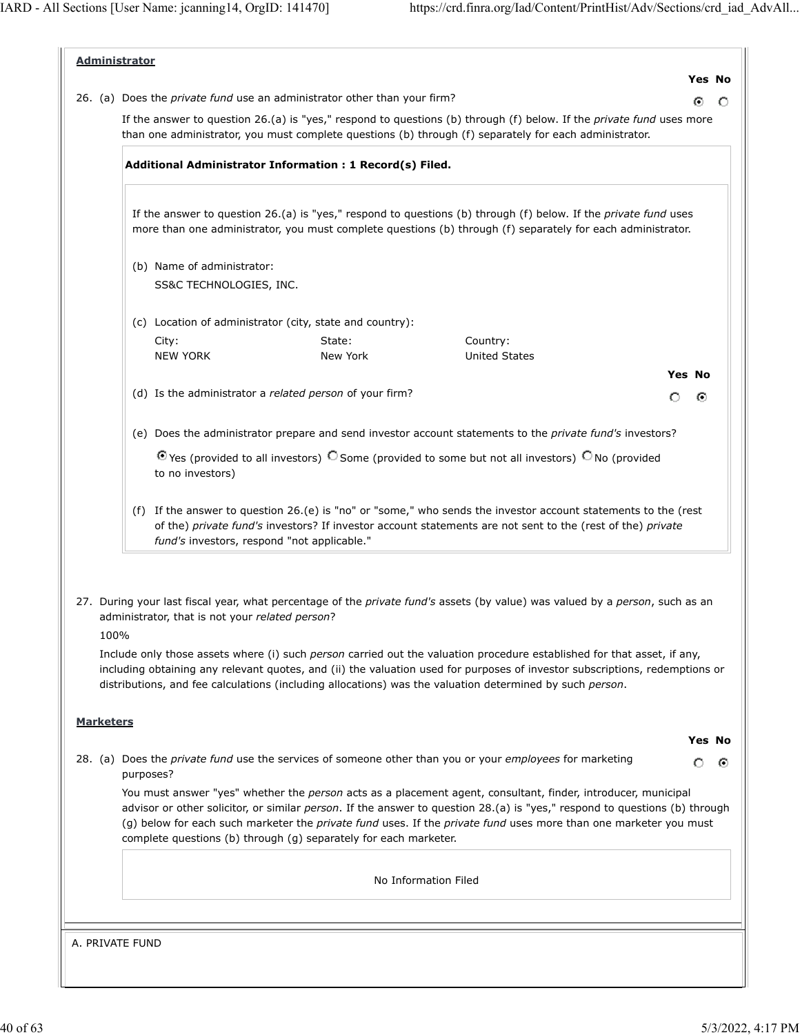**Administrator**

26. (a) Does the *private fund* use an administrator other than your firm? — **Yes** ☒ No ☐

If the answer to question 26.(a) is "yes," respond to questions (b) through (f) below. If the *private fund* uses more than one administrator, you must complete questions (b) through (f) separately for each administrator.

**Additional Administrator Information : 1 Record(s) Filed.**

If the answer to question 26.(a) is "yes," respond to questions (b) through (f) below. If the *private fund* uses more than one administrator, you must complete questions (b) through (f) separately for each administrator.

(b) Name of administrator:

SS&C TECHNOLOGIES, INC.

(c) Location of administrator (city, state and country):

| City: | State: | Country: |
|---|---|---|
| NEW YORK | New York | United States |

(d) Is the administrator a *related person* of your firm? — Yes ☐ **No** ☒

(e) Does the administrator prepare and send investor account statements to the *private fund's* investors?

☒ Yes (provided to all investors) ☐ Some (provided to some but not all investors) ☐ No (provided to no investors)

(f) If the answer to question 26.(e) is "no" or "some," who sends the investor account statements to the (rest of the) *private fund's* investors? If investor account statements are not sent to the (rest of the) *private fund's* investors, respond "not applicable."

27. During your last fiscal year, what percentage of the *private fund's* assets (by value) was valued by a *person*, such as an administrator, that is not your *related person*?

100%

Include only those assets where (i) such *person* carried out the valuation procedure established for that asset, if any, including obtaining any relevant quotes, and (ii) the valuation used for purposes of investor subscriptions, redemptions or distributions, and fee calculations (including allocations) was the valuation determined by such *person*.

**Marketers**

28. (a) Does the *private fund* use the services of someone other than you or your *employees* for marketing purposes? — Yes ☐ **No** ☒

You must answer "yes" whether the *person* acts as a placement agent, consultant, finder, introducer, municipal advisor or other solicitor, or similar *person*. If the answer to question 28.(a) is "yes," respond to questions (b) through (g) below for each such marketer the *private fund* uses. If the *private fund* uses more than one marketer you must complete questions (b) through (g) separately for each marketer.

No Information Filed

A. PRIVATE FUND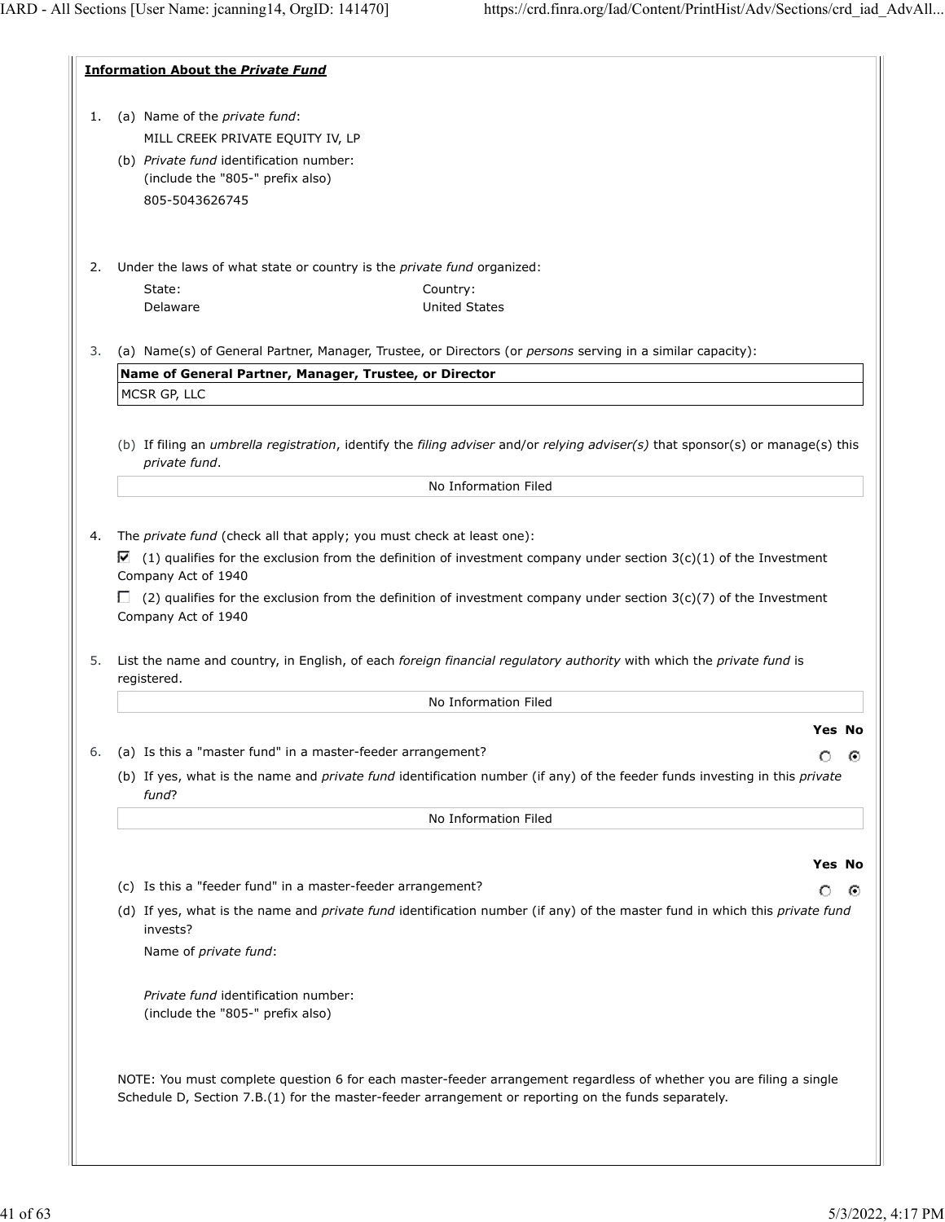**Information About the *Private Fund***

1. (a) Name of the *private fund*:

   MILL CREEK PRIVATE EQUITY IV, LP

   (b) *Private fund* identification number:
   (include the "805-" prefix also)

   805-5043626745

2. Under the laws of what state or country is the *private fund* organized:

| State: | Country: |
|---|---|
| Delaware | United States |

3. (a) Name(s) of General Partner, Manager, Trustee, or Directors (or *persons* serving in a similar capacity):

| Name of General Partner, Manager, Trustee, or Director |
|---|
| MCSR GP, LLC |

   (b) If filing an *umbrella registration*, identify the *filing adviser* and/or *relying adviser(s)* that sponsor(s) or manage(s) this *private fund*.

   No Information Filed

4. The *private fund* (check all that apply; you must check at least one):

   ☑ (1) qualifies for the exclusion from the definition of investment company under section 3(c)(1) of the Investment Company Act of 1940

   ☐ (2) qualifies for the exclusion from the definition of investment company under section 3(c)(7) of the Investment Company Act of 1940

5. List the name and country, in English, of each *foreign financial regulatory authority* with which the *private fund* is registered.

   No Information Filed

| | Yes | No |
|---|---|---|
| 6. (a) Is this a "master fund" in a master-feeder arrangement? | ○ | ◉ |

   (b) If yes, what is the name and *private fund* identification number (if any) of the feeder funds investing in this *private fund*?

   No Information Filed

| | Yes | No |
|---|---|---|
| (c) Is this a "feeder fund" in a master-feeder arrangement? | ○ | ◉ |

   (d) If yes, what is the name and *private fund* identification number (if any) of the master fund in which this *private fund* invests?

   Name of *private fund*:

   *Private fund* identification number:
   (include the "805-" prefix also)

NOTE: You must complete question 6 for each master-feeder arrangement regardless of whether you are filing a single Schedule D, Section 7.B.(1) for the master-feeder arrangement or reporting on the funds separately.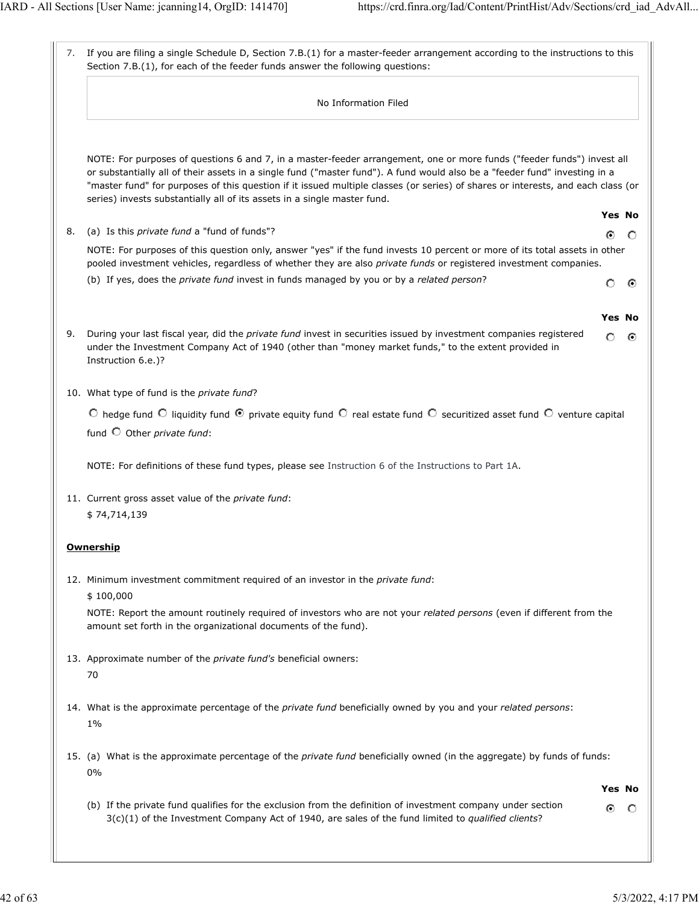7. If you are filing a single Schedule D, Section 7.B.(1) for a master-feeder arrangement according to the instructions to this Section 7.B.(1), for each of the feeder funds answer the following questions:

No Information Filed

NOTE: For purposes of questions 6 and 7, in a master-feeder arrangement, one or more funds ("feeder funds") invest all or substantially all of their assets in a single fund ("master fund"). A fund would also be a "feeder fund" investing in a "master fund" for purposes of this question if it issued multiple classes (or series) of shares or interests, and each class (or series) invests substantially all of its assets in a single master fund.

| | Yes | No |
|---|---|---|
| 8. (a) Is this *private fund* a "fund of funds"? | ⦿ | ○ |

NOTE: For purposes of this question only, answer "yes" if the fund invests 10 percent or more of its total assets in other pooled investment vehicles, regardless of whether they are also *private funds* or registered investment companies.

| | Yes | No |
|---|---|---|
| (b) If yes, does the *private fund* invest in funds managed by you or by a *related person*? | ○ | ⦿ |

| | Yes | No |
|---|---|---|
| 9. During your last fiscal year, did the *private fund* invest in securities issued by investment companies registered under the Investment Company Act of 1940 (other than "money market funds," to the extent provided in Instruction 6.e.)? | ○ | ⦿ |

10. What type of fund is the *private fund*?

○ hedge fund ○ liquidity fund ⦿ private equity fund ○ real estate fund ○ securitized asset fund ○ venture capital fund ○ Other *private fund*:

NOTE: For definitions of these fund types, please see Instruction 6 of the Instructions to Part 1A.

11. Current gross asset value of the *private fund*:

$ 74,714,139

**Ownership**

12. Minimum investment commitment required of an investor in the *private fund*:

$ 100,000

NOTE: Report the amount routinely required of investors who are not your *related persons* (even if different from the amount set forth in the organizational documents of the fund).

13. Approximate number of the *private fund's* beneficial owners:

70

14. What is the approximate percentage of the *private fund* beneficially owned by you and your *related persons*:

1%

15. (a) What is the approximate percentage of the *private fund* beneficially owned (in the aggregate) by funds of funds:

0%

| | Yes | No |
|---|---|---|
| (b) If the private fund qualifies for the exclusion from the definition of investment company under section 3(c)(1) of the Investment Company Act of 1940, are sales of the fund limited to *qualified clients*? | ⦿ | ○ |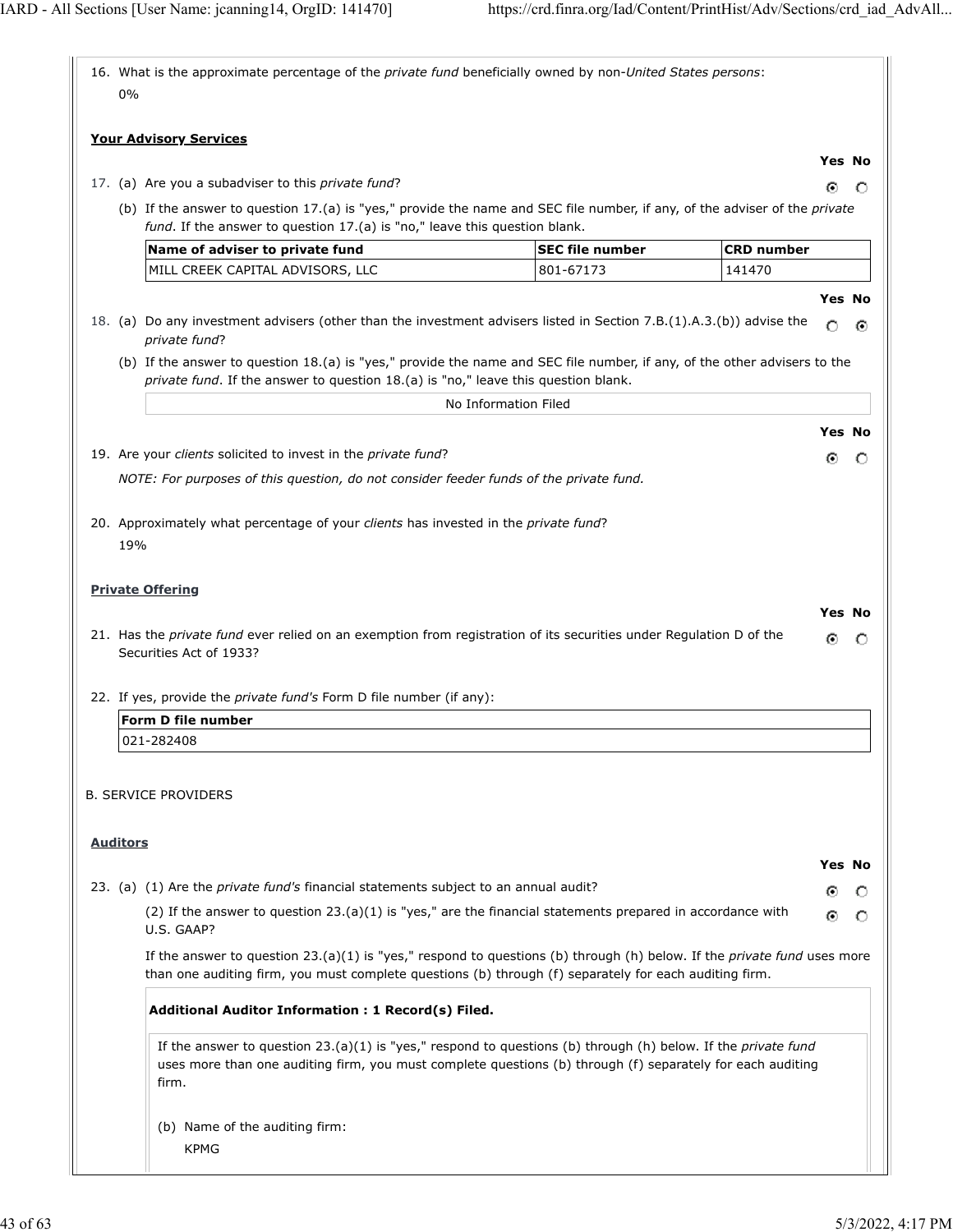16. What is the approximate percentage of the *private fund* beneficially owned by non-*United States persons*:

    0%

**Your Advisory Services**

|  | Yes | No |
|---|---|---|
| 17. (a) Are you a subadviser to this *private fund*? | ⦿ | ○ |

(b) If the answer to question 17.(a) is "yes," provide the name and SEC file number, if any, of the adviser of the *private fund*. If the answer to question 17.(a) is "no," leave this question blank.

| Name of adviser to private fund | SEC file number | CRD number |
|---|---|---|
| MILL CREEK CAPITAL ADVISORS, LLC | 801-67173 | 141470 |

|  | Yes | No |
|---|---|---|
| 18. (a) Do any investment advisers (other than the investment advisers listed in Section 7.B.(1).A.3.(b)) advise the *private fund*? | ○ | ⦿ |

(b) If the answer to question 18.(a) is "yes," provide the name and SEC file number, if any, of the other advisers to the *private fund*. If the answer to question 18.(a) is "no," leave this question blank.

No Information Filed

|  | Yes | No |
|---|---|---|
| 19. Are your *clients* solicited to invest in the *private fund*? | ⦿ | ○ |

*NOTE: For purposes of this question, do not consider feeder funds of the private fund.*

20. Approximately what percentage of your *clients* has invested in the *private fund*?

    19%

**Private Offering**

|  | Yes | No |
|---|---|---|
| 21. Has the *private fund* ever relied on an exemption from registration of its securities under Regulation D of the Securities Act of 1933? | ⦿ | ○ |

22. If yes, provide the *private fund's* Form D file number (if any):

| Form D file number |
|---|
| 021-282408 |

B. SERVICE PROVIDERS

**Auditors**

|  | Yes | No |
|---|---|---|
| 23. (a) (1) Are the *private fund's* financial statements subject to an annual audit? | ⦿ | ○ |
| (2) If the answer to question 23.(a)(1) is "yes," are the financial statements prepared in accordance with U.S. GAAP? | ⦿ | ○ |

If the answer to question 23.(a)(1) is "yes," respond to questions (b) through (h) below. If the *private fund* uses more than one auditing firm, you must complete questions (b) through (f) separately for each auditing firm.

**Additional Auditor Information : 1 Record(s) Filed.**

If the answer to question 23.(a)(1) is "yes," respond to questions (b) through (h) below. If the *private fund* uses more than one auditing firm, you must complete questions (b) through (f) separately for each auditing firm.

(b) Name of the auditing firm:

KPMG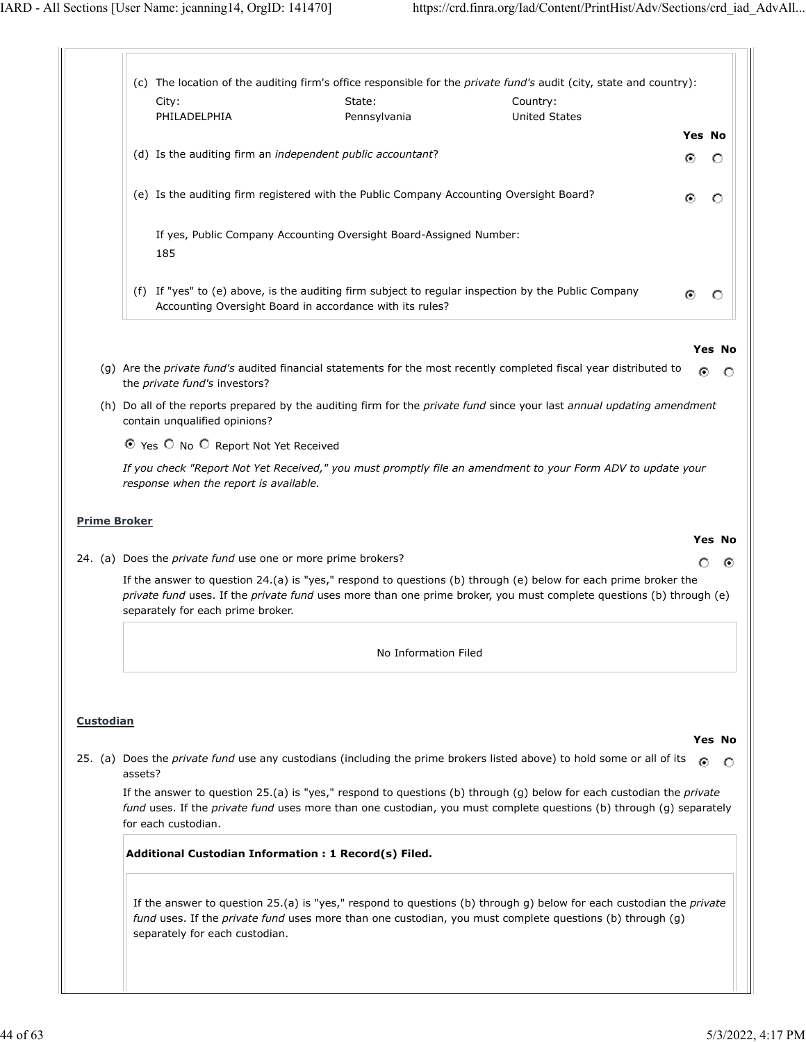(c) The location of the auditing firm's office responsible for the *private fund's* audit (city, state and country):

| City: | State: | Country: |
|---|---|---|
| PHILADELPHIA | Pennsylvania | United States |

| | Yes | No |
|---|---|---|
| (d) Is the auditing firm an *independent public accountant*? | ◉ | ○ |
| (e) Is the auditing firm registered with the Public Company Accounting Oversight Board? | ◉ | ○ |

If yes, Public Company Accounting Oversight Board-Assigned Number:
185

| | Yes | No |
|---|---|---|
| (f) If "yes" to (e) above, is the auditing firm subject to regular inspection by the Public Company Accounting Oversight Board in accordance with its rules? | ◉ | ○ |

| | Yes | No |
|---|---|---|
| (g) Are the *private fund's* audited financial statements for the most recently completed fiscal year distributed to the *private fund's* investors? | ◉ | ○ |

(h) Do all of the reports prepared by the auditing firm for the *private fund* since your last *annual updating amendment* contain unqualified opinions?

◉ Yes ○ No ○ Report Not Yet Received

*If you check "Report Not Yet Received," you must promptly file an amendment to your Form ADV to update your response when the report is available.*

## Prime Broker

| | Yes | No |
|---|---|---|
| 24. (a) Does the *private fund* use one or more prime brokers? | ○ | ◉ |

If the answer to question 24.(a) is "yes," respond to questions (b) through (e) below for each prime broker the *private fund* uses. If the *private fund* uses more than one prime broker, you must complete questions (b) through (e) separately for each prime broker.

No Information Filed

## Custodian

| | Yes | No |
|---|---|---|
| 25. (a) Does the *private fund* use any custodians (including the prime brokers listed above) to hold some or all of its assets? | ◉ | ○ |

If the answer to question 25.(a) is "yes," respond to questions (b) through (g) below for each custodian the *private fund* uses. If the *private fund* uses more than one custodian, you must complete questions (b) through (g) separately for each custodian.

**Additional Custodian Information : 1 Record(s) Filed.**

If the answer to question 25.(a) is "yes," respond to questions (b) through g) below for each custodian the *private fund* uses. If the *private fund* uses more than one custodian, you must complete questions (b) through (g) separately for each custodian.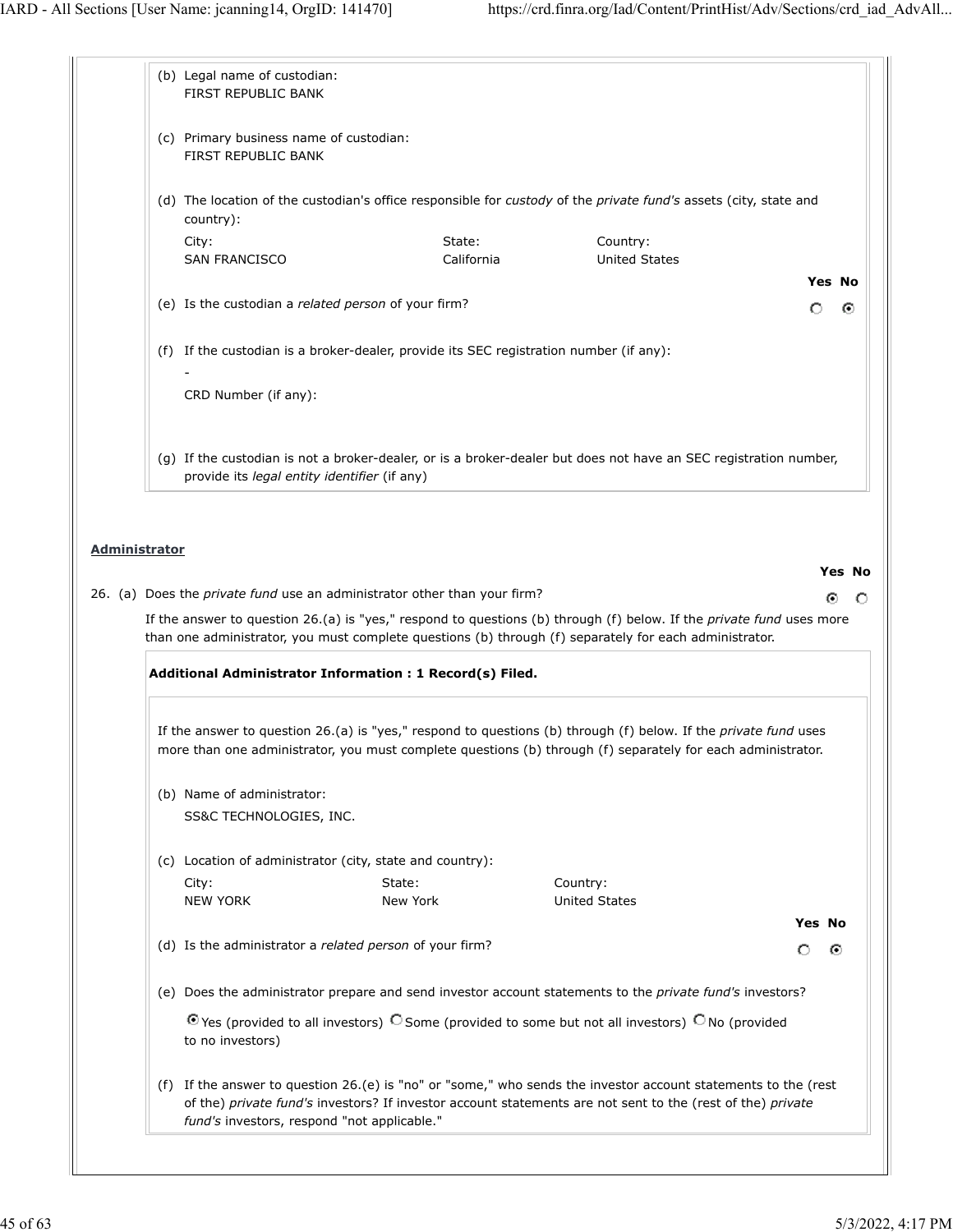(b) Legal name of custodian:
FIRST REPUBLIC BANK

(c) Primary business name of custodian:
FIRST REPUBLIC BANK

(d) The location of the custodian's office responsible for *custody* of the *private fund's* assets (city, state and country):

| City: | State: | Country: |
|---|---|---|
| SAN FRANCISCO | California | United States |

(e) Is the custodian a *related person* of your firm? Yes ○ No ●

(f) If the custodian is a broker-dealer, provide its SEC registration number (if any):
-
CRD Number (if any):

(g) If the custodian is not a broker-dealer, or is a broker-dealer but does not have an SEC registration number, provide its *legal entity identifier* (if any)

**Administrator**

26. (a) Does the *private fund* use an administrator other than your firm? Yes ● No ○

If the answer to question 26.(a) is "yes," respond to questions (b) through (f) below. If the *private fund* uses more than one administrator, you must complete questions (b) through (f) separately for each administrator.

**Additional Administrator Information : 1 Record(s) Filed.**

If the answer to question 26.(a) is "yes," respond to questions (b) through (f) below. If the *private fund* uses more than one administrator, you must complete questions (b) through (f) separately for each administrator.

(b) Name of administrator:
SS&C TECHNOLOGIES, INC.

(c) Location of administrator (city, state and country):

| City: | State: | Country: |
|---|---|---|
| NEW YORK | New York | United States |

(d) Is the administrator a *related person* of your firm? Yes ○ No ●

(e) Does the administrator prepare and send investor account statements to the *private fund's* investors?

● Yes (provided to all investors) ○ Some (provided to some but not all investors) ○ No (provided to no investors)

(f) If the answer to question 26.(e) is "no" or "some," who sends the investor account statements to the (rest of the) *private fund's* investors? If investor account statements are not sent to the (rest of the) *private fund's* investors, respond "not applicable."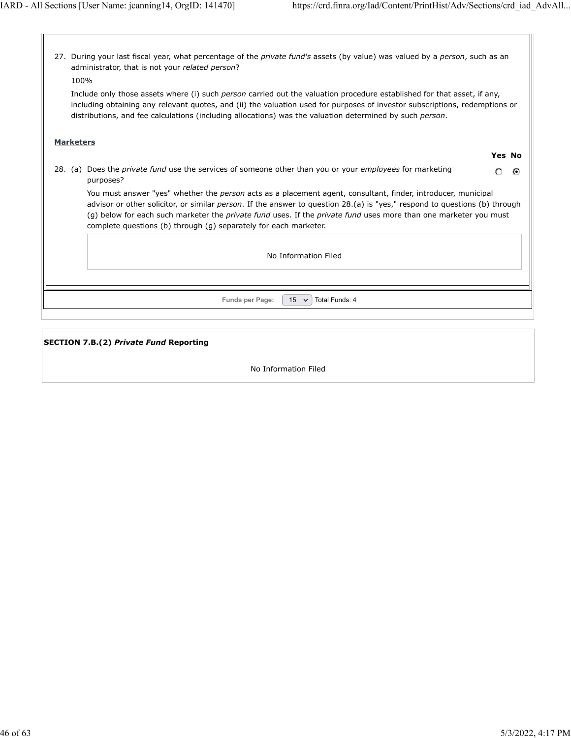27. During your last fiscal year, what percentage of the *private fund's* assets (by value) was valued by a *person*, such as an administrator, that is not your *related person*?

    100%

    Include only those assets where (i) such *person* carried out the valuation procedure established for that asset, if any, including obtaining any relevant quotes, and (ii) the valuation used for purposes of investor subscriptions, redemptions or distributions, and fee calculations (including allocations) was the valuation determined by such *person*.

**Marketers**

| | Yes | No |
|---|---|---|
| 28. (a) Does the *private fund* use the services of someone other than you or your *employees* for marketing purposes? | ○ | ◉ |

You must answer "yes" whether the *person* acts as a placement agent, consultant, finder, introducer, municipal advisor or other solicitor, or similar *person*. If the answer to question 28.(a) is "yes," respond to questions (b) through (g) below for each such marketer the *private fund* uses. If the *private fund* uses more than one marketer you must complete questions (b) through (g) separately for each marketer.

No Information Filed

Funds per Page: 15 Total Funds: 4

**SECTION 7.B.(2) *Private Fund* Reporting**

No Information Filed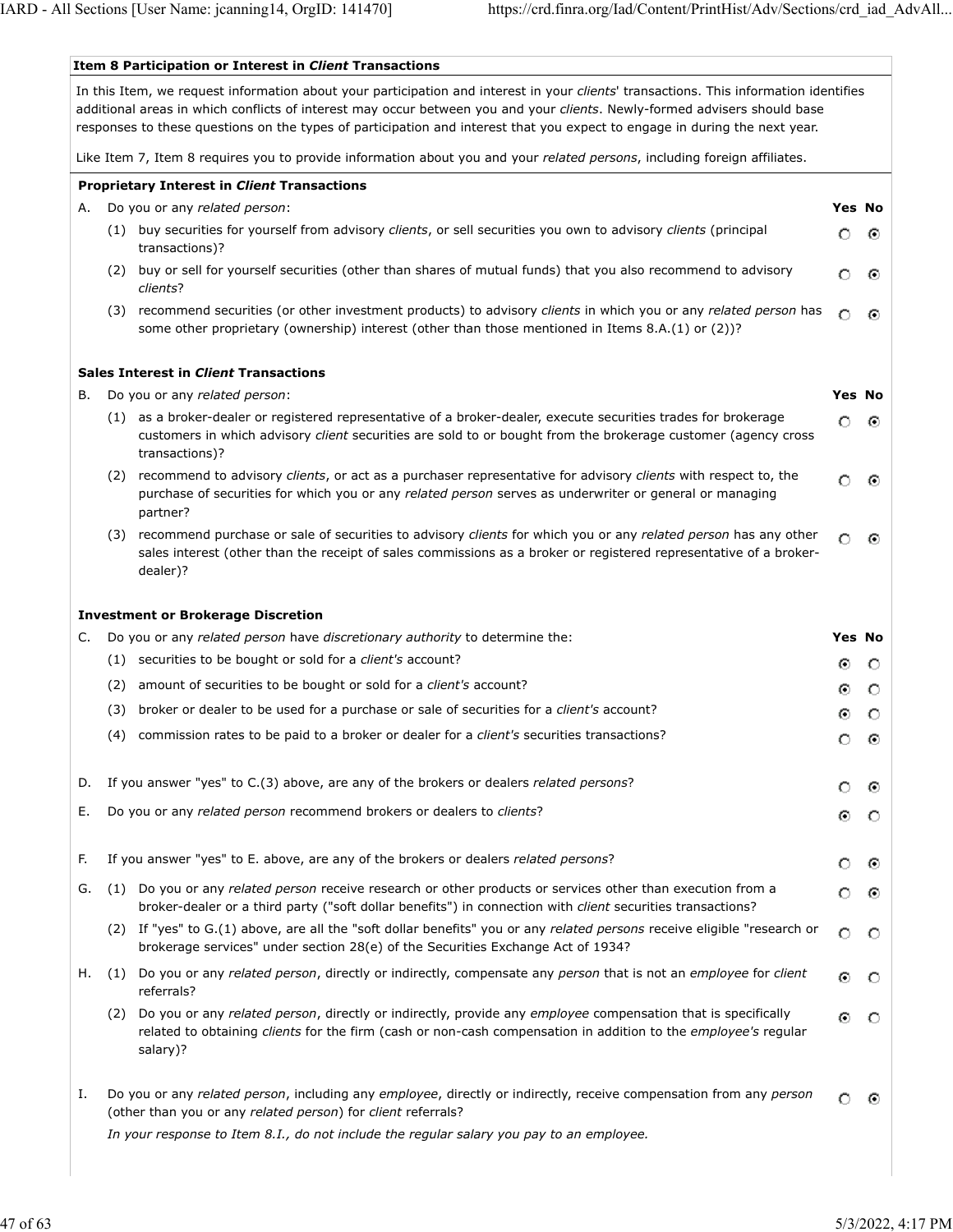## Item 8 Participation or Interest in *Client* Transactions

In this Item, we request information about your participation and interest in your *clients*' transactions. This information identifies additional areas in which conflicts of interest may occur between you and your *clients*. Newly-formed advisers should base responses to these questions on the types of participation and interest that you expect to engage in during the next year.

Like Item 7, Item 8 requires you to provide information about you and your *related persons*, including foreign affiliates.

### Proprietary Interest in *Client* Transactions

| | | Question | Yes | No |
|---|---|---|---|---|
| A. | | Do you or any *related person*: | | |
| | (1) | buy securities for yourself from advisory *clients*, or sell securities you own to advisory *clients* (principal transactions)? | ○ | ◉ |
| | (2) | buy or sell for yourself securities (other than shares of mutual funds) that you also recommend to advisory *clients*? | ○ | ◉ |
| | (3) | recommend securities (or other investment products) to advisory *clients* in which you or any *related person* has some other proprietary (ownership) interest (other than those mentioned in Items 8.A.(1) or (2))? | ○ | ◉ |

### Sales Interest in *Client* Transactions

| | | Question | Yes | No |
|---|---|---|---|---|
| B. | | Do you or any *related person*: | | |
| | (1) | as a broker-dealer or registered representative of a broker-dealer, execute securities trades for brokerage customers in which advisory *client* securities are sold to or bought from the brokerage customer (agency cross transactions)? | ○ | ◉ |
| | (2) | recommend to advisory *clients*, or act as a purchaser representative for advisory *clients* with respect to, the purchase of securities for which you or any *related person* serves as underwriter or general or managing partner? | ○ | ◉ |
| | (3) | recommend purchase or sale of securities to advisory *clients* for which you or any *related person* has any other sales interest (other than the receipt of sales commissions as a broker or registered representative of a broker-dealer)? | ○ | ◉ |

### Investment or Brokerage Discretion

| | | Question | Yes | No |
|---|---|---|---|---|
| C. | | Do you or any *related person* have *discretionary authority* to determine the: | | |
| | (1) | securities to be bought or sold for a *client's* account? | ◉ | ○ |
| | (2) | amount of securities to be bought or sold for a *client's* account? | ◉ | ○ |
| | (3) | broker or dealer to be used for a purchase or sale of securities for a *client's* account? | ◉ | ○ |
| | (4) | commission rates to be paid to a broker or dealer for a *client's* securities transactions? | ○ | ◉ |
| D. | | If you answer "yes" to C.(3) above, are any of the brokers or dealers *related persons*? | ○ | ◉ |
| E. | | Do you or any *related person* recommend brokers or dealers to *clients*? | ◉ | ○ |
| F. | | If you answer "yes" to E. above, are any of the brokers or dealers *related persons*? | ○ | ◉ |
| G. | (1) | Do you or any *related person* receive research or other products or services other than execution from a broker-dealer or a third party ("soft dollar benefits") in connection with *client* securities transactions? | ○ | ◉ |
| | (2) | If "yes" to G.(1) above, are all the "soft dollar benefits" you or any *related persons* receive eligible "research or brokerage services" under section 28(e) of the Securities Exchange Act of 1934? | ○ | ○ |
| H. | (1) | Do you or any *related person*, directly or indirectly, compensate any *person* that is not an *employee* for *client* referrals? | ◉ | ○ |
| | (2) | Do you or any *related person*, directly or indirectly, provide any *employee* compensation that is specifically related to obtaining *clients* for the firm (cash or non-cash compensation in addition to the *employee's* regular salary)? | ◉ | ○ |
| I. | | Do you or any *related person*, including any *employee*, directly or indirectly, receive compensation from any *person* (other than you or any *related person*) for *client* referrals? | ○ | ◉ |

*In your response to Item 8.I., do not include the regular salary you pay to an employee.*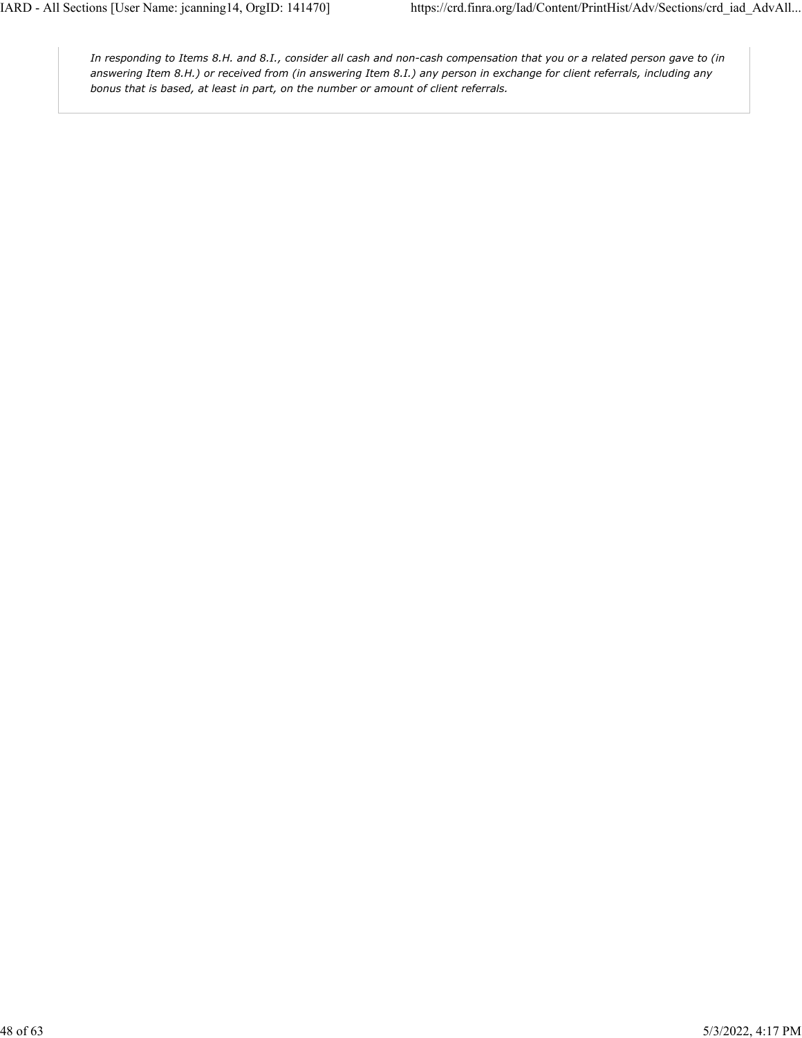*In responding to Items 8.H. and 8.I., consider all cash and non-cash compensation that you or a related person gave to (in answering Item 8.H.) or received from (in answering Item 8.I.) any person in exchange for client referrals, including any bonus that is based, at least in part, on the number or amount of client referrals.*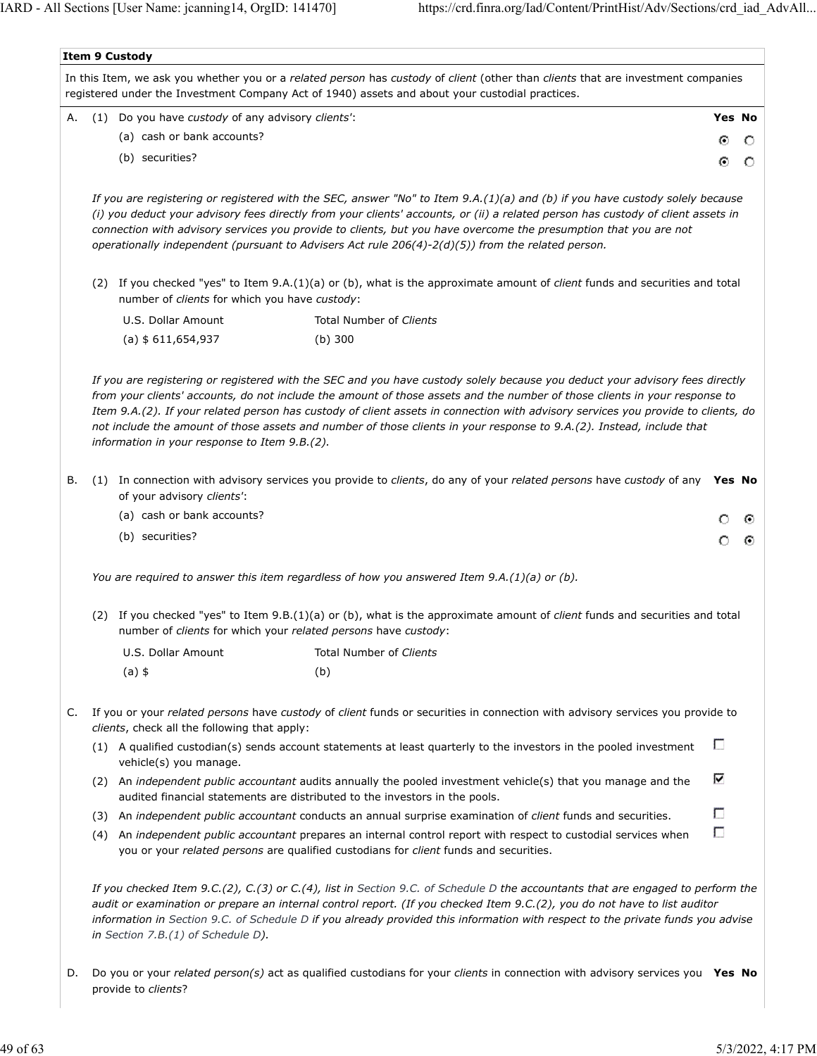### Item 9 Custody

In this Item, we ask you whether you or a *related person* has *custody* of *client* (other than *clients* that are investment companies registered under the Investment Company Act of 1940) assets and about your custodial practices.

A. (1) Do you have *custody* of any advisory *clients'*:

| | Yes | No |
|---|---|---|
| (a) cash or bank accounts? | ◉ | ○ |
| (b) securities? | ◉ | ○ |

*If you are registering or registered with the SEC, answer "No" to Item 9.A.(1)(a) and (b) if you have custody solely because (i) you deduct your advisory fees directly from your clients' accounts, or (ii) a related person has custody of client assets in connection with advisory services you provide to clients, but you have overcome the presumption that you are not operationally independent (pursuant to Advisers Act rule 206(4)-2(d)(5)) from the related person.*

(2) If you checked "yes" to Item 9.A.(1)(a) or (b), what is the approximate amount of *client* funds and securities and total number of *clients* for which you have *custody*:

| U.S. Dollar Amount | Total Number of *Clients* |
|---|---|
| (a) $ 611,654,937 | (b) 300 |

*If you are registering or registered with the SEC and you have custody solely because you deduct your advisory fees directly from your clients' accounts, do not include the amount of those assets and the number of those clients in your response to Item 9.A.(2). If your related person has custody of client assets in connection with advisory services you provide to clients, do not include the amount of those assets and number of those clients in your response to 9.A.(2). Instead, include that information in your response to Item 9.B.(2).*

B. (1) In connection with advisory services you provide to *clients*, do any of your *related persons* have *custody* of any of your advisory *clients'*:

| | Yes | No |
|---|---|---|
| (a) cash or bank accounts? | ○ | ◉ |
| (b) securities? | ○ | ◉ |

*You are required to answer this item regardless of how you answered Item 9.A.(1)(a) or (b).*

(2) If you checked "yes" to Item 9.B.(1)(a) or (b), what is the approximate amount of *client* funds and securities and total number of *clients* for which your *related persons* have *custody*:

| U.S. Dollar Amount | Total Number of *Clients* |
|---|---|
| (a) $ | (b) |

C. If you or your *related persons* have *custody* of *client* funds or securities in connection with advisory services you provide to *clients*, check all the following that apply:

| | |
|---|---|
| (1) A qualified custodian(s) sends account statements at least quarterly to the investors in the pooled investment vehicle(s) you manage. | ☐ |
| (2) An *independent public accountant* audits annually the pooled investment vehicle(s) that you manage and the audited financial statements are distributed to the investors in the pools. | ☑ |
| (3) An *independent public accountant* conducts an annual surprise examination of *client* funds and securities. | ☐ |
| (4) An *independent public accountant* prepares an internal control report with respect to custodial services when you or your *related persons* are qualified custodians for *client* funds and securities. | ☐ |

*If you checked Item 9.C.(2), C.(3) or C.(4), list in Section 9.C. of Schedule D the accountants that are engaged to perform the audit or examination or prepare an internal control report. (If you checked Item 9.C.(2), you do not have to list auditor information in Section 9.C. of Schedule D if you already provided this information with respect to the private funds you advise in Section 7.B.(1) of Schedule D).*

D. Do you or your *related person(s)* act as qualified custodians for your *clients* in connection with advisory services you provide to *clients*? **Yes No**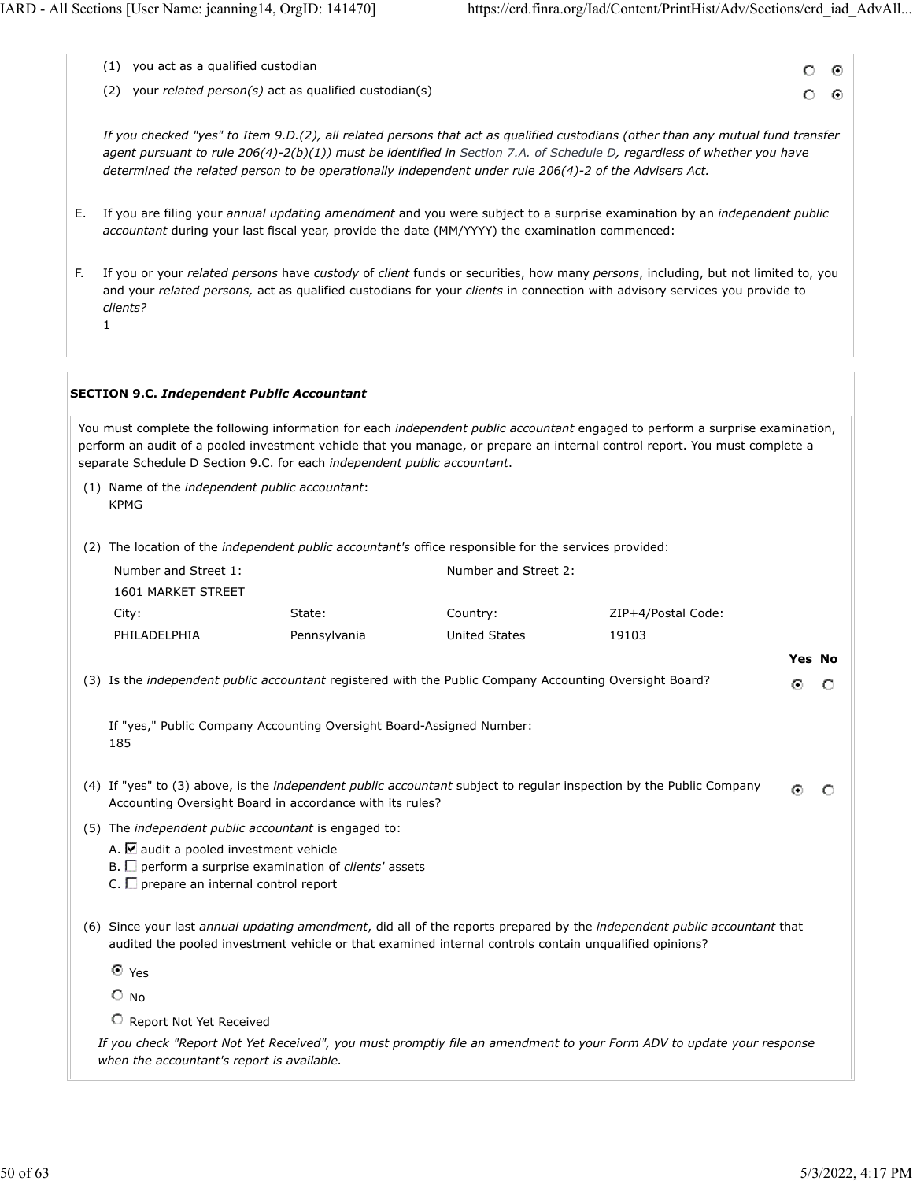| | Yes | No |
|---|---|---|
| (1) you act as a qualified custodian | ○ | ◉ |
| (2) your *related person(s)* act as qualified custodian(s) | ○ | ◉ |

*If you checked "yes" to Item 9.D.(2), all related persons that act as qualified custodians (other than any mutual fund transfer agent pursuant to rule 206(4)-2(b)(1)) must be identified in Section 7.A. of Schedule D, regardless of whether you have determined the related person to be operationally independent under rule 206(4)-2 of the Advisers Act.*

E. If you are filing your *annual updating amendment* and you were subject to a surprise examination by an *independent public accountant* during your last fiscal year, provide the date (MM/YYYY) the examination commenced:

F. If you or your *related persons* have *custody* of *client* funds or securities, how many *persons*, including, but not limited to, you and your *related persons,* act as qualified custodians for your *clients* in connection with advisory services you provide to *clients?*
1

**SECTION 9.C. *Independent Public Accountant***

You must complete the following information for each *independent public accountant* engaged to perform a surprise examination, perform an audit of a pooled investment vehicle that you manage, or prepare an internal control report. You must complete a separate Schedule D Section 9.C. for each *independent public accountant*.

(1) Name of the *independent public accountant*:
KPMG

(2) The location of the *independent public accountant's* office responsible for the services provided:

| Number and Street 1: | | Number and Street 2: | |
|---|---|---|---|
| 1601 MARKET STREET | | | |
| City: | State: | Country: | ZIP+4/Postal Code: |
| PHILADELPHIA | Pennsylvania | United States | 19103 |

| | Yes | No |
|---|---|---|
| (3) Is the *independent public accountant* registered with the Public Company Accounting Oversight Board? | ◉ | ○ |

If "yes," Public Company Accounting Oversight Board-Assigned Number:
185

| | Yes | No |
|---|---|---|
| (4) If "yes" to (3) above, is the *independent public accountant* subject to regular inspection by the Public Company Accounting Oversight Board in accordance with its rules? | ◉ | ○ |

(5) The *independent public accountant* is engaged to:

A. ☑ audit a pooled investment vehicle
B. ☐ perform a surprise examination of *clients'* assets
C. ☐ prepare an internal control report

(6) Since your last *annual updating amendment*, did all of the reports prepared by the *independent public accountant* that audited the pooled investment vehicle or that examined internal controls contain unqualified opinions?

◉ Yes

○ No

○ Report Not Yet Received

*If you check "Report Not Yet Received", you must promptly file an amendment to your Form ADV to update your response when the accountant's report is available.*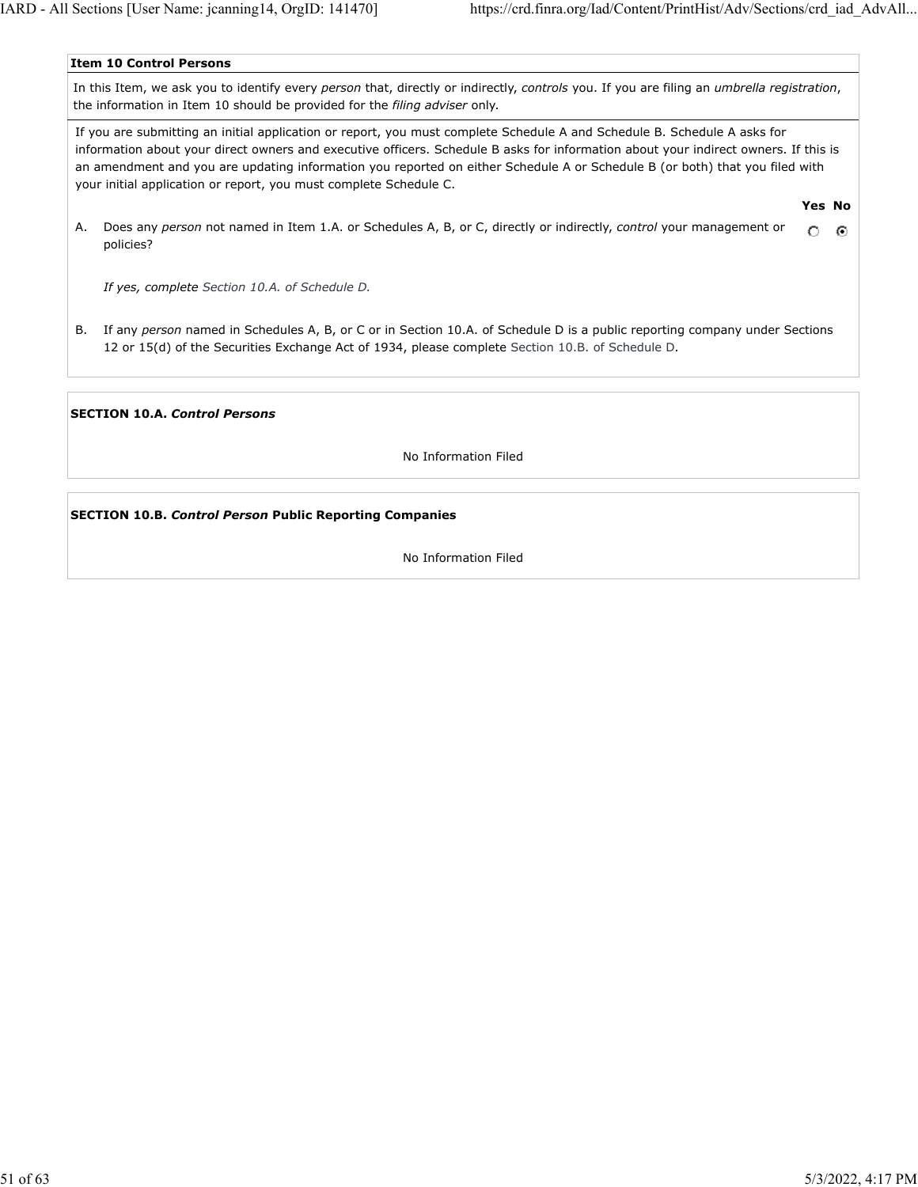**Item 10 Control Persons**

In this Item, we ask you to identify every *person* that, directly or indirectly, *controls* you. If you are filing an *umbrella registration*, the information in Item 10 should be provided for the *filing adviser* only.

If you are submitting an initial application or report, you must complete Schedule A and Schedule B. Schedule A asks for information about your direct owners and executive officers. Schedule B asks for information about your indirect owners. If this is an amendment and you are updating information you reported on either Schedule A or Schedule B (or both) that you filed with your initial application or report, you must complete Schedule C.

| | | Yes | No |
|---|---|---|---|
| A. | Does any *person* not named in Item 1.A. or Schedules A, B, or C, directly or indirectly, *control* your management or policies? | ○ | ◉ |

*If yes, complete Section 10.A. of Schedule D.*

B. If any *person* named in Schedules A, B, or C or in Section 10.A. of Schedule D is a public reporting company under Sections 12 or 15(d) of the Securities Exchange Act of 1934, please complete Section 10.B. of Schedule D.

**SECTION 10.A. *Control Persons***

No Information Filed

**SECTION 10.B. *Control Person* Public Reporting Companies**

No Information Filed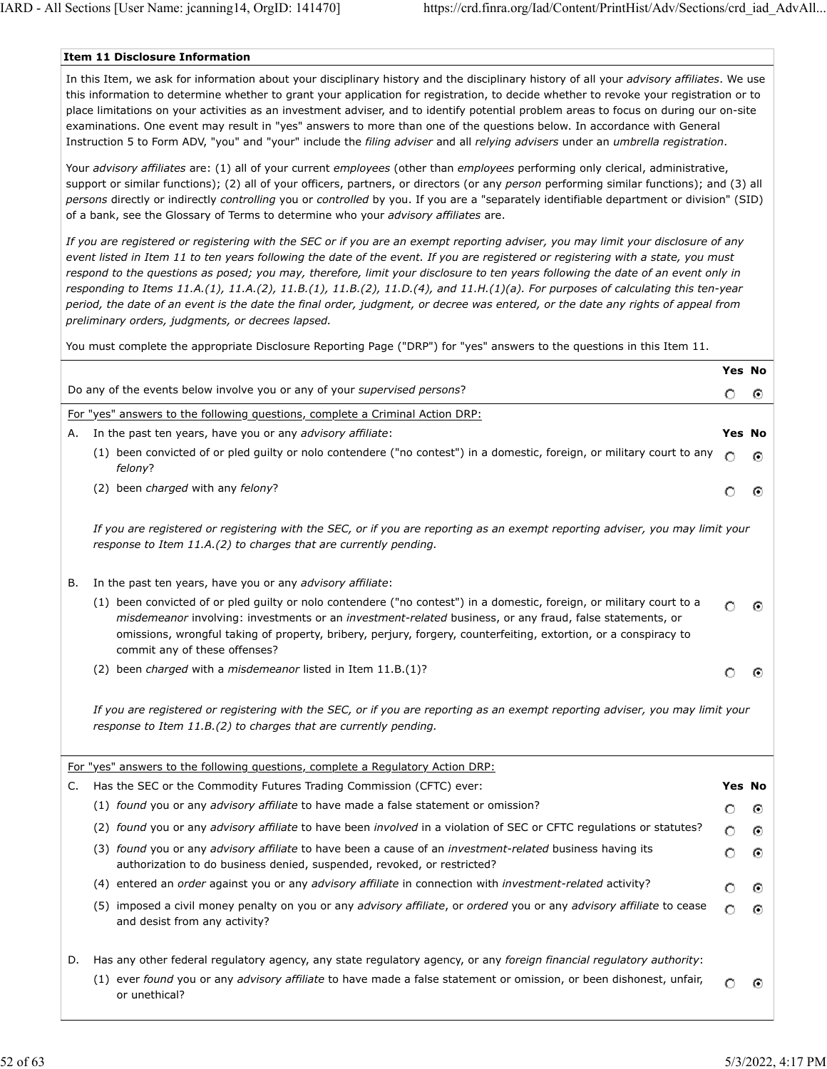## Item 11 Disclosure Information

In this Item, we ask for information about your disciplinary history and the disciplinary history of all your *advisory affiliates*. We use this information to determine whether to grant your application for registration, to decide whether to revoke your registration or to place limitations on your activities as an investment adviser, and to identify potential problem areas to focus on during our on-site examinations. One event may result in "yes" answers to more than one of the questions below. In accordance with General Instruction 5 to Form ADV, "you" and "your" include the *filing adviser* and all *relying advisers* under an *umbrella registration*.

Your *advisory affiliates* are: (1) all of your current *employees* (other than *employees* performing only clerical, administrative, support or similar functions); (2) all of your officers, partners, or directors (or any *person* performing similar functions); and (3) all *persons* directly or indirectly *controlling* you or *controlled* by you. If you are a "separately identifiable department or division" (SID) of a bank, see the Glossary of Terms to determine who your *advisory affiliates* are.

*If you are registered or registering with the SEC or if you are an exempt reporting adviser, you may limit your disclosure of any event listed in Item 11 to ten years following the date of the event. If you are registered or registering with a state, you must respond to the questions as posed; you may, therefore, limit your disclosure to ten years following the date of an event only in responding to Items 11.A.(1), 11.A.(2), 11.B.(1), 11.B.(2), 11.D.(4), and 11.H.(1)(a). For purposes of calculating this ten-year period, the date of an event is the date the final order, judgment, or decree was entered, or the date any rights of appeal from preliminary orders, judgments, or decrees lapsed.*

You must complete the appropriate Disclosure Reporting Page ("DRP") for "yes" answers to the questions in this Item 11.

| | Yes | No |
|---|---|---|
| Do any of the events below involve you or any of your *supervised persons*? | ○ | ◉ |

For "yes" answers to the following questions, complete a Criminal Action DRP:

| | Yes | No |
|---|---|---|
| A. In the past ten years, have you or any *advisory affiliate*: | | |
| (1) been convicted of or pled guilty or nolo contendere ("no contest") in a domestic, foreign, or military court to any *felony*? | ○ | ◉ |
| (2) been *charged* with any *felony*? | ○ | ◉ |

*If you are registered or registering with the SEC, or if you are reporting as an exempt reporting adviser, you may limit your response to Item 11.A.(2) to charges that are currently pending.*

| | Yes | No |
|---|---|---|
| B. In the past ten years, have you or any *advisory affiliate*: | | |
| (1) been convicted of or pled guilty or nolo contendere ("no contest") in a domestic, foreign, or military court to a *misdemeanor* involving: investments or an *investment-related* business, or any fraud, false statements, or omissions, wrongful taking of property, bribery, perjury, forgery, counterfeiting, extortion, or a conspiracy to commit any of these offenses? | ○ | ◉ |
| (2) been *charged* with a *misdemeanor* listed in Item 11.B.(1)? | ○ | ◉ |

*If you are registered or registering with the SEC, or if you are reporting as an exempt reporting adviser, you may limit your response to Item 11.B.(2) to charges that are currently pending.*

For "yes" answers to the following questions, complete a Regulatory Action DRP:

| | Yes | No |
|---|---|---|
| C. Has the SEC or the Commodity Futures Trading Commission (CFTC) ever: | | |
| (1) *found* you or any *advisory affiliate* to have made a false statement or omission? | ○ | ◉ |
| (2) *found* you or any *advisory affiliate* to have been *involved* in a violation of SEC or CFTC regulations or statutes? | ○ | ◉ |
| (3) *found* you or any *advisory affiliate* to have been a cause of an *investment-related* business having its authorization to do business denied, suspended, revoked, or restricted? | ○ | ◉ |
| (4) entered an *order* against you or any *advisory affiliate* in connection with *investment-related* activity? | ○ | ◉ |
| (5) imposed a civil money penalty on you or any *advisory affiliate*, or *ordered* you or any *advisory affiliate* to cease and desist from any activity? | ○ | ◉ |
| D. Has any other federal regulatory agency, any state regulatory agency, or any *foreign financial regulatory authority*: | | |
| (1) ever *found* you or any *advisory affiliate* to have made a false statement or omission, or been dishonest, unfair, or unethical? | ○ | ◉ |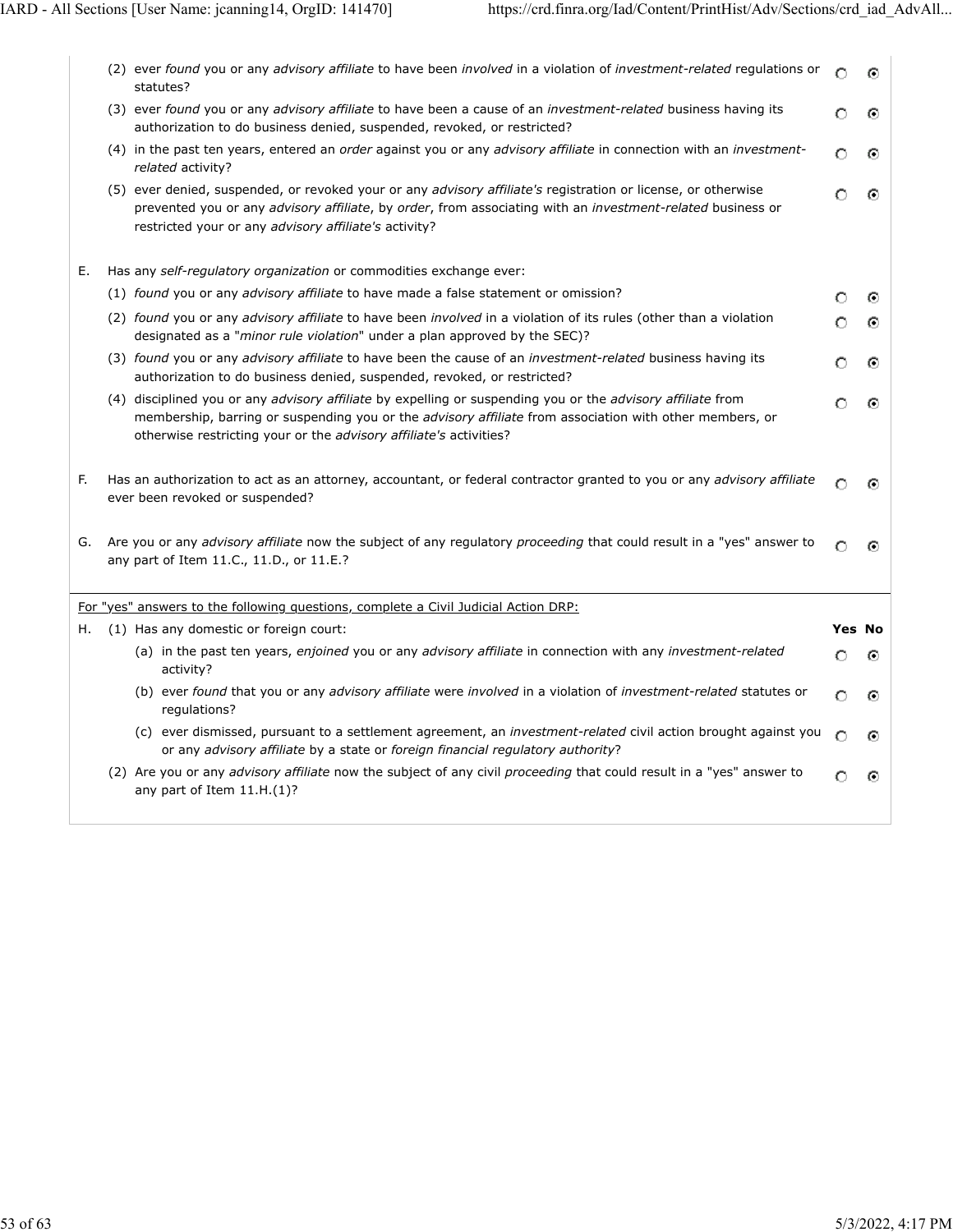(2) ever *found* you or any *advisory affiliate* to have been *involved* in a violation of *investment-related* regulations or statutes? ○ Yes ● No

(3) ever *found* you or any *advisory affiliate* to have been a cause of an *investment-related* business having its authorization to do business denied, suspended, revoked, or restricted? ○ Yes ● No

(4) in the past ten years, entered an *order* against you or any *advisory affiliate* in connection with an *investment-related* activity? ○ Yes ● No

(5) ever denied, suspended, or revoked your or any *advisory affiliate's* registration or license, or otherwise prevented you or any *advisory affiliate*, by *order*, from associating with an *investment-related* business or restricted your or any *advisory affiliate's* activity? ○ Yes ● No

E. Has any *self-regulatory organization* or commodities exchange ever:

(1) *found* you or any *advisory affiliate* to have made a false statement or omission? ○ Yes ● No

(2) *found* you or any *advisory affiliate* to have been *involved* in a violation of its rules (other than a violation designated as a "*minor rule violation*" under a plan approved by the SEC)? ○ Yes ● No

(3) *found* you or any *advisory affiliate* to have been the cause of an *investment-related* business having its authorization to do business denied, suspended, revoked, or restricted? ○ Yes ● No

(4) disciplined you or any *advisory affiliate* by expelling or suspending you or the *advisory affiliate* from membership, barring or suspending you or the *advisory affiliate* from association with other members, or otherwise restricting your or the *advisory affiliate's* activities? ○ Yes ● No

F. Has an authorization to act as an attorney, accountant, or federal contractor granted to you or any *advisory affiliate* ever been revoked or suspended? ○ Yes ● No

G. Are you or any *advisory affiliate* now the subject of any regulatory *proceeding* that could result in a "yes" answer to any part of Item 11.C., 11.D., or 11.E.? ○ Yes ● No

---

For "yes" answers to the following questions, complete a Civil Judicial Action DRP:

| | | Yes | No |
|---|---|---|---|
| H. | (1) Has any domestic or foreign court: | | |
| | (a) in the past ten years, *enjoined* you or any *advisory affiliate* in connection with any *investment-related* activity? | ○ | ● |
| | (b) ever *found* that you or any *advisory affiliate* were *involved* in a violation of *investment-related* statutes or regulations? | ○ | ● |
| | (c) ever dismissed, pursuant to a settlement agreement, an *investment-related* civil action brought against you or any *advisory affiliate* by a state or *foreign financial regulatory authority*? | ○ | ● |
| | (2) Are you or any *advisory affiliate* now the subject of any civil *proceeding* that could result in a "yes" answer to any part of Item 11.H.(1)? | ○ | ● |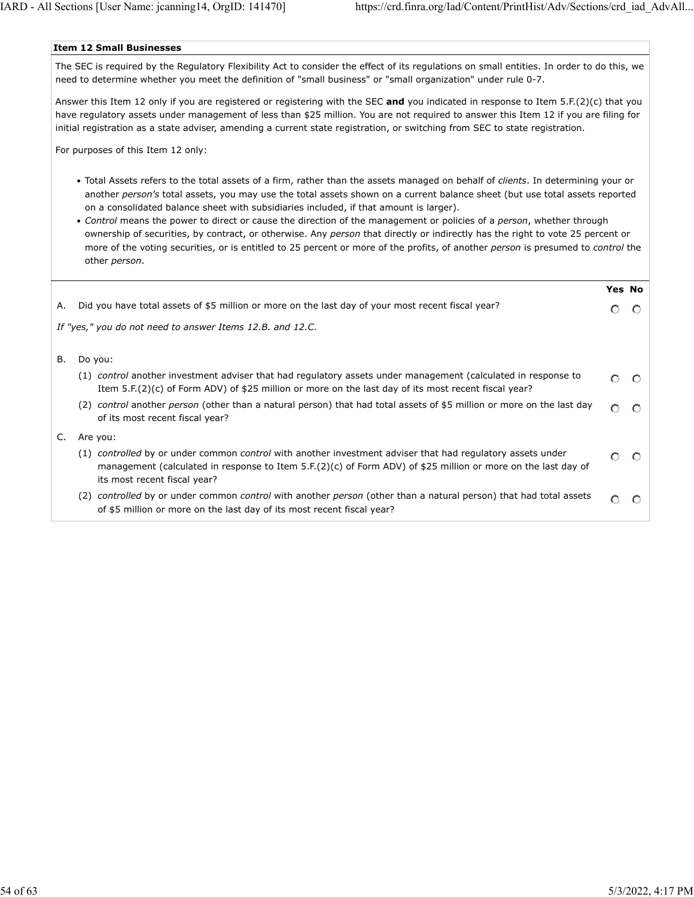## Item 12 Small Businesses

The SEC is required by the Regulatory Flexibility Act to consider the effect of its regulations on small entities. In order to do this, we need to determine whether you meet the definition of "small business" or "small organization" under rule 0-7.

Answer this Item 12 only if you are registered or registering with the SEC **and** you indicated in response to Item 5.F.(2)(c) that you have regulatory assets under management of less than $25 million. You are not required to answer this Item 12 if you are filing for initial registration as a state adviser, amending a current state registration, or switching from SEC to state registration.

For purposes of this Item 12 only:

- Total Assets refers to the total assets of a firm, rather than the assets managed on behalf of *clients*. In determining your or another *person's* total assets, you may use the total assets shown on a current balance sheet (but use total assets reported on a consolidated balance sheet with subsidiaries included, if that amount is larger).
- *Control* means the power to direct or cause the direction of the management or policies of a *person*, whether through ownership of securities, by contract, or otherwise. Any *person* that directly or indirectly has the right to vote 25 percent or more of the voting securities, or is entitled to 25 percent or more of the profits, of another *person* is presumed to *control* the other *person*.

| | Yes | No |
|---|---|---|
| A. Did you have total assets of $5 million or more on the last day of your most recent fiscal year? | ○ | ○ |
| *If "yes," you do not need to answer Items 12.B. and 12.C.* | | |
| B. Do you: | | |
| (1) *control* another investment adviser that had regulatory assets under management (calculated in response to Item 5.F.(2)(c) of Form ADV) of $25 million or more on the last day of its most recent fiscal year? | ○ | ○ |
| (2) *control* another *person* (other than a natural person) that had total assets of $5 million or more on the last day of its most recent fiscal year? | ○ | ○ |
| C. Are you: | | |
| (1) *controlled* by or under common *control* with another investment adviser that had regulatory assets under management (calculated in response to Item 5.F.(2)(c) of Form ADV) of $25 million or more on the last day of its most recent fiscal year? | ○ | ○ |
| (2) *controlled* by or under common *control* with another *person* (other than a natural person) that had total assets of $5 million or more on the last day of its most recent fiscal year? | ○ | ○ |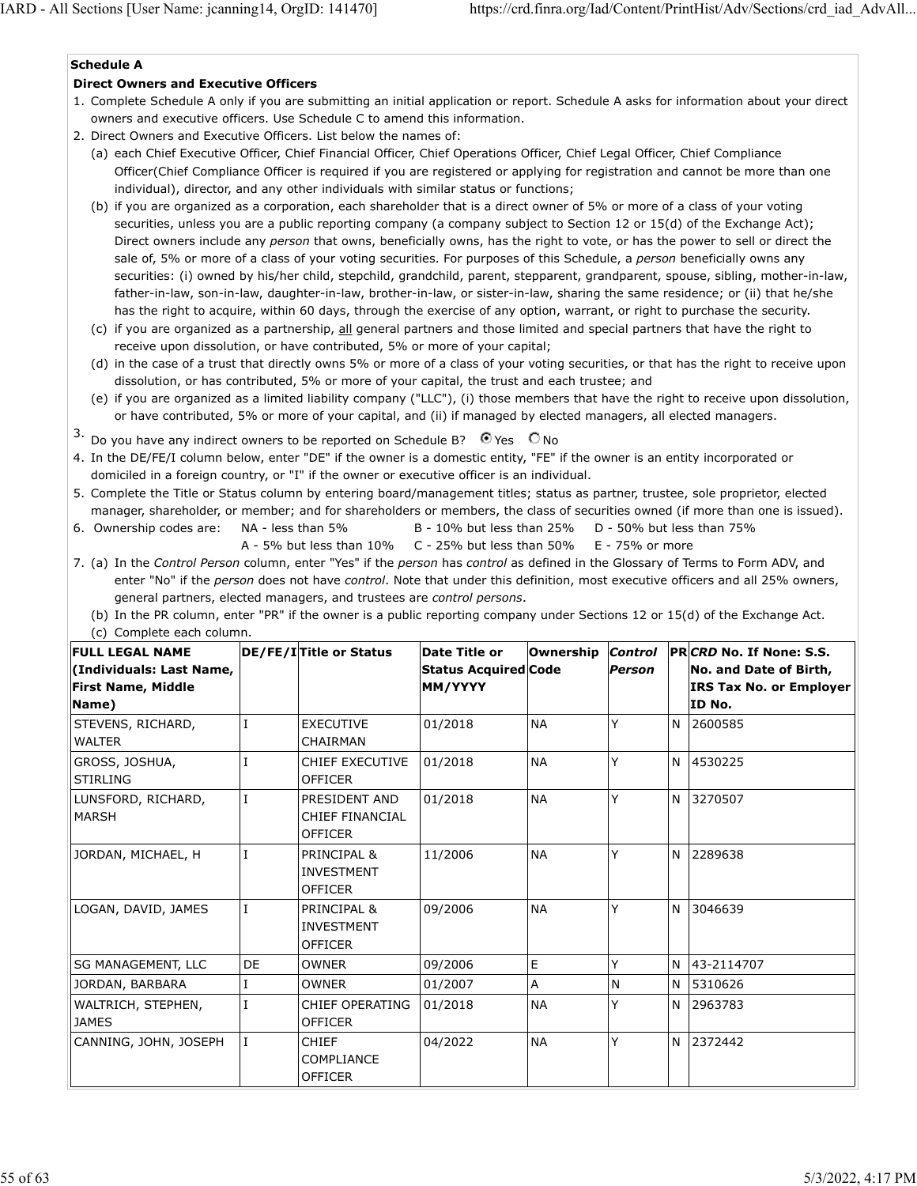### Schedule A

**Direct Owners and Executive Officers**

1. Complete Schedule A only if you are submitting an initial application or report. Schedule A asks for information about your direct owners and executive officers. Use Schedule C to amend this information.
2. Direct Owners and Executive Officers. List below the names of:
   (a) each Chief Executive Officer, Chief Financial Officer, Chief Operations Officer, Chief Legal Officer, Chief Compliance Officer(Chief Compliance Officer is required if you are registered or applying for registration and cannot be more than one individual), director, and any other individuals with similar status or functions;
   (b) if you are organized as a corporation, each shareholder that is a direct owner of 5% or more of a class of your voting securities, unless you are a public reporting company (a company subject to Section 12 or 15(d) of the Exchange Act); Direct owners include any *person* that owns, beneficially owns, has the right to vote, or has the power to sell or direct the sale of, 5% or more of a class of your voting securities. For purposes of this Schedule, a *person* beneficially owns any securities: (i) owned by his/her child, stepchild, grandchild, parent, stepparent, grandparent, spouse, sibling, mother-in-law, father-in-law, son-in-law, daughter-in-law, brother-in-law, or sister-in-law, sharing the same residence; or (ii) that he/she has the right to acquire, within 60 days, through the exercise of any option, warrant, or right to purchase the security.
   (c) if you are organized as a partnership, all general partners and those limited and special partners that have the right to receive upon dissolution, or have contributed, 5% or more of your capital;
   (d) in the case of a trust that directly owns 5% or more of a class of your voting securities, or that has the right to receive upon dissolution, or has contributed, 5% or more of your capital, the trust and each trustee; and
   (e) if you are organized as a limited liability company ("LLC"), (i) those members that have the right to receive upon dissolution, or have contributed, 5% or more of your capital, and (ii) if managed by elected managers, all elected managers.
3. Do you have any indirect owners to be reported on Schedule B? ◉ Yes ○ No
4. In the DE/FE/I column below, enter "DE" if the owner is a domestic entity, "FE" if the owner is an entity incorporated or domiciled in a foreign country, or "I" if the owner or executive officer is an individual.
5. Complete the Title or Status column by entering board/management titles; status as partner, trustee, sole proprietor, elected manager, shareholder, or member; and for shareholders or members, the class of securities owned (if more than one is issued).
6. Ownership codes are: NA - less than 5%; A - 5% but less than 10%; B - 10% but less than 25%; C - 25% but less than 50%; D - 50% but less than 75%; E - 75% or more
7. (a) In the *Control Person* column, enter "Yes" if the *person* has *control* as defined in the Glossary of Terms to Form ADV, and enter "No" if the *person* does not have *control*. Note that under this definition, most executive officers and all 25% owners, general partners, elected managers, and trustees are *control persons*.
   (b) In the PR column, enter "PR" if the owner is a public reporting company under Sections 12 or 15(d) of the Exchange Act.
   (c) Complete each column.

| FULL LEGAL NAME (Individuals: Last Name, First Name, Middle Name) | DE/FE/I | Title or Status | Date Title or Status Acquired MM/YYYY | Ownership Code | *Control Person* | PR | *CRD* No. If None: S.S. No. and Date of Birth, IRS Tax No. or Employer ID No. |
|---|---|---|---|---|---|---|---|
| STEVENS, RICHARD, WALTER | I | EXECUTIVE CHAIRMAN | 01/2018 | NA | Y | N | 2600585 |
| GROSS, JOSHUA, STIRLING | I | CHIEF EXECUTIVE OFFICER | 01/2018 | NA | Y | N | 4530225 |
| LUNSFORD, RICHARD, MARSH | I | PRESIDENT AND CHIEF FINANCIAL OFFICER | 01/2018 | NA | Y | N | 3270507 |
| JORDAN, MICHAEL, H | I | PRINCIPAL & INVESTMENT OFFICER | 11/2006 | NA | Y | N | 2289638 |
| LOGAN, DAVID, JAMES | I | PRINCIPAL & INVESTMENT OFFICER | 09/2006 | NA | Y | N | 3046639 |
| SG MANAGEMENT, LLC | DE | OWNER | 09/2006 | E | Y | N | 43-2114707 |
| JORDAN, BARBARA | I | OWNER | 01/2007 | A | N | N | 5310626 |
| WALTRICH, STEPHEN, JAMES | I | CHIEF OPERATING OFFICER | 01/2018 | NA | Y | N | 2963783 |
| CANNING, JOHN, JOSEPH | I | CHIEF COMPLIANCE OFFICER | 04/2022 | NA | Y | N | 2372442 |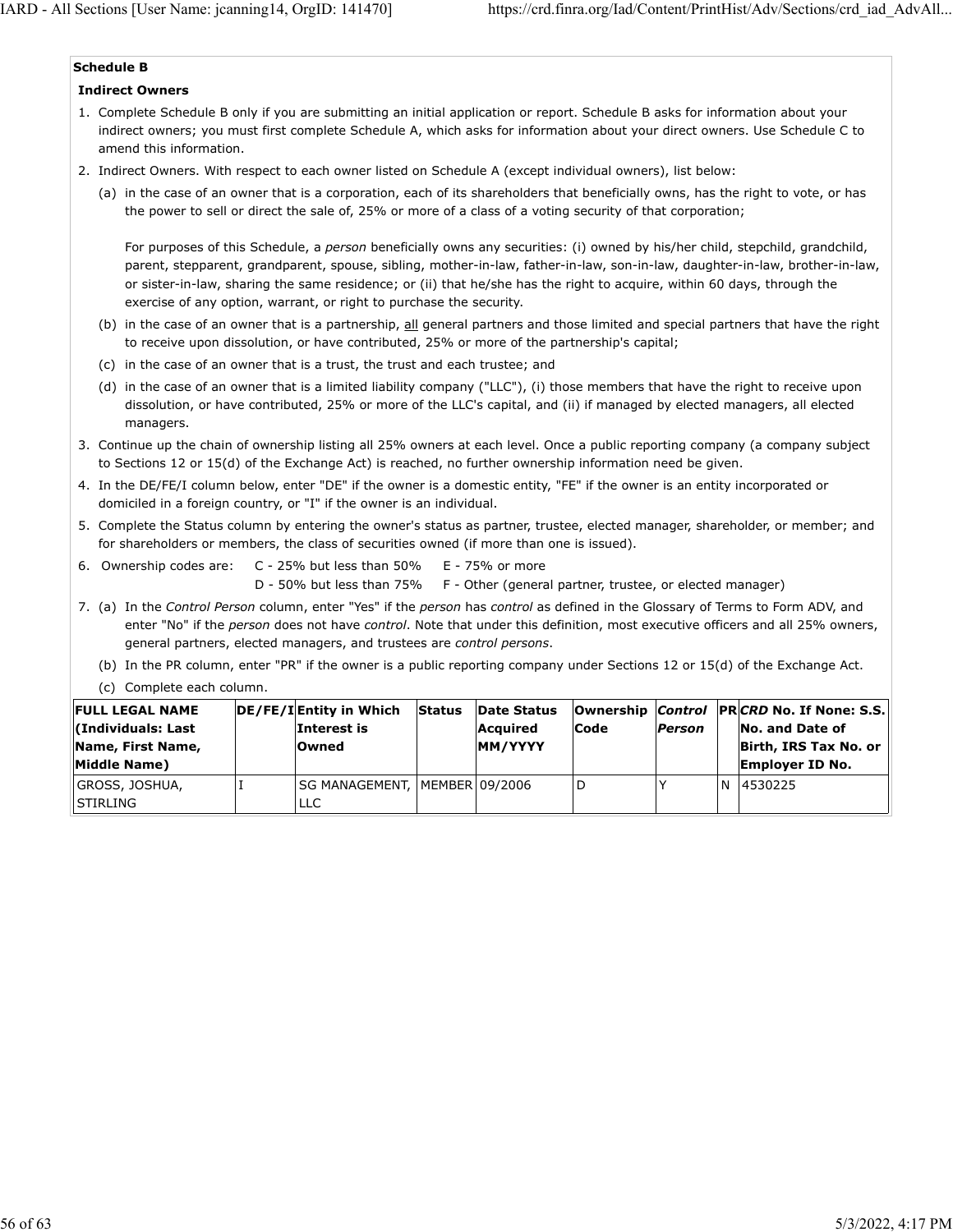## Schedule B

### Indirect Owners

1. Complete Schedule B only if you are submitting an initial application or report. Schedule B asks for information about your indirect owners; you must first complete Schedule A, which asks for information about your direct owners. Use Schedule C to amend this information.
2. Indirect Owners. With respect to each owner listed on Schedule A (except individual owners), list below:
   (a) in the case of an owner that is a corporation, each of its shareholders that beneficially owns, has the right to vote, or has the power to sell or direct the sale of, 25% or more of a class of a voting security of that corporation;

   For purposes of this Schedule, a *person* beneficially owns any securities: (i) owned by his/her child, stepchild, grandchild, parent, stepparent, grandparent, spouse, sibling, mother-in-law, father-in-law, son-in-law, daughter-in-law, brother-in-law, or sister-in-law, sharing the same residence; or (ii) that he/she has the right to acquire, within 60 days, through the exercise of any option, warrant, or right to purchase the security.

   (b) in the case of an owner that is a partnership, all general partners and those limited and special partners that have the right to receive upon dissolution, or have contributed, 25% or more of the partnership's capital;
   (c) in the case of an owner that is a trust, the trust and each trustee; and
   (d) in the case of an owner that is a limited liability company ("LLC"), (i) those members that have the right to receive upon dissolution, or have contributed, 25% or more of the LLC's capital, and (ii) if managed by elected managers, all elected managers.
3. Continue up the chain of ownership listing all 25% owners at each level. Once a public reporting company (a company subject to Sections 12 or 15(d) of the Exchange Act) is reached, no further ownership information need be given.
4. In the DE/FE/I column below, enter "DE" if the owner is a domestic entity, "FE" if the owner is an entity incorporated or domiciled in a foreign country, or "I" if the owner is an individual.
5. Complete the Status column by entering the owner's status as partner, trustee, elected manager, shareholder, or member; and for shareholders or members, the class of securities owned (if more than one is issued).
6. Ownership codes are: C - 25% but less than 50% | E - 75% or more | D - 50% but less than 75% | F - Other (general partner, trustee, or elected manager)
7. (a) In the *Control Person* column, enter "Yes" if the *person* has *control* as defined in the Glossary of Terms to Form ADV, and enter "No" if the *person* does not have *control*. Note that under this definition, most executive officers and all 25% owners, general partners, elected managers, and trustees are *control persons*.
   (b) In the PR column, enter "PR" if the owner is a public reporting company under Sections 12 or 15(d) of the Exchange Act.
   (c) Complete each column.

| FULL LEGAL NAME (Individuals: Last Name, First Name, Middle Name) | DE/FE/I | Entity in Which Interest is Owned | Status | Date Status Acquired MM/YYYY | Ownership Code | *Control Person* | PR | *CRD* No. If None: S.S. No. and Date of Birth, IRS Tax No. or Employer ID No. |
|---|---|---|---|---|---|---|---|---|
| GROSS, JOSHUA, STIRLING | I | SG MANAGEMENT, LLC | MEMBER | 09/2006 | D | Y | N | 4530225 |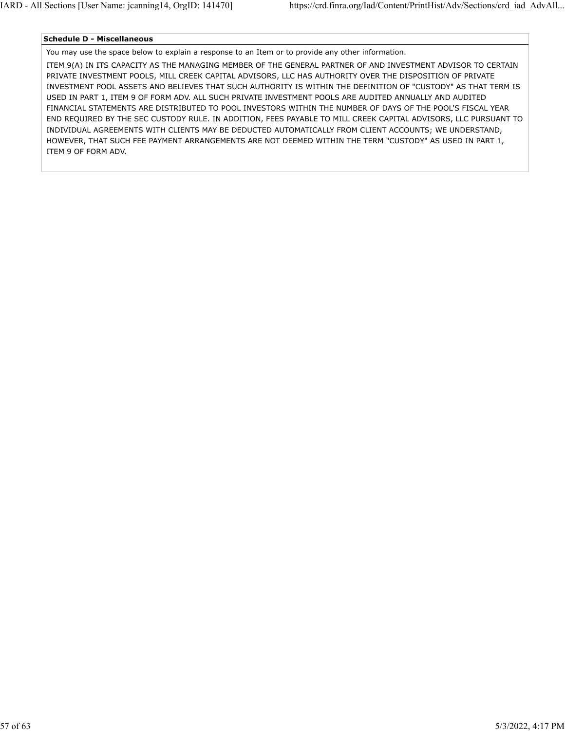**Schedule D - Miscellaneous**

You may use the space below to explain a response to an Item or to provide any other information.

ITEM 9(A) IN ITS CAPACITY AS THE MANAGING MEMBER OF THE GENERAL PARTNER OF AND INVESTMENT ADVISOR TO CERTAIN PRIVATE INVESTMENT POOLS, MILL CREEK CAPITAL ADVISORS, LLC HAS AUTHORITY OVER THE DISPOSITION OF PRIVATE INVESTMENT POOL ASSETS AND BELIEVES THAT SUCH AUTHORITY IS WITHIN THE DEFINITION OF "CUSTODY" AS THAT TERM IS USED IN PART 1, ITEM 9 OF FORM ADV. ALL SUCH PRIVATE INVESTMENT POOLS ARE AUDITED ANNUALLY AND AUDITED FINANCIAL STATEMENTS ARE DISTRIBUTED TO POOL INVESTORS WITHIN THE NUMBER OF DAYS OF THE POOL'S FISCAL YEAR END REQUIRED BY THE SEC CUSTODY RULE. IN ADDITION, FEES PAYABLE TO MILL CREEK CAPITAL ADVISORS, LLC PURSUANT TO INDIVIDUAL AGREEMENTS WITH CLIENTS MAY BE DEDUCTED AUTOMATICALLY FROM CLIENT ACCOUNTS; WE UNDERSTAND, HOWEVER, THAT SUCH FEE PAYMENT ARRANGEMENTS ARE NOT DEEMED WITHIN THE TERM "CUSTODY" AS USED IN PART 1, ITEM 9 OF FORM ADV.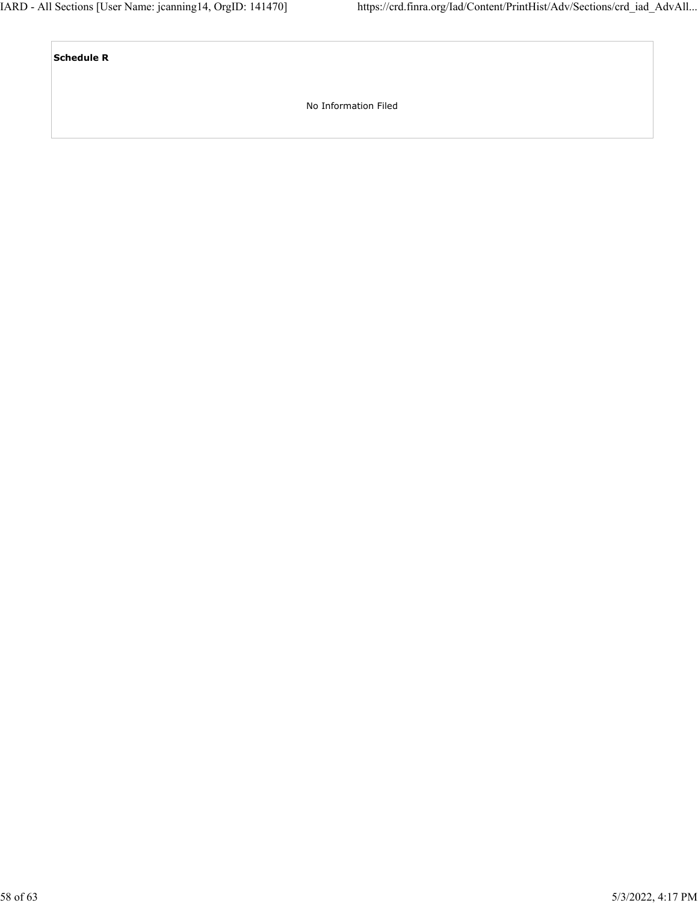**Schedule R**

No Information Filed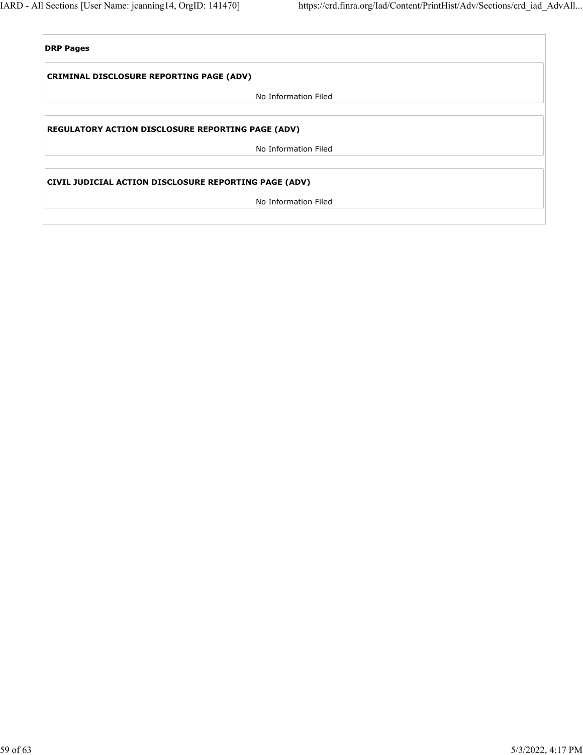**DRP Pages**

**CRIMINAL DISCLOSURE REPORTING PAGE (ADV)**

No Information Filed

**REGULATORY ACTION DISCLOSURE REPORTING PAGE (ADV)**

No Information Filed

**CIVIL JUDICIAL ACTION DISCLOSURE REPORTING PAGE (ADV)**

No Information Filed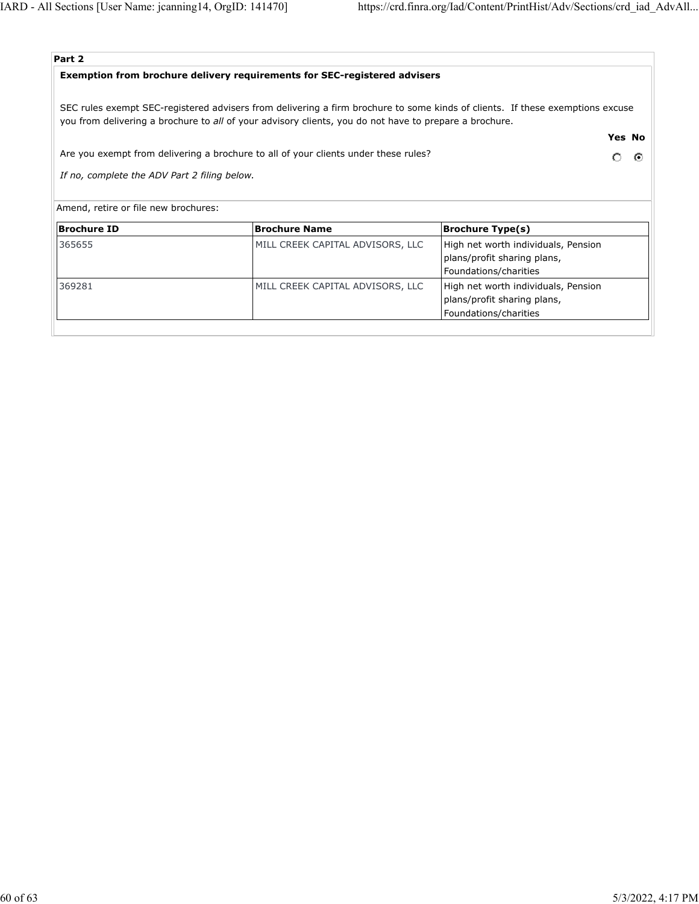**Part 2**

**Exemption from brochure delivery requirements for SEC-registered advisers**

SEC rules exempt SEC-registered advisers from delivering a firm brochure to some kinds of clients. If these exemptions excuse you from delivering a brochure to *all* of your advisory clients, you do not have to prepare a brochure.

| | Yes | No |
|---|---|---|
| Are you exempt from delivering a brochure to all of your clients under these rules? | ○ | ◉ |

*If no, complete the ADV Part 2 filing below.*

Amend, retire or file new brochures:

| Brochure ID | Brochure Name | Brochure Type(s) |
|---|---|---|
| 365655 | MILL CREEK CAPITAL ADVISORS, LLC | High net worth individuals, Pension plans/profit sharing plans, Foundations/charities |
| 369281 | MILL CREEK CAPITAL ADVISORS, LLC | High net worth individuals, Pension plans/profit sharing plans, Foundations/charities |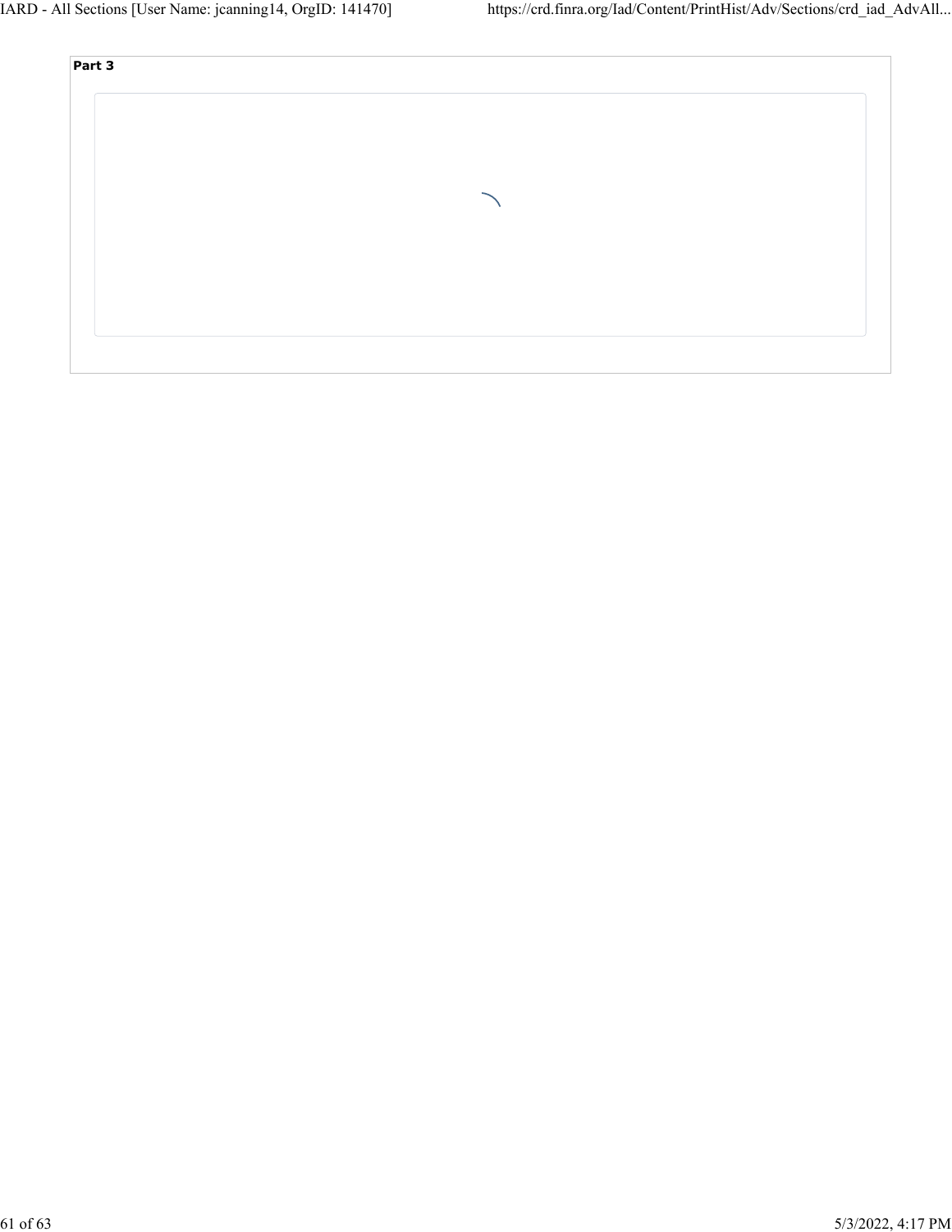**Part 3**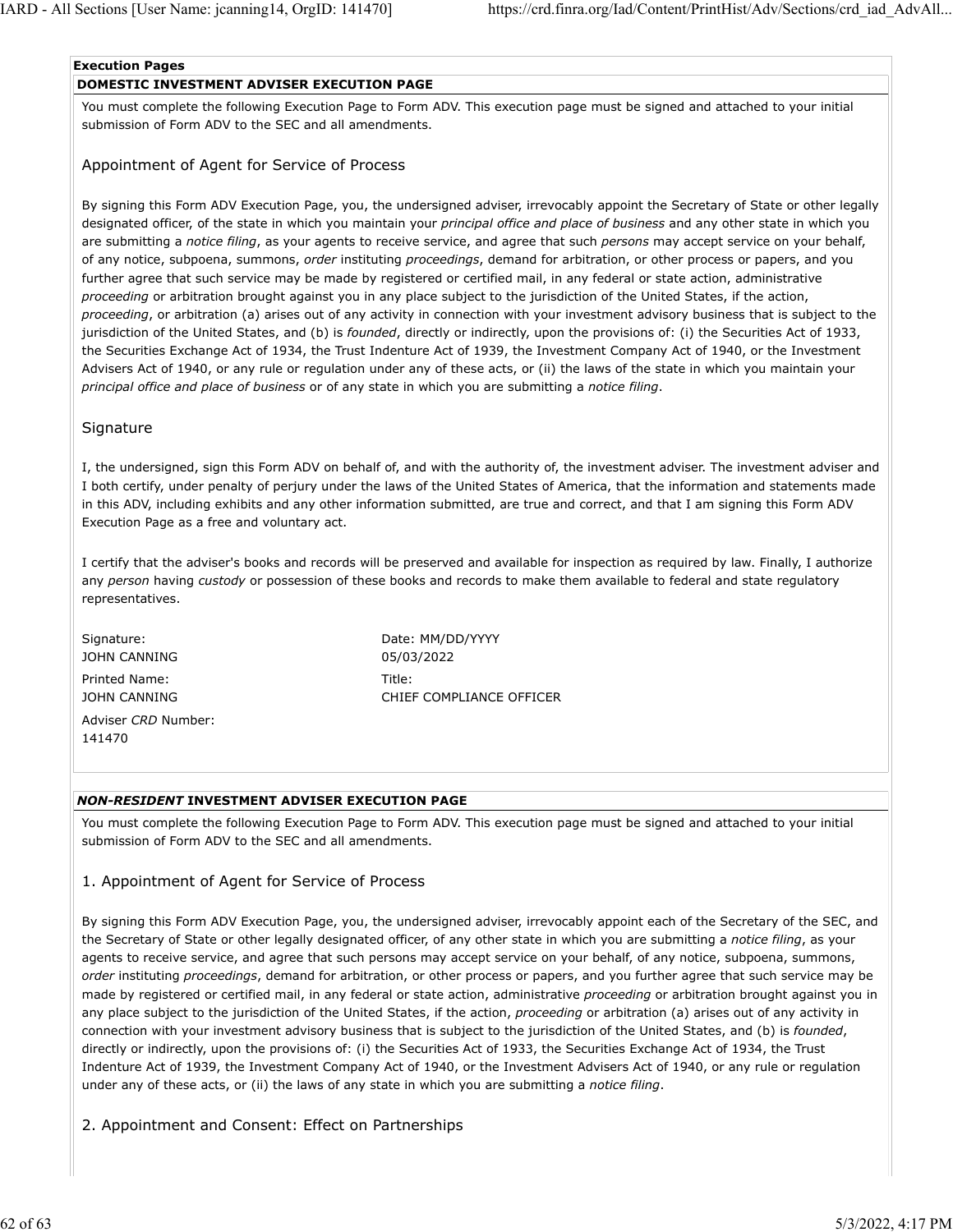**Execution Pages**

**DOMESTIC INVESTMENT ADVISER EXECUTION PAGE**

You must complete the following Execution Page to Form ADV. This execution page must be signed and attached to your initial submission of Form ADV to the SEC and all amendments.

## Appointment of Agent for Service of Process

By signing this Form ADV Execution Page, you, the undersigned adviser, irrevocably appoint the Secretary of State or other legally designated officer, of the state in which you maintain your *principal office and place of business* and any other state in which you are submitting a *notice filing*, as your agents to receive service, and agree that such *persons* may accept service on your behalf, of any notice, subpoena, summons, *order* instituting *proceedings*, demand for arbitration, or other process or papers, and you further agree that such service may be made by registered or certified mail, in any federal or state action, administrative *proceeding* or arbitration brought against you in any place subject to the jurisdiction of the United States, if the action, *proceeding*, or arbitration (a) arises out of any activity in connection with your investment advisory business that is subject to the jurisdiction of the United States, and (b) is *founded*, directly or indirectly, upon the provisions of: (i) the Securities Act of 1933, the Securities Exchange Act of 1934, the Trust Indenture Act of 1939, the Investment Company Act of 1940, or the Investment Advisers Act of 1940, or any rule or regulation under any of these acts, or (ii) the laws of the state in which you maintain your *principal office and place of business* or of any state in which you are submitting a *notice filing*.

## Signature

I, the undersigned, sign this Form ADV on behalf of, and with the authority of, the investment adviser. The investment adviser and I both certify, under penalty of perjury under the laws of the United States of America, that the information and statements made in this ADV, including exhibits and any other information submitted, are true and correct, and that I am signing this Form ADV Execution Page as a free and voluntary act.

I certify that the adviser's books and records will be preserved and available for inspection as required by law. Finally, I authorize any *person* having *custody* or possession of these books and records to make them available to federal and state regulatory representatives.

Signature:
JOHN CANNING

Date: MM/DD/YYYY
05/03/2022

Printed Name:
JOHN CANNING

Title:
CHIEF COMPLIANCE OFFICER

Adviser *CRD* Number:
141470

***NON-RESIDENT*** **INVESTMENT ADVISER EXECUTION PAGE**

You must complete the following Execution Page to Form ADV. This execution page must be signed and attached to your initial submission of Form ADV to the SEC and all amendments.

## 1. Appointment of Agent for Service of Process

By signing this Form ADV Execution Page, you, the undersigned adviser, irrevocably appoint each of the Secretary of the SEC, and the Secretary of State or other legally designated officer, of any other state in which you are submitting a *notice filing*, as your agents to receive service, and agree that such persons may accept service on your behalf, of any notice, subpoena, summons, *order* instituting *proceedings*, demand for arbitration, or other process or papers, and you further agree that such service may be made by registered or certified mail, in any federal or state action, administrative *proceeding* or arbitration brought against you in any place subject to the jurisdiction of the United States, if the action, *proceeding* or arbitration (a) arises out of any activity in connection with your investment advisory business that is subject to the jurisdiction of the United States, and (b) is *founded*, directly or indirectly, upon the provisions of: (i) the Securities Act of 1933, the Securities Exchange Act of 1934, the Trust Indenture Act of 1939, the Investment Company Act of 1940, or the Investment Advisers Act of 1940, or any rule or regulation under any of these acts, or (ii) the laws of any state in which you are submitting a *notice filing*.

## 2. Appointment and Consent: Effect on Partnerships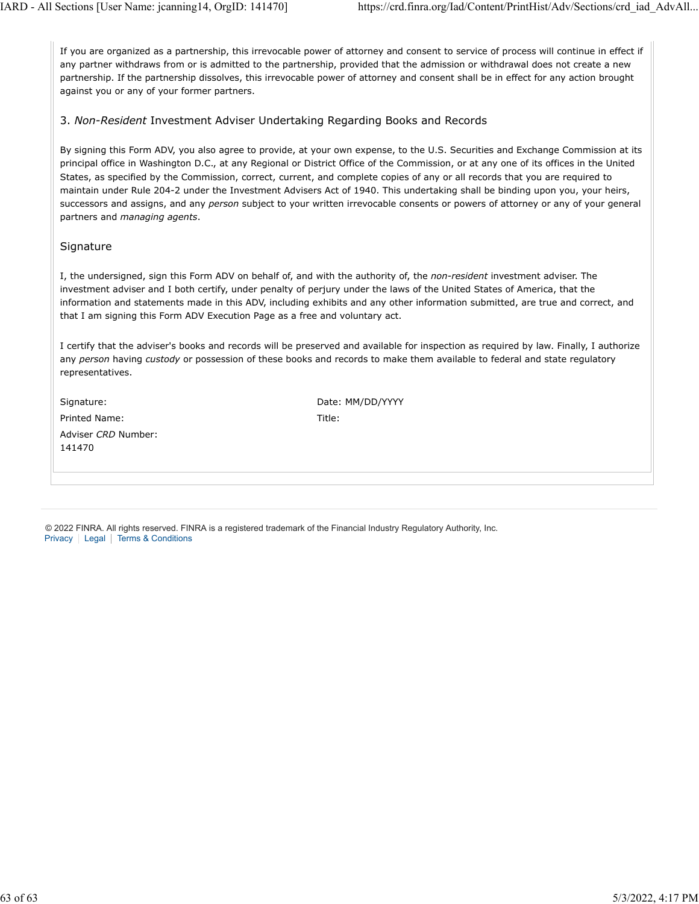If you are organized as a partnership, this irrevocable power of attorney and consent to service of process will continue in effect if any partner withdraws from or is admitted to the partnership, provided that the admission or withdrawal does not create a new partnership. If the partnership dissolves, this irrevocable power of attorney and consent shall be in effect for any action brought against you or any of your former partners.

### 3. *Non-Resident* Investment Adviser Undertaking Regarding Books and Records

By signing this Form ADV, you also agree to provide, at your own expense, to the U.S. Securities and Exchange Commission at its principal office in Washington D.C., at any Regional or District Office of the Commission, or at any one of its offices in the United States, as specified by the Commission, correct, current, and complete copies of any or all records that you are required to maintain under Rule 204-2 under the Investment Advisers Act of 1940. This undertaking shall be binding upon you, your heirs, successors and assigns, and any *person* subject to your written irrevocable consents or powers of attorney or any of your general partners and *managing agents*.

### Signature

I, the undersigned, sign this Form ADV on behalf of, and with the authority of, the *non-resident* investment adviser. The investment adviser and I both certify, under penalty of perjury under the laws of the United States of America, that the information and statements made in this ADV, including exhibits and any other information submitted, are true and correct, and that I am signing this Form ADV Execution Page as a free and voluntary act.

I certify that the adviser's books and records will be preserved and available for inspection as required by law. Finally, I authorize any *person* having *custody* or possession of these books and records to make them available to federal and state regulatory representatives.

| | |
|---|---|
| Signature: | Date: MM/DD/YYYY |
| Printed Name: | Title: |
| Adviser *CRD* Number:<br>141470 | |

© 2022 FINRA. All rights reserved. FINRA is a registered trademark of the Financial Industry Regulatory Authority, Inc.
Privacy | Legal | Terms & Conditions